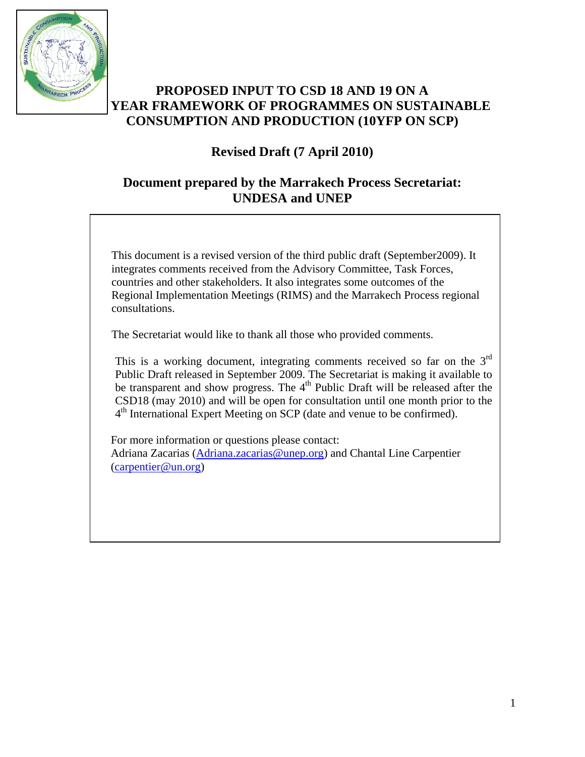# PROPOSED INPUT TO CSD 18 AND 19 ON A YEAR FRAMEWORK OF PROGRAMMES ON SUSTAINABLE CONSUMPTION AND PRODUCTION (10YFP ON SCP)

## Revised Draft (7 April 2010)

## Document prepared by the Marrakech Process Secretariat: UNDESA and UNEP

This document is a revised version of the third public draft (September2009). It integrates comments received from the Advisory Committee, Task Forces, countries and other stakeholders. It also integrates some outcomes of the Regional Implementation Meetings (RIMS) and the Marrakech Process regional consultations.

The Secretariat would like to thank all those who provided comments.

This is a working document, integrating comments received so far on the 3rd Public Draft released in September 2009. The Secretariat is making it available to be transparent and show progress. The 4th Public Draft will be released after the CSD18 (may 2010) and will be open for consultation until one month prior to the 4th International Expert Meeting on SCP (date and venue to be confirmed).

For more information or questions please contact:
Adriana Zacarias (Adriana.zacarias@unep.org) and Chantal Line Carpentier (carpentier@un.org)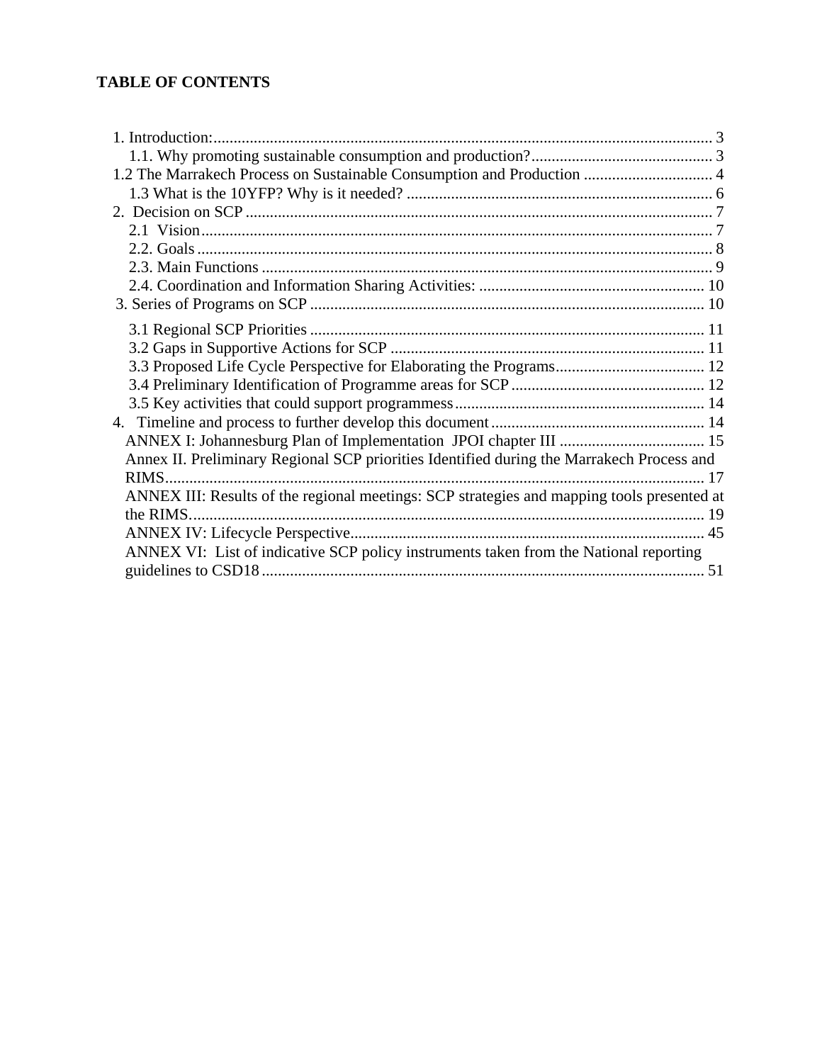**TABLE OF CONTENTS**

1. Introduction: 3
    - 1.1. Why promoting sustainable consumption and production? 3
    - 1.2 The Marrakech Process on Sustainable Consumption and Production 4
    - 1.3 What is the 10YFP? Why is it needed? 6
2. Decision on SCP 7
    - 2.1 Vision 7
    - 2.2. Goals 8
    - 2.3. Main Functions 9
    - 2.4. Coordination and Information Sharing Activities: 10
3. Series of Programs on SCP 10
    - 3.1 Regional SCP Priorities 11
    - 3.2 Gaps in Supportive Actions for SCP 11
    - 3.3 Proposed Life Cycle Perspective for Elaborating the Programs 12
    - 3.4 Preliminary Identification of Programme areas for SCP 12
    - 3.5 Key activities that could support programmess 14
4. Timeline and process to further develop this document 14
    - ANNEX I: Johannesburg Plan of Implementation JPOI chapter III 15
    - Annex II. Preliminary Regional SCP priorities Identified during the Marrakech Process and RIMS 17
    - ANNEX III: Results of the regional meetings: SCP strategies and mapping tools presented at the RIMS. 19
    - ANNEX IV: Lifecycle Perspective 45
    - ANNEX VI: List of indicative SCP policy instruments taken from the National reporting guidelines to CSD18 51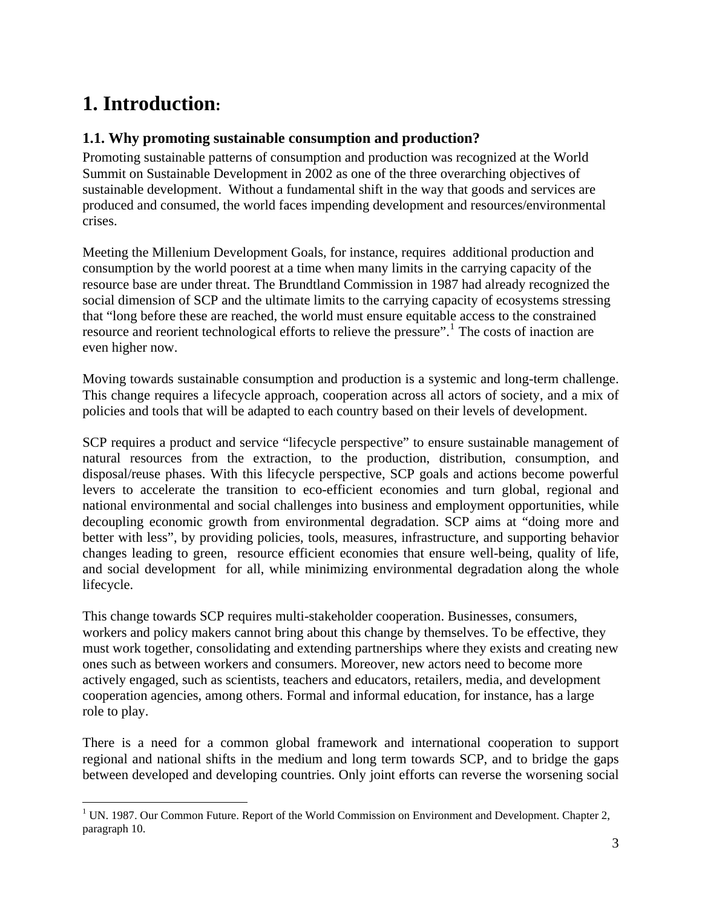# 1. Introduction:

## 1.1. Why promoting sustainable consumption and production?

Promoting sustainable patterns of consumption and production was recognized at the World Summit on Sustainable Development in 2002 as one of the three overarching objectives of sustainable development. Without a fundamental shift in the way that goods and services are produced and consumed, the world faces impending development and resources/environmental crises.

Meeting the Millenium Development Goals, for instance, requires additional production and consumption by the world poorest at a time when many limits in the carrying capacity of the resource base are under threat. The Brundtland Commission in 1987 had already recognized the social dimension of SCP and the ultimate limits to the carrying capacity of ecosystems stressing that "long before these are reached, the world must ensure equitable access to the constrained resource and reorient technological efforts to relieve the pressure".[1] The costs of inaction are even higher now.

Moving towards sustainable consumption and production is a systemic and long-term challenge. This change requires a lifecycle approach, cooperation across all actors of society, and a mix of policies and tools that will be adapted to each country based on their levels of development.

SCP requires a product and service "lifecycle perspective" to ensure sustainable management of natural resources from the extraction, to the production, distribution, consumption, and disposal/reuse phases. With this lifecycle perspective, SCP goals and actions become powerful levers to accelerate the transition to eco-efficient economies and turn global, regional and national environmental and social challenges into business and employment opportunities, while decoupling economic growth from environmental degradation. SCP aims at "doing more and better with less", by providing policies, tools, measures, infrastructure, and supporting behavior changes leading to green, resource efficient economies that ensure well-being, quality of life, and social development for all, while minimizing environmental degradation along the whole lifecycle.

This change towards SCP requires multi-stakeholder cooperation. Businesses, consumers, workers and policy makers cannot bring about this change by themselves. To be effective, they must work together, consolidating and extending partnerships where they exists and creating new ones such as between workers and consumers. Moreover, new actors need to become more actively engaged, such as scientists, teachers and educators, retailers, media, and development cooperation agencies, among others. Formal and informal education, for instance, has a large role to play.

There is a need for a common global framework and international cooperation to support regional and national shifts in the medium and long term towards SCP, and to bridge the gaps between developed and developing countries. Only joint efforts can reverse the worsening social

[1] UN. 1987. Our Common Future. Report of the World Commission on Environment and Development. Chapter 2, paragraph 10.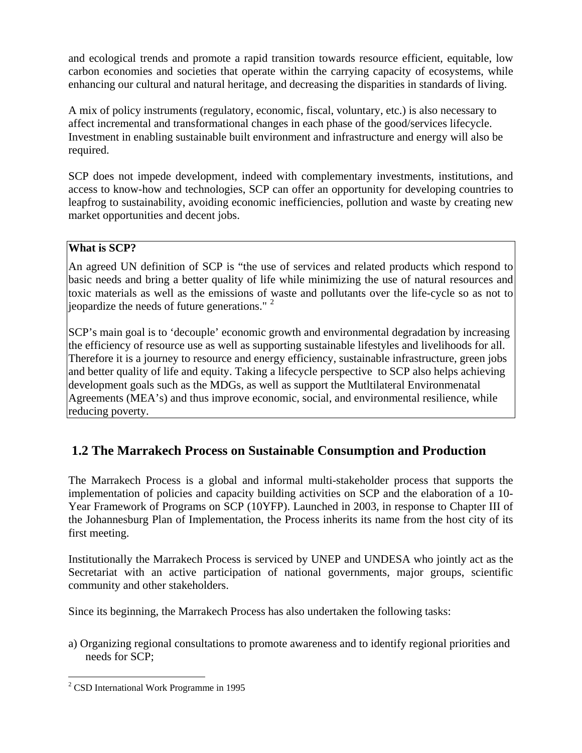and ecological trends and promote a rapid transition towards resource efficient, equitable, low carbon economies and societies that operate within the carrying capacity of ecosystems, while enhancing our cultural and natural heritage, and decreasing the disparities in standards of living.

A mix of policy instruments (regulatory, economic, fiscal, voluntary, etc.) is also necessary to affect incremental and transformational changes in each phase of the good/services lifecycle. Investment in enabling sustainable built environment and infrastructure and energy will also be required.

SCP does not impede development, indeed with complementary investments, institutions, and access to know-how and technologies, SCP can offer an opportunity for developing countries to leapfrog to sustainability, avoiding economic inefficiencies, pollution and waste by creating new market opportunities and decent jobs.

**What is SCP?**

An agreed UN definition of SCP is "the use of services and related products which respond to basic needs and bring a better quality of life while minimizing the use of natural resources and toxic materials as well as the emissions of waste and pollutants over the life-cycle so as not to jeopardize the needs of future generations." [2]

SCP's main goal is to 'decouple' economic growth and environmental degradation by increasing the efficiency of resource use as well as supporting sustainable lifestyles and livelihoods for all. Therefore it is a journey to resource and energy efficiency, sustainable infrastructure, green jobs and better quality of life and equity. Taking a lifecycle perspective to SCP also helps achieving development goals such as the MDGs, as well as support the Mutltilateral Environmenatal Agreements (MEA's) and thus improve economic, social, and environmental resilience, while reducing poverty.

## 1.2 The Marrakech Process on Sustainable Consumption and Production

The Marrakech Process is a global and informal multi-stakeholder process that supports the implementation of policies and capacity building activities on SCP and the elaboration of a 10-Year Framework of Programs on SCP (10YFP). Launched in 2003, in response to Chapter III of the Johannesburg Plan of Implementation, the Process inherits its name from the host city of its first meeting.

Institutionally the Marrakech Process is serviced by UNEP and UNDESA who jointly act as the Secretariat with an active participation of national governments, major groups, scientific community and other stakeholders.

Since its beginning, the Marrakech Process has also undertaken the following tasks:

a) Organizing regional consultations to promote awareness and to identify regional priorities and needs for SCP;

---

[2] CSD International Work Programme in 1995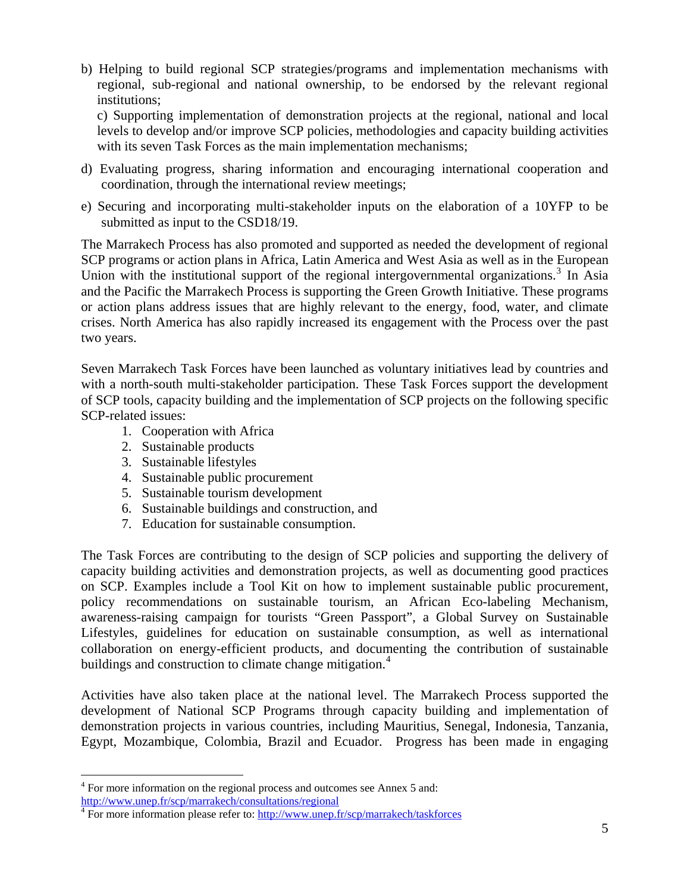b) Helping to build regional SCP strategies/programs and implementation mechanisms with regional, sub-regional and national ownership, to be endorsed by the relevant regional institutions;

c) Supporting implementation of demonstration projects at the regional, national and local levels to develop and/or improve SCP policies, methodologies and capacity building activities with its seven Task Forces as the main implementation mechanisms;

d) Evaluating progress, sharing information and encouraging international cooperation and coordination, through the international review meetings;

e) Securing and incorporating multi-stakeholder inputs on the elaboration of a 10YFP to be submitted as input to the CSD18/19.

The Marrakech Process has also promoted and supported as needed the development of regional SCP programs or action plans in Africa, Latin America and West Asia as well as in the European Union with the institutional support of the regional intergovernmental organizations.[3] In Asia and the Pacific the Marrakech Process is supporting the Green Growth Initiative. These programs or action plans address issues that are highly relevant to the energy, food, water, and climate crises. North America has also rapidly increased its engagement with the Process over the past two years.

Seven Marrakech Task Forces have been launched as voluntary initiatives lead by countries and with a north-south multi-stakeholder participation. These Task Forces support the development of SCP tools, capacity building and the implementation of SCP projects on the following specific SCP-related issues:

1. Cooperation with Africa
2. Sustainable products
3. Sustainable lifestyles
4. Sustainable public procurement
5. Sustainable tourism development
6. Sustainable buildings and construction, and
7. Education for sustainable consumption.

The Task Forces are contributing to the design of SCP policies and supporting the delivery of capacity building activities and demonstration projects, as well as documenting good practices on SCP. Examples include a Tool Kit on how to implement sustainable public procurement, policy recommendations on sustainable tourism, an African Eco-labeling Mechanism, awareness-raising campaign for tourists "Green Passport", a Global Survey on Sustainable Lifestyles, guidelines for education on sustainable consumption, as well as international collaboration on energy-efficient products, and documenting the contribution of sustainable buildings and construction to climate change mitigation.[4]

Activities have also taken place at the national level. The Marrakech Process supported the development of National SCP Programs through capacity building and implementation of demonstration projects in various countries, including Mauritius, Senegal, Indonesia, Tanzania, Egypt, Mozambique, Colombia, Brazil and Ecuador. Progress has been made in engaging

---

[4] For more information on the regional process and outcomes see Annex 5 and: http://www.unep.fr/scp/marrakech/consultations/regional

[4] For more information please refer to: http://www.unep.fr/scp/marrakech/taskforces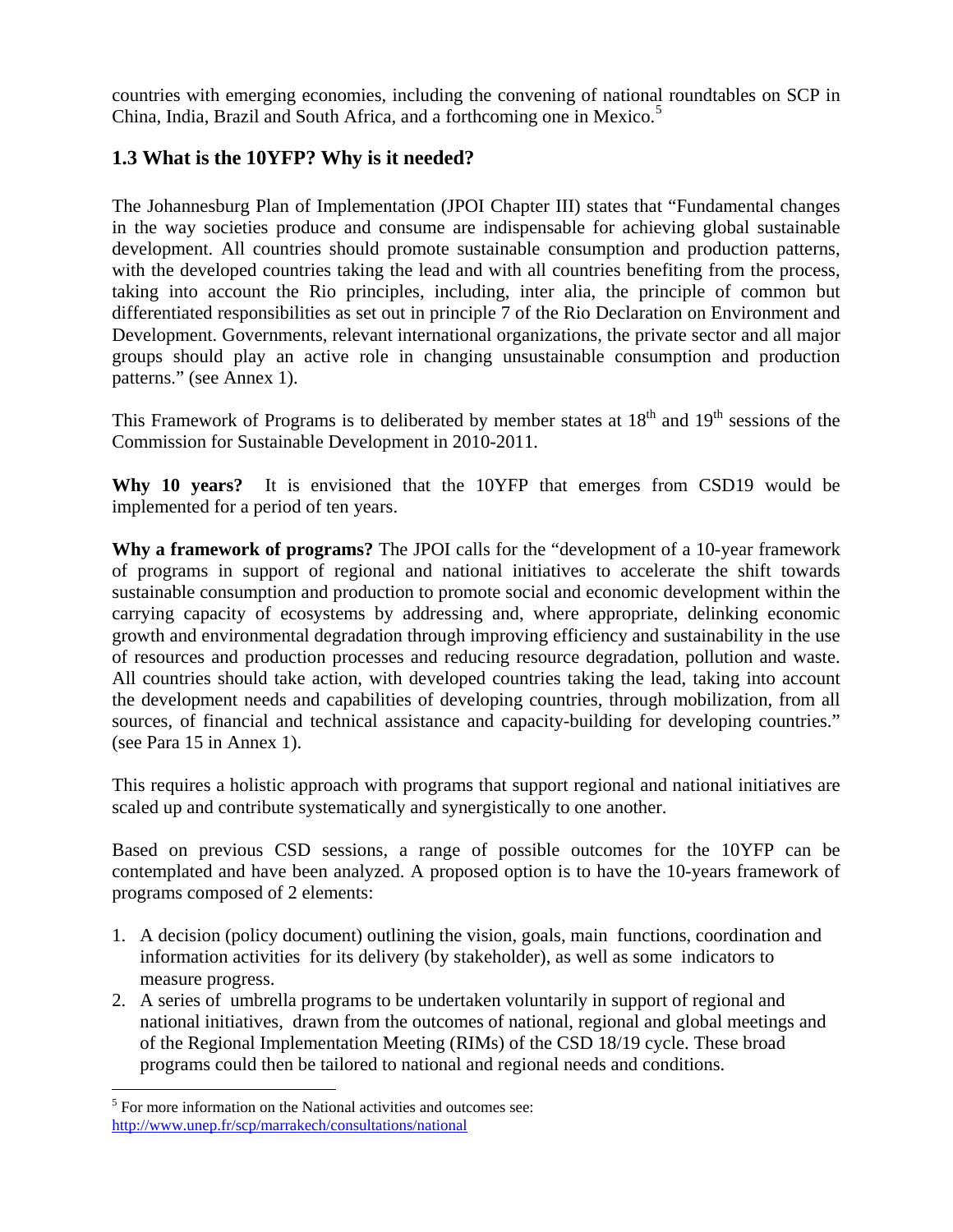countries with emerging economies, including the convening of national roundtables on SCP in China, India, Brazil and South Africa, and a forthcoming one in Mexico.[5]

## 1.3 What is the 10YFP? Why is it needed?

The Johannesburg Plan of Implementation (JPOI Chapter III) states that “Fundamental changes in the way societies produce and consume are indispensable for achieving global sustainable development. All countries should promote sustainable consumption and production patterns, with the developed countries taking the lead and with all countries benefiting from the process, taking into account the Rio principles, including, inter alia, the principle of common but differentiated responsibilities as set out in principle 7 of the Rio Declaration on Environment and Development. Governments, relevant international organizations, the private sector and all major groups should play an active role in changing unsustainable consumption and production patterns.” (see Annex 1).

This Framework of Programs is to deliberated by member states at 18th and 19th sessions of the Commission for Sustainable Development in 2010-2011.

**Why 10 years?** It is envisioned that the 10YFP that emerges from CSD19 would be implemented for a period of ten years.

**Why a framework of programs?** The JPOI calls for the “development of a 10-year framework of programs in support of regional and national initiatives to accelerate the shift towards sustainable consumption and production to promote social and economic development within the carrying capacity of ecosystems by addressing and, where appropriate, delinking economic growth and environmental degradation through improving efficiency and sustainability in the use of resources and production processes and reducing resource degradation, pollution and waste. All countries should take action, with developed countries taking the lead, taking into account the development needs and capabilities of developing countries, through mobilization, from all sources, of financial and technical assistance and capacity-building for developing countries.” (see Para 15 in Annex 1).

This requires a holistic approach with programs that support regional and national initiatives are scaled up and contribute systematically and synergistically to one another.

Based on previous CSD sessions, a range of possible outcomes for the 10YFP can be contemplated and have been analyzed. A proposed option is to have the 10-years framework of programs composed of 2 elements:

1. A decision (policy document) outlining the vision, goals, main functions, coordination and information activities for its delivery (by stakeholder), as well as some indicators to measure progress.
2. A series of umbrella programs to be undertaken voluntarily in support of regional and national initiatives, drawn from the outcomes of national, regional and global meetings and of the Regional Implementation Meeting (RIMs) of the CSD 18/19 cycle. These broad programs could then be tailored to national and regional needs and conditions.

---

[5] For more information on the National activities and outcomes see: http://www.unep.fr/scp/marrakech/consultations/national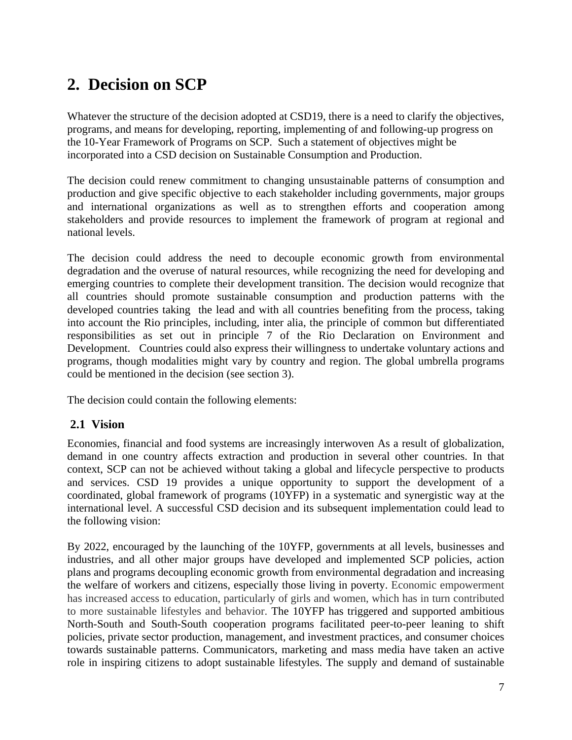## 2. Decision on SCP

Whatever the structure of the decision adopted at CSD19, there is a need to clarify the objectives, programs, and means for developing, reporting, implementing of and following-up progress on the 10-Year Framework of Programs on SCP. Such a statement of objectives might be incorporated into a CSD decision on Sustainable Consumption and Production.

The decision could renew commitment to changing unsustainable patterns of consumption and production and give specific objective to each stakeholder including governments, major groups and international organizations as well as to strengthen efforts and cooperation among stakeholders and provide resources to implement the framework of program at regional and national levels.

The decision could address the need to decouple economic growth from environmental degradation and the overuse of natural resources, while recognizing the need for developing and emerging countries to complete their development transition. The decision would recognize that all countries should promote sustainable consumption and production patterns with the developed countries taking the lead and with all countries benefiting from the process, taking into account the Rio principles, including, inter alia, the principle of common but differentiated responsibilities as set out in principle 7 of the Rio Declaration on Environment and Development. Countries could also express their willingness to undertake voluntary actions and programs, though modalities might vary by country and region. The global umbrella programs could be mentioned in the decision (see section 3).

The decision could contain the following elements:

### 2.1 Vision

Economies, financial and food systems are increasingly interwoven As a result of globalization, demand in one country affects extraction and production in several other countries. In that context, SCP can not be achieved without taking a global and lifecycle perspective to products and services. CSD 19 provides a unique opportunity to support the development of a coordinated, global framework of programs (10YFP) in a systematic and synergistic way at the international level. A successful CSD decision and its subsequent implementation could lead to the following vision:

By 2022, encouraged by the launching of the 10YFP, governments at all levels, businesses and industries, and all other major groups have developed and implemented SCP policies, action plans and programs decoupling economic growth from environmental degradation and increasing the welfare of workers and citizens, especially those living in poverty. Economic empowerment has increased access to education, particularly of girls and women, which has in turn contributed to more sustainable lifestyles and behavior. The 10YFP has triggered and supported ambitious North-South and South-South cooperation programs facilitated peer-to-peer leaning to shift policies, private sector production, management, and investment practices, and consumer choices towards sustainable patterns. Communicators, marketing and mass media have taken an active role in inspiring citizens to adopt sustainable lifestyles. The supply and demand of sustainable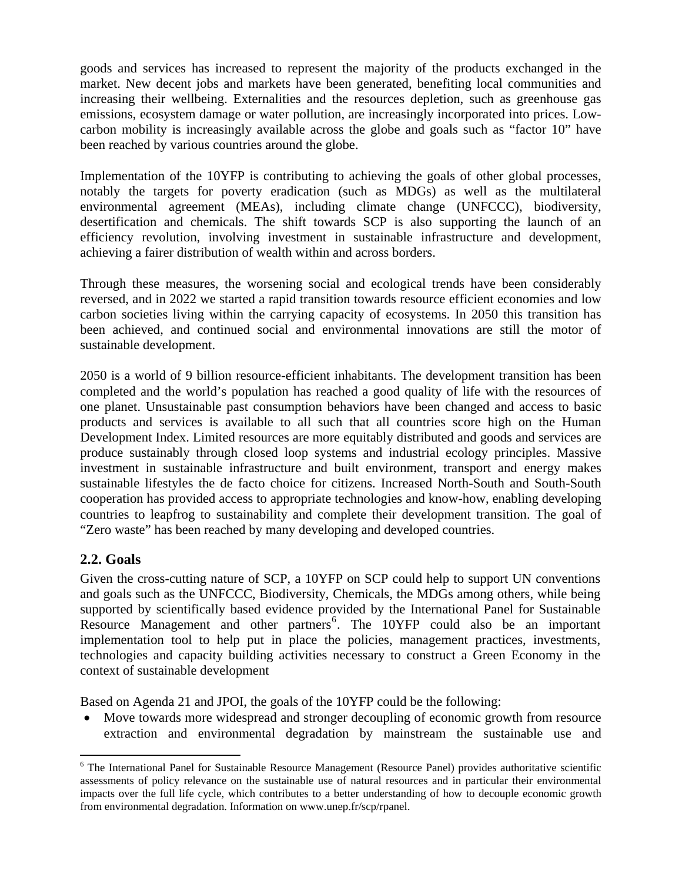goods and services has increased to represent the majority of the products exchanged in the market. New decent jobs and markets have been generated, benefiting local communities and increasing their wellbeing. Externalities and the resources depletion, such as greenhouse gas emissions, ecosystem damage or water pollution, are increasingly incorporated into prices. Low-carbon mobility is increasingly available across the globe and goals such as "factor 10" have been reached by various countries around the globe.

Implementation of the 10YFP is contributing to achieving the goals of other global processes, notably the targets for poverty eradication (such as MDGs) as well as the multilateral environmental agreement (MEAs), including climate change (UNFCCC), biodiversity, desertification and chemicals. The shift towards SCP is also supporting the launch of an efficiency revolution, involving investment in sustainable infrastructure and development, achieving a fairer distribution of wealth within and across borders.

Through these measures, the worsening social and ecological trends have been considerably reversed, and in 2022 we started a rapid transition towards resource efficient economies and low carbon societies living within the carrying capacity of ecosystems. In 2050 this transition has been achieved, and continued social and environmental innovations are still the motor of sustainable development.

2050 is a world of 9 billion resource-efficient inhabitants. The development transition has been completed and the world's population has reached a good quality of life with the resources of one planet. Unsustainable past consumption behaviors have been changed and access to basic products and services is available to all such that all countries score high on the Human Development Index. Limited resources are more equitably distributed and goods and services are produce sustainably through closed loop systems and industrial ecology principles. Massive investment in sustainable infrastructure and built environment, transport and energy makes sustainable lifestyles the de facto choice for citizens. Increased North-South and South-South cooperation has provided access to appropriate technologies and know-how, enabling developing countries to leapfrog to sustainability and complete their development transition. The goal of "Zero waste" has been reached by many developing and developed countries.

## 2.2. Goals

Given the cross-cutting nature of SCP, a 10YFP on SCP could help to support UN conventions and goals such as the UNFCCC, Biodiversity, Chemicals, the MDGs among others, while being supported by scientifically based evidence provided by the International Panel for Sustainable Resource Management and other partners[6]. The 10YFP could also be an important implementation tool to help put in place the policies, management practices, investments, technologies and capacity building activities necessary to construct a Green Economy in the context of sustainable development

Based on Agenda 21 and JPOI, the goals of the 10YFP could be the following:

- Move towards more widespread and stronger decoupling of economic growth from resource extraction and environmental degradation by mainstream the sustainable use and

---

[6] The International Panel for Sustainable Resource Management (Resource Panel) provides authoritative scientific assessments of policy relevance on the sustainable use of natural resources and in particular their environmental impacts over the full life cycle, which contributes to a better understanding of how to decouple economic growth from environmental degradation. Information on www.unep.fr/scp/rpanel.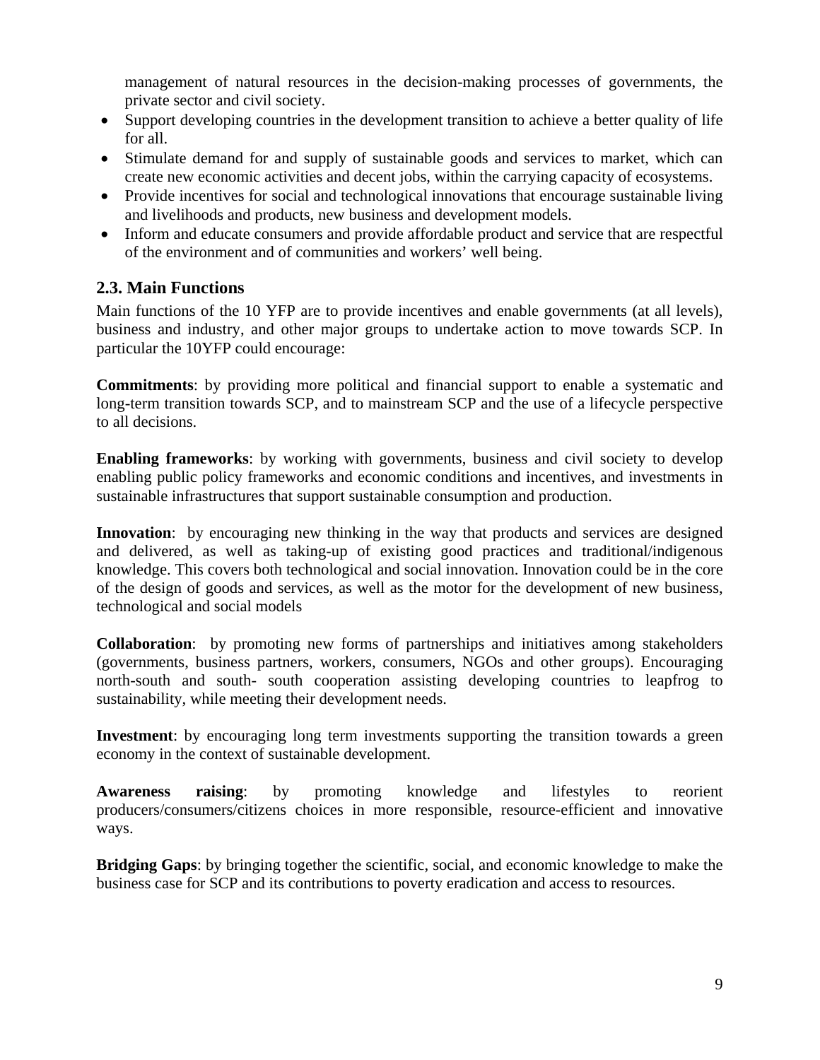management of natural resources in the decision-making processes of governments, the private sector and civil society.

- Support developing countries in the development transition to achieve a better quality of life for all.
- Stimulate demand for and supply of sustainable goods and services to market, which can create new economic activities and decent jobs, within the carrying capacity of ecosystems.
- Provide incentives for social and technological innovations that encourage sustainable living and livelihoods and products, new business and development models.
- Inform and educate consumers and provide affordable product and service that are respectful of the environment and of communities and workers' well being.

## 2.3. Main Functions

Main functions of the 10 YFP are to provide incentives and enable governments (at all levels), business and industry, and other major groups to undertake action to move towards SCP. In particular the 10YFP could encourage:

**Commitments**: by providing more political and financial support to enable a systematic and long-term transition towards SCP, and to mainstream SCP and the use of a lifecycle perspective to all decisions.

**Enabling frameworks**: by working with governments, business and civil society to develop enabling public policy frameworks and economic conditions and incentives, and investments in sustainable infrastructures that support sustainable consumption and production.

**Innovation**: by encouraging new thinking in the way that products and services are designed and delivered, as well as taking-up of existing good practices and traditional/indigenous knowledge. This covers both technological and social innovation. Innovation could be in the core of the design of goods and services, as well as the motor for the development of new business, technological and social models

**Collaboration**: by promoting new forms of partnerships and initiatives among stakeholders (governments, business partners, workers, consumers, NGOs and other groups). Encouraging north-south and south- south cooperation assisting developing countries to leapfrog to sustainability, while meeting their development needs.

**Investment**: by encouraging long term investments supporting the transition towards a green economy in the context of sustainable development.

**Awareness raising**: by promoting knowledge and lifestyles to reorient producers/consumers/citizens choices in more responsible, resource-efficient and innovative ways.

**Bridging Gaps**: by bringing together the scientific, social, and economic knowledge to make the business case for SCP and its contributions to poverty eradication and access to resources.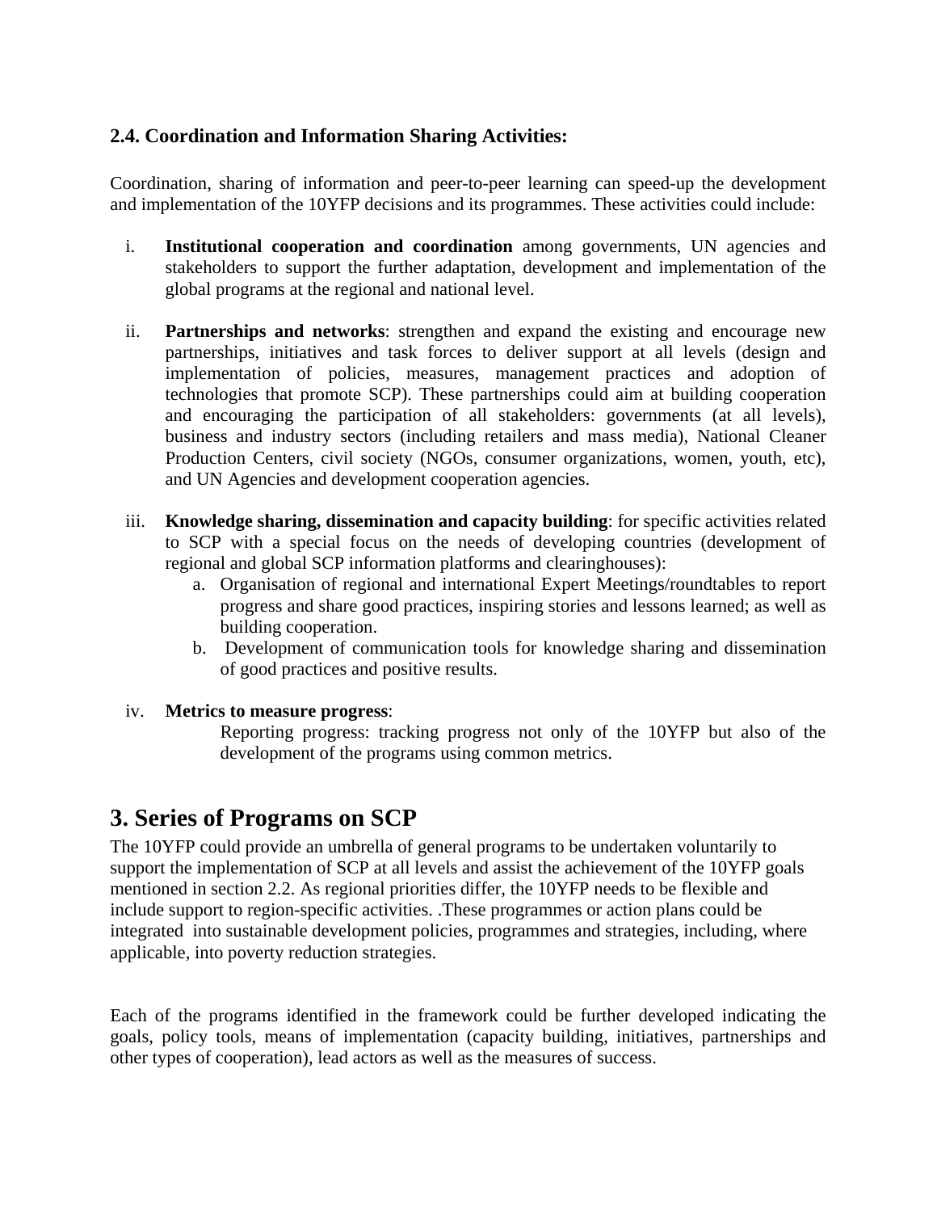### 2.4. Coordination and Information Sharing Activities:

Coordination, sharing of information and peer-to-peer learning can speed-up the development and implementation of the 10YFP decisions and its programmes. These activities could include:

i. **Institutional cooperation and coordination** among governments, UN agencies and stakeholders to support the further adaptation, development and implementation of the global programs at the regional and national level.

ii. **Partnerships and networks**: strengthen and expand the existing and encourage new partnerships, initiatives and task forces to deliver support at all levels (design and implementation of policies, measures, management practices and adoption of technologies that promote SCP). These partnerships could aim at building cooperation and encouraging the participation of all stakeholders: governments (at all levels), business and industry sectors (including retailers and mass media), National Cleaner Production Centers, civil society (NGOs, consumer organizations, women, youth, etc), and UN Agencies and development cooperation agencies.

iii. **Knowledge sharing, dissemination and capacity building**: for specific activities related to SCP with a special focus on the needs of developing countries (development of regional and global SCP information platforms and clearinghouses):
   a. Organisation of regional and international Expert Meetings/roundtables to report progress and share good practices, inspiring stories and lessons learned; as well as building cooperation.
   b. Development of communication tools for knowledge sharing and dissemination of good practices and positive results.

iv. **Metrics to measure progress**:
   Reporting progress: tracking progress not only of the 10YFP but also of the development of the programs using common metrics.

## 3. Series of Programs on SCP

The 10YFP could provide an umbrella of general programs to be undertaken voluntarily to support the implementation of SCP at all levels and assist the achievement of the 10YFP goals mentioned in section 2.2. As regional priorities differ, the 10YFP needs to be flexible and include support to region-specific activities. .These programmes or action plans could be integrated into sustainable development policies, programmes and strategies, including, where applicable, into poverty reduction strategies.

Each of the programs identified in the framework could be further developed indicating the goals, policy tools, means of implementation (capacity building, initiatives, partnerships and other types of cooperation), lead actors as well as the measures of success.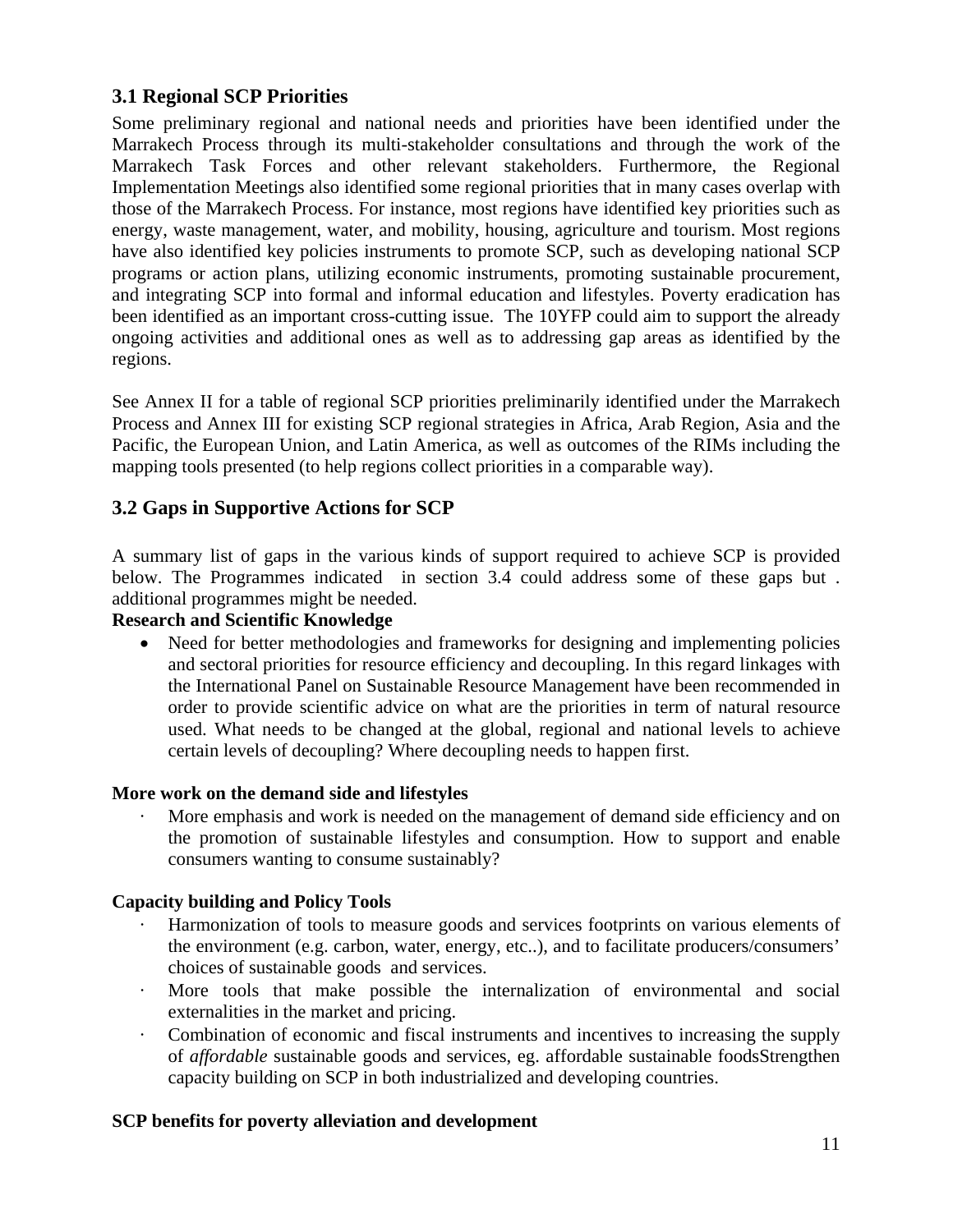## 3.1 Regional SCP Priorities

Some preliminary regional and national needs and priorities have been identified under the Marrakech Process through its multi-stakeholder consultations and through the work of the Marrakech Task Forces and other relevant stakeholders. Furthermore, the Regional Implementation Meetings also identified some regional priorities that in many cases overlap with those of the Marrakech Process. For instance, most regions have identified key priorities such as energy, waste management, water, and mobility, housing, agriculture and tourism. Most regions have also identified key policies instruments to promote SCP, such as developing national SCP programs or action plans, utilizing economic instruments, promoting sustainable procurement, and integrating SCP into formal and informal education and lifestyles. Poverty eradication has been identified as an important cross-cutting issue. The 10YFP could aim to support the already ongoing activities and additional ones as well as to addressing gap areas as identified by the regions.

See Annex II for a table of regional SCP priorities preliminarily identified under the Marrakech Process and Annex III for existing SCP regional strategies in Africa, Arab Region, Asia and the Pacific, the European Union, and Latin America, as well as outcomes of the RIMs including the mapping tools presented (to help regions collect priorities in a comparable way).

## 3.2 Gaps in Supportive Actions for SCP

A summary list of gaps in the various kinds of support required to achieve SCP is provided below. The Programmes indicated in section 3.4 could address some of these gaps but . additional programmes might be needed.

**Research and Scientific Knowledge**

- Need for better methodologies and frameworks for designing and implementing policies and sectoral priorities for resource efficiency and decoupling. In this regard linkages with the International Panel on Sustainable Resource Management have been recommended in order to provide scientific advice on what are the priorities in term of natural resource used. What needs to be changed at the global, regional and national levels to achieve certain levels of decoupling? Where decoupling needs to happen first.

**More work on the demand side and lifestyles**

- More emphasis and work is needed on the management of demand side efficiency and on the promotion of sustainable lifestyles and consumption. How to support and enable consumers wanting to consume sustainably?

**Capacity building and Policy Tools**

- Harmonization of tools to measure goods and services footprints on various elements of the environment (e.g. carbon, water, energy, etc..), and to facilitate producers/consumers' choices of sustainable goods and services.
- More tools that make possible the internalization of environmental and social externalities in the market and pricing.
- Combination of economic and fiscal instruments and incentives to increasing the supply of *affordable* sustainable goods and services, eg. affordable sustainable foodsStrengthen capacity building on SCP in both industrialized and developing countries.

**SCP benefits for poverty alleviation and development**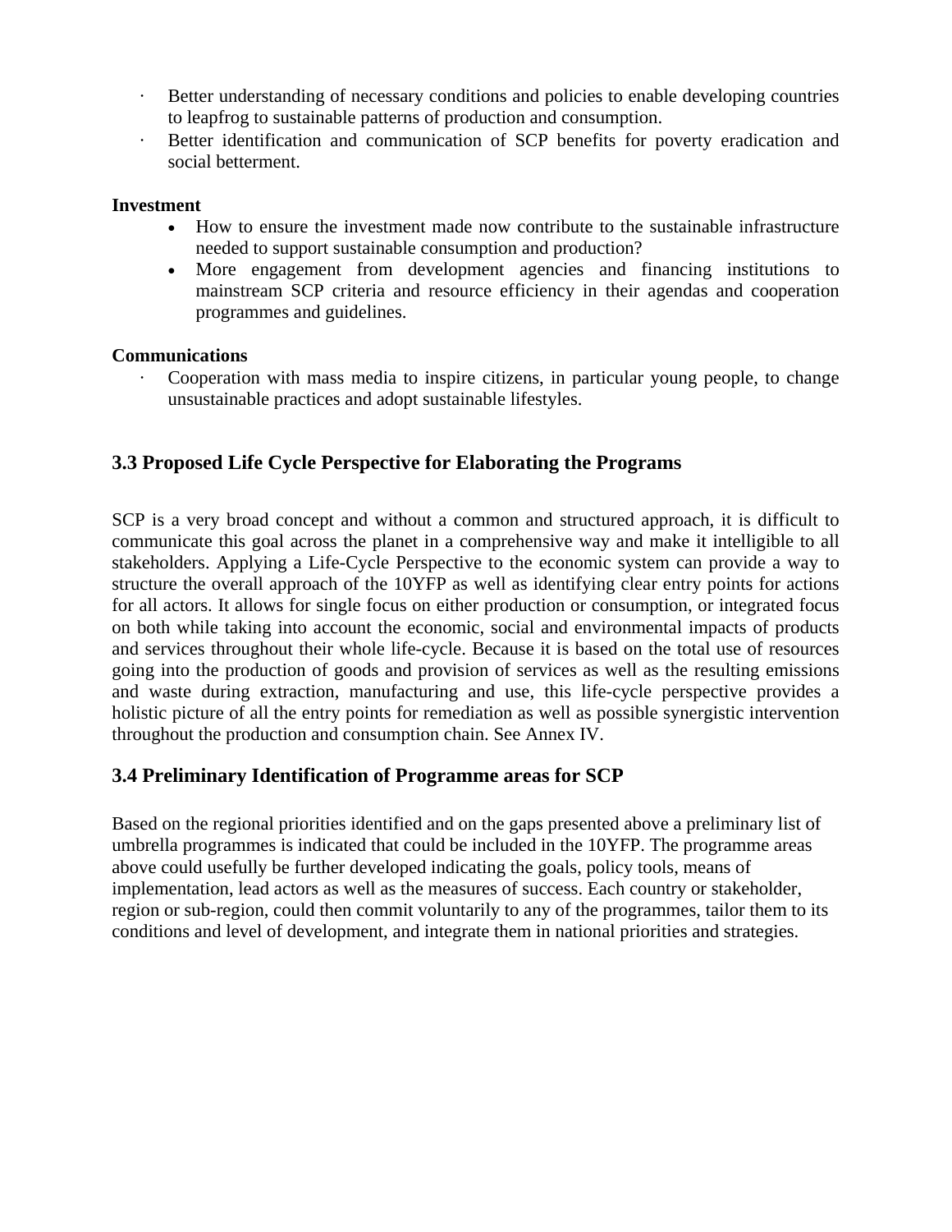- Better understanding of necessary conditions and policies to enable developing countries to leapfrog to sustainable patterns of production and consumption.
- Better identification and communication of SCP benefits for poverty eradication and social betterment.

**Investment**

- How to ensure the investment made now contribute to the sustainable infrastructure needed to support sustainable consumption and production?
- More engagement from development agencies and financing institutions to mainstream SCP criteria and resource efficiency in their agendas and cooperation programmes and guidelines.

**Communications**

- Cooperation with mass media to inspire citizens, in particular young people, to change unsustainable practices and adopt sustainable lifestyles.

## 3.3 Proposed Life Cycle Perspective for Elaborating the Programs

SCP is a very broad concept and without a common and structured approach, it is difficult to communicate this goal across the planet in a comprehensive way and make it intelligible to all stakeholders. Applying a Life-Cycle Perspective to the economic system can provide a way to structure the overall approach of the 10YFP as well as identifying clear entry points for actions for all actors. It allows for single focus on either production or consumption, or integrated focus on both while taking into account the economic, social and environmental impacts of products and services throughout their whole life-cycle. Because it is based on the total use of resources going into the production of goods and provision of services as well as the resulting emissions and waste during extraction, manufacturing and use, this life-cycle perspective provides a holistic picture of all the entry points for remediation as well as possible synergistic intervention throughout the production and consumption chain. See Annex IV.

## 3.4 Preliminary Identification of Programme areas for SCP

Based on the regional priorities identified and on the gaps presented above a preliminary list of umbrella programmes is indicated that could be included in the 10YFP. The programme areas above could usefully be further developed indicating the goals, policy tools, means of implementation, lead actors as well as the measures of success. Each country or stakeholder, region or sub-region, could then commit voluntarily to any of the programmes, tailor them to its conditions and level of development, and integrate them in national priorities and strategies.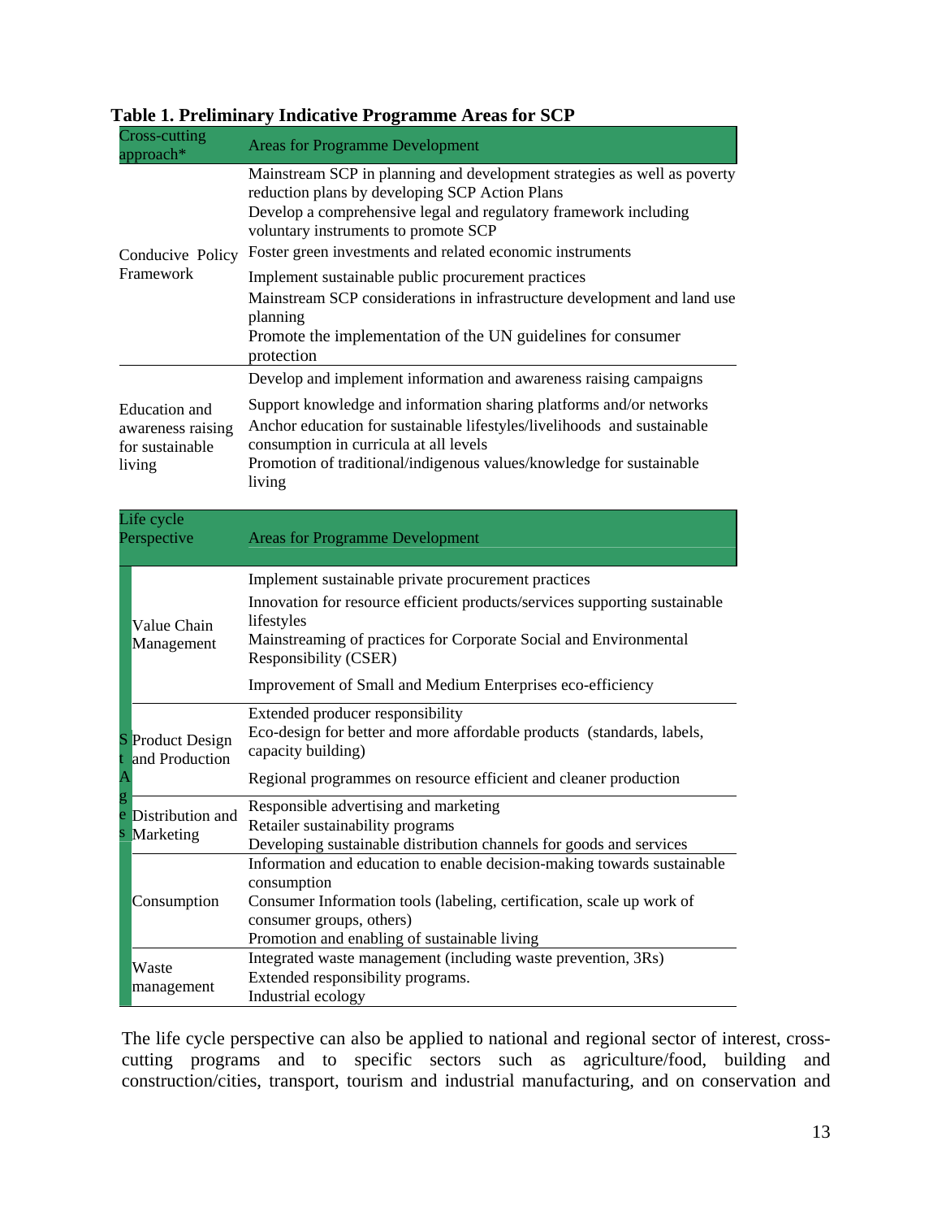**Table 1. Preliminary Indicative Programme Areas for SCP**

| Cross-cutting approach* | Areas for Programme Development |
|---|---|
| Conducive Policy Framework | Mainstream SCP in planning and development strategies as well as poverty reduction plans by developing SCP Action Plans<br>Develop a comprehensive legal and regulatory framework including voluntary instruments to promote SCP<br>Foster green investments and related economic instruments<br>Implement sustainable public procurement practices<br>Mainstream SCP considerations in infrastructure development and land use planning<br>Promote the implementation of the UN guidelines for consumer protection |
| Education and awareness raising for sustainable living | Develop and implement information and awareness raising campaigns<br>Support knowledge and information sharing platforms and/or networks<br>Anchor education for sustainable lifestyles/livelihoods and sustainable consumption in curricula at all levels<br>Promotion of traditional/indigenous values/knowledge for sustainable living |

| Life cycle Perspective | | Areas for Programme Development |
|---|---|---|
| Stages | Value Chain Management | Implement sustainable private procurement practices<br>Innovation for resource efficient products/services supporting sustainable lifestyles<br>Mainstreaming of practices for Corporate Social and Environmental Responsibility (CSER)<br>Improvement of Small and Medium Enterprises eco-efficiency |
| | Product Design and Production | Extended producer responsibility<br>Eco-design for better and more affordable products (standards, labels, capacity building)<br>Regional programmes on resource efficient and cleaner production |
| | Distribution and Marketing | Responsible advertising and marketing<br>Retailer sustainability programs<br>Developing sustainable distribution channels for goods and services |
| | Consumption | Information and education to enable decision-making towards sustainable consumption<br>Consumer Information tools (labeling, certification, scale up work of consumer groups, others)<br>Promotion and enabling of sustainable living |
| | Waste management | Integrated waste management (including waste prevention, 3Rs)<br>Extended responsibility programs.<br>Industrial ecology |

The life cycle perspective can also be applied to national and regional sector of interest, cross-cutting programs and to specific sectors such as agriculture/food, building and construction/cities, transport, tourism and industrial manufacturing, and on conservation and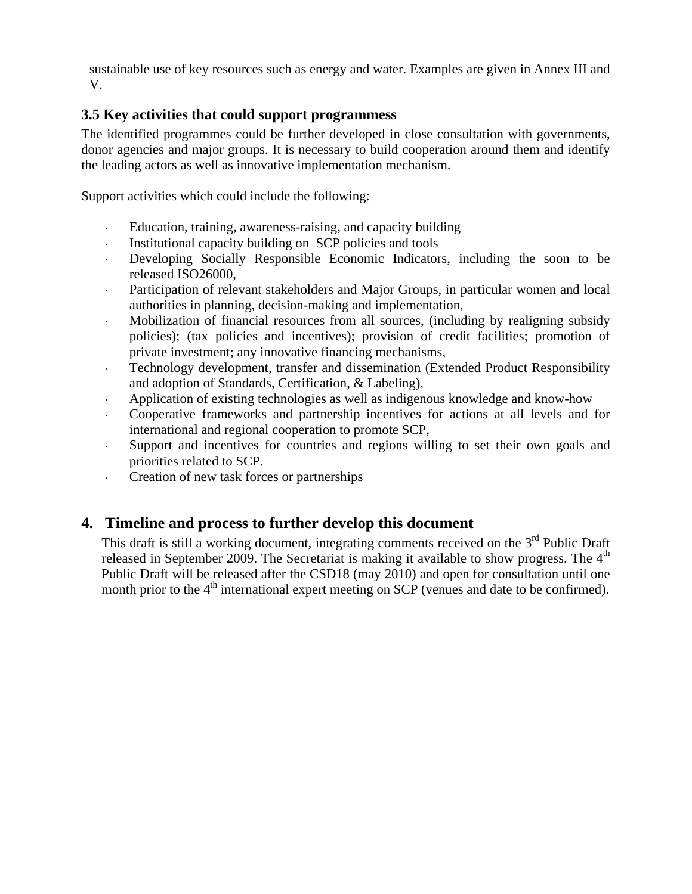sustainable use of key resources such as energy and water. Examples are given in Annex III and V.

### 3.5 Key activities that could support programmess

The identified programmes could be further developed in close consultation with governments, donor agencies and major groups. It is necessary to build cooperation around them and identify the leading actors as well as innovative implementation mechanism.

Support activities which could include the following:

- Education, training, awareness-raising, and capacity building
- Institutional capacity building on SCP policies and tools
- Developing Socially Responsible Economic Indicators, including the soon to be released ISO26000,
- Participation of relevant stakeholders and Major Groups, in particular women and local authorities in planning, decision-making and implementation,
- Mobilization of financial resources from all sources, (including by realigning subsidy policies); (tax policies and incentives); provision of credit facilities; promotion of private investment; any innovative financing mechanisms,
- Technology development, transfer and dissemination (Extended Product Responsibility and adoption of Standards, Certification, & Labeling),
- Application of existing technologies as well as indigenous knowledge and know-how
- Cooperative frameworks and partnership incentives for actions at all levels and for international and regional cooperation to promote SCP,
- Support and incentives for countries and regions willing to set their own goals and priorities related to SCP.
- Creation of new task forces or partnerships

## 4. Timeline and process to further develop this document

This draft is still a working document, integrating comments received on the 3rd Public Draft released in September 2009. The Secretariat is making it available to show progress. The 4th Public Draft will be released after the CSD18 (may 2010) and open for consultation until one month prior to the 4th international expert meeting on SCP (venues and date to be confirmed).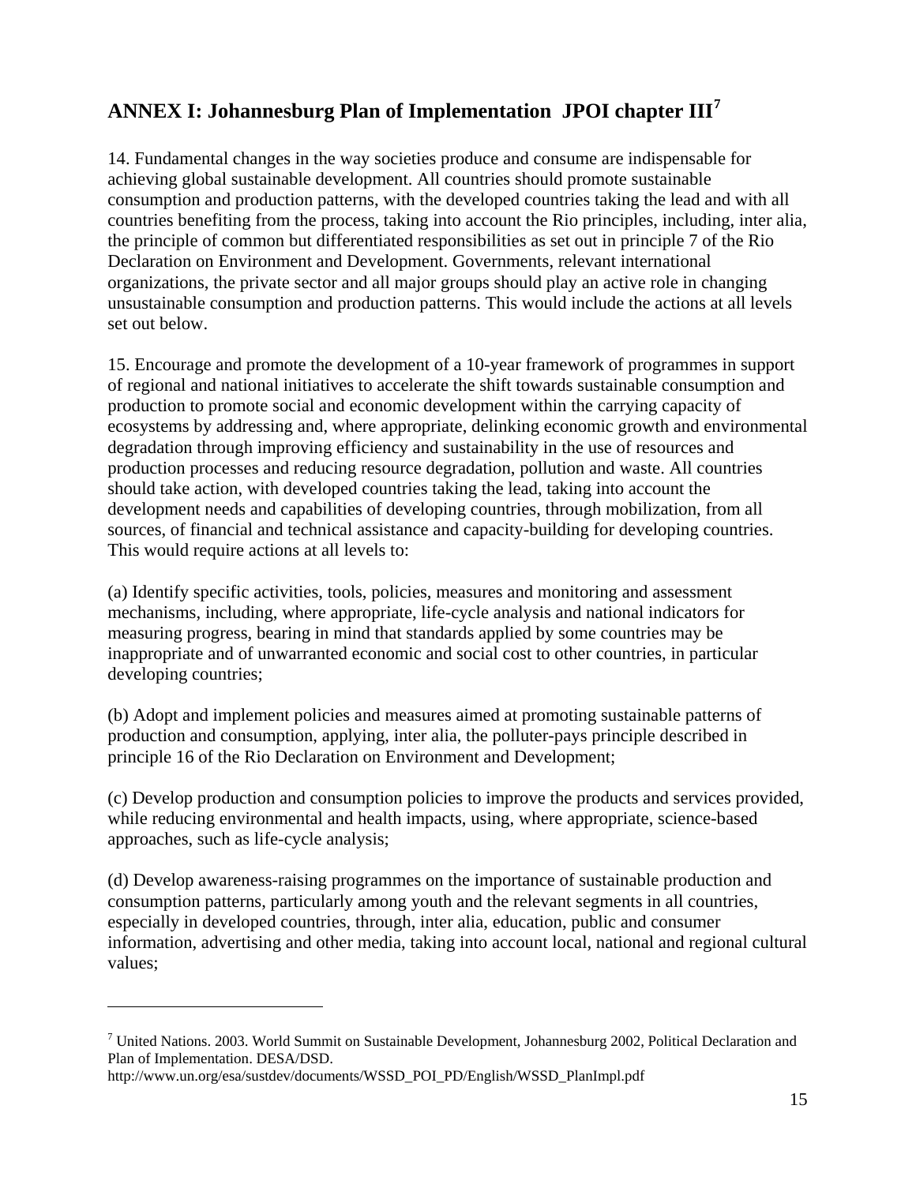## ANNEX I: Johannesburg Plan of Implementation JPOI chapter III[7]

14. Fundamental changes in the way societies produce and consume are indispensable for achieving global sustainable development. All countries should promote sustainable consumption and production patterns, with the developed countries taking the lead and with all countries benefiting from the process, taking into account the Rio principles, including, inter alia, the principle of common but differentiated responsibilities as set out in principle 7 of the Rio Declaration on Environment and Development. Governments, relevant international organizations, the private sector and all major groups should play an active role in changing unsustainable consumption and production patterns. This would include the actions at all levels set out below.

15. Encourage and promote the development of a 10-year framework of programmes in support of regional and national initiatives to accelerate the shift towards sustainable consumption and production to promote social and economic development within the carrying capacity of ecosystems by addressing and, where appropriate, delinking economic growth and environmental degradation through improving efficiency and sustainability in the use of resources and production processes and reducing resource degradation, pollution and waste. All countries should take action, with developed countries taking the lead, taking into account the development needs and capabilities of developing countries, through mobilization, from all sources, of financial and technical assistance and capacity-building for developing countries. This would require actions at all levels to:

(a) Identify specific activities, tools, policies, measures and monitoring and assessment mechanisms, including, where appropriate, life-cycle analysis and national indicators for measuring progress, bearing in mind that standards applied by some countries may be inappropriate and of unwarranted economic and social cost to other countries, in particular developing countries;

(b) Adopt and implement policies and measures aimed at promoting sustainable patterns of production and consumption, applying, inter alia, the polluter-pays principle described in principle 16 of the Rio Declaration on Environment and Development;

(c) Develop production and consumption policies to improve the products and services provided, while reducing environmental and health impacts, using, where appropriate, science-based approaches, such as life-cycle analysis;

(d) Develop awareness-raising programmes on the importance of sustainable production and consumption patterns, particularly among youth and the relevant segments in all countries, especially in developed countries, through, inter alia, education, public and consumer information, advertising and other media, taking into account local, national and regional cultural values;

---

[7] United Nations. 2003. World Summit on Sustainable Development, Johannesburg 2002, Political Declaration and Plan of Implementation. DESA/DSD.
http://www.un.org/esa/sustdev/documents/WSSD_POI_PD/English/WSSD_PlanImpl.pdf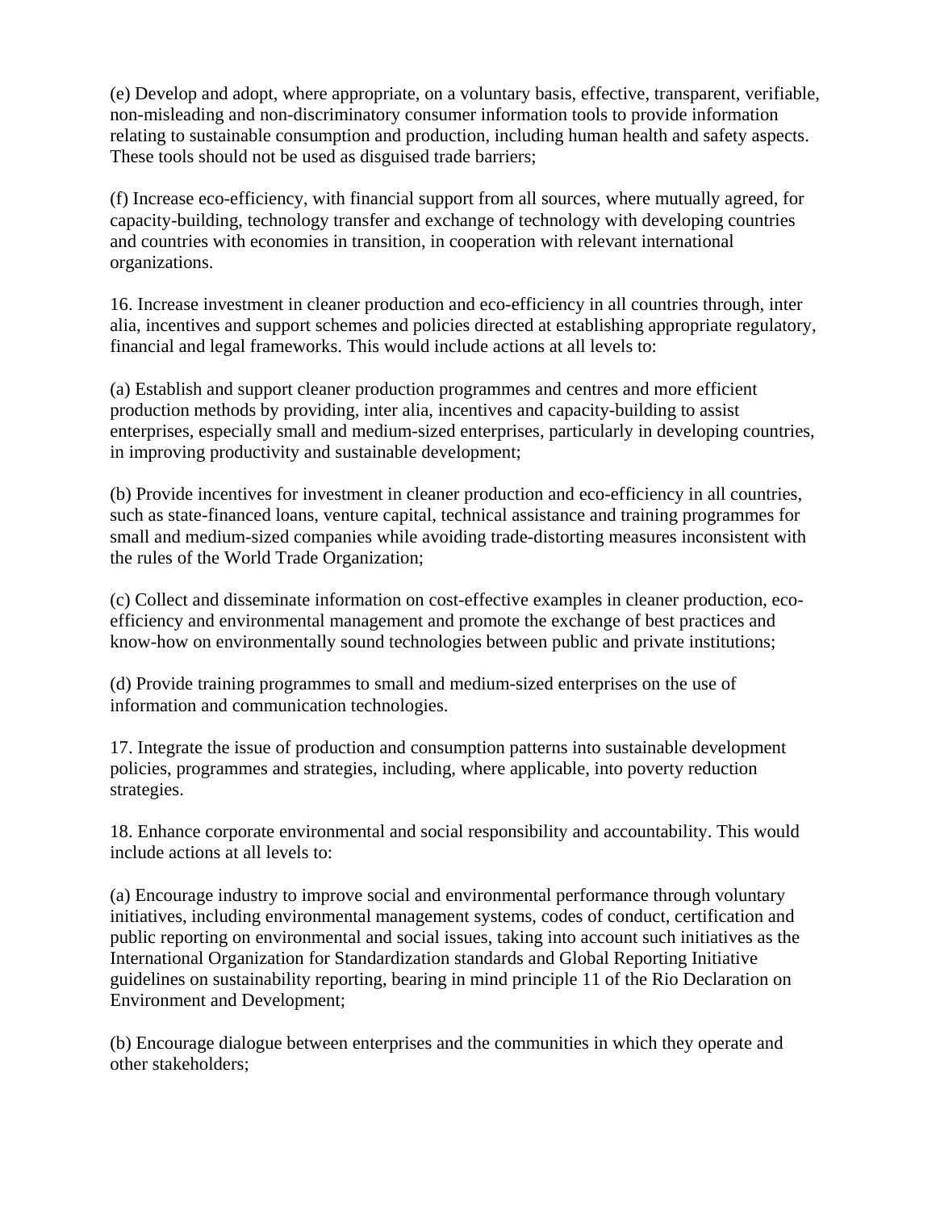(e) Develop and adopt, where appropriate, on a voluntary basis, effective, transparent, verifiable, non-misleading and non-discriminatory consumer information tools to provide information relating to sustainable consumption and production, including human health and safety aspects. These tools should not be used as disguised trade barriers;

(f) Increase eco-efficiency, with financial support from all sources, where mutually agreed, for capacity-building, technology transfer and exchange of technology with developing countries and countries with economies in transition, in cooperation with relevant international organizations.

16. Increase investment in cleaner production and eco-efficiency in all countries through, inter alia, incentives and support schemes and policies directed at establishing appropriate regulatory, financial and legal frameworks. This would include actions at all levels to:

(a) Establish and support cleaner production programmes and centres and more efficient production methods by providing, inter alia, incentives and capacity-building to assist enterprises, especially small and medium-sized enterprises, particularly in developing countries, in improving productivity and sustainable development;

(b) Provide incentives for investment in cleaner production and eco-efficiency in all countries, such as state-financed loans, venture capital, technical assistance and training programmes for small and medium-sized companies while avoiding trade-distorting measures inconsistent with the rules of the World Trade Organization;

(c) Collect and disseminate information on cost-effective examples in cleaner production, eco-efficiency and environmental management and promote the exchange of best practices and know-how on environmentally sound technologies between public and private institutions;

(d) Provide training programmes to small and medium-sized enterprises on the use of information and communication technologies.

17. Integrate the issue of production and consumption patterns into sustainable development policies, programmes and strategies, including, where applicable, into poverty reduction strategies.

18. Enhance corporate environmental and social responsibility and accountability. This would include actions at all levels to:

(a) Encourage industry to improve social and environmental performance through voluntary initiatives, including environmental management systems, codes of conduct, certification and public reporting on environmental and social issues, taking into account such initiatives as the International Organization for Standardization standards and Global Reporting Initiative guidelines on sustainability reporting, bearing in mind principle 11 of the Rio Declaration on Environment and Development;

(b) Encourage dialogue between enterprises and the communities in which they operate and other stakeholders;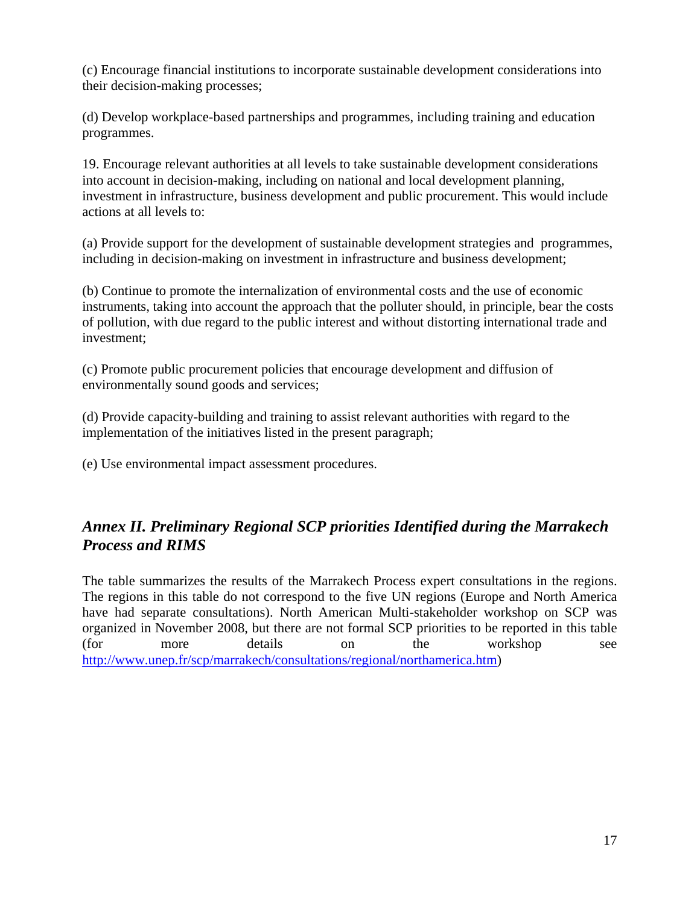(c) Encourage financial institutions to incorporate sustainable development considerations into their decision-making processes;

(d) Develop workplace-based partnerships and programmes, including training and education programmes.

19. Encourage relevant authorities at all levels to take sustainable development considerations into account in decision-making, including on national and local development planning, investment in infrastructure, business development and public procurement. This would include actions at all levels to:

(a) Provide support for the development of sustainable development strategies and programmes, including in decision-making on investment in infrastructure and business development;

(b) Continue to promote the internalization of environmental costs and the use of economic instruments, taking into account the approach that the polluter should, in principle, bear the costs of pollution, with due regard to the public interest and without distorting international trade and investment;

(c) Promote public procurement policies that encourage development and diffusion of environmentally sound goods and services;

(d) Provide capacity-building and training to assist relevant authorities with regard to the implementation of the initiatives listed in the present paragraph;

(e) Use environmental impact assessment procedures.

## *Annex II. Preliminary Regional SCP priorities Identified during the Marrakech Process and RIMS*

The table summarizes the results of the Marrakech Process expert consultations in the regions. The regions in this table do not correspond to the five UN regions (Europe and North America have had separate consultations). North American Multi-stakeholder workshop on SCP was organized in November 2008, but there are not formal SCP priorities to be reported in this table (for more details on the workshop see http://www.unep.fr/scp/marrakech/consultations/regional/northamerica.htm)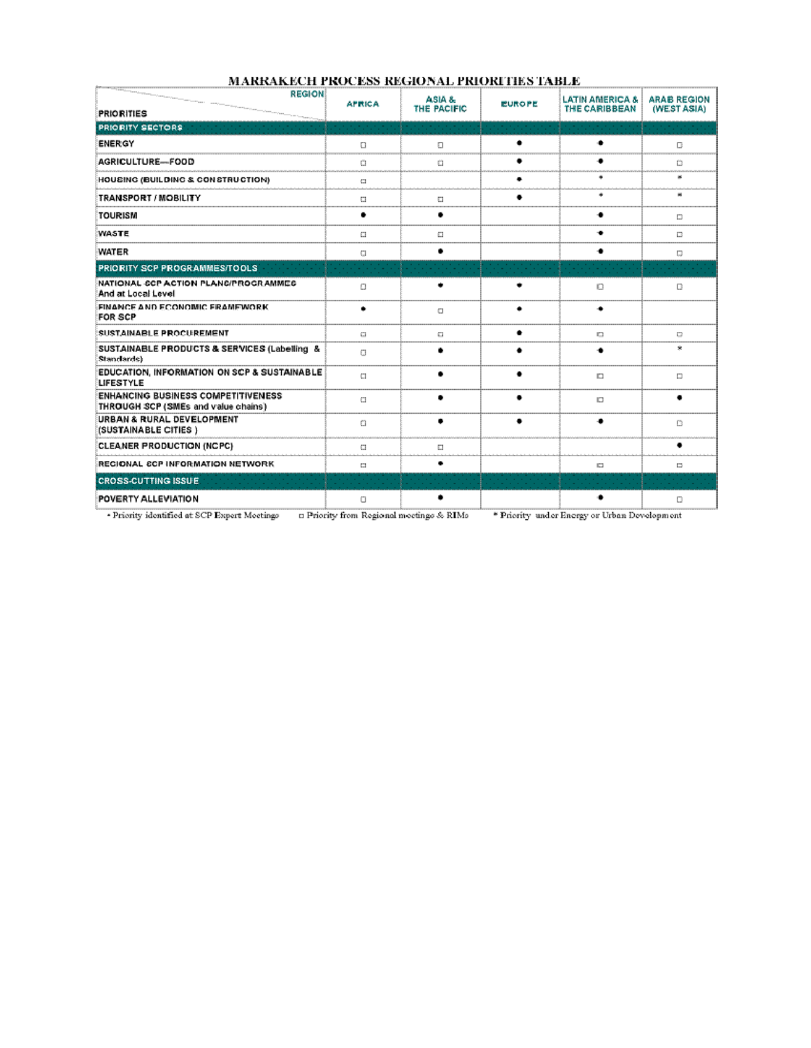# MARRAKECH PROCESS REGIONAL PRIORITIES TABLE

| PRIORITIES / REGION | AFRICA | ASIA & THE PACIFIC | EUROPE | LATIN AMERICA & THE CARIBBEAN | ARAB REGION (WEST ASIA) |
|---|---|---|---|---|---|
| **PRIORITY SECTORS** | | | | | |
| ENERGY | □ | □ | • | • | □ |
| AGRICULTURE—FOOD | □ | □ | • | • | □ |
| HOUSING (BUILDING & CONSTRUCTION) | □ | | • | * | * |
| TRANSPORT / MOBILITY | □ | □ | • | * | * |
| TOURISM | • | • | | • | □ |
| WASTE | □ | □ | | • | □ |
| WATER | □ | • | | • | □ |
| **PRIORITY SCP PROGRAMMES/TOOLS** | | | | | |
| NATIONAL SCP ACTION PLANS/PROGRAMMES And at Local Level | □ | • | • | □ | □ |
| FINANCE AND ECONOMIC FRAMEWORK FOR SCP | • | □ | • | • | |
| SUSTAINABLE PROCUREMENT | □ | □ | • | □ | □ |
| SUSTAINABLE PRODUCTS & SERVICES (Labelling & Standards) | □ | • | • | • | * |
| EDUCATION, INFORMATION ON SCP & SUSTAINABLE LIFESTYLE | □ | • | • | □ | □ |
| ENHANCING BUSINESS COMPETITIVENESS THROUGH SCP (SMEs and value chains) | □ | • | • | □ | • |
| URBAN & RURAL DEVELOPMENT (SUSTAINABLE CITIES ) | □ | • | • | • | □ |
| CLEANER PRODUCTION (NCPC) | □ | □ | | | • |
| REGIONAL SCP INFORMATION NETWORK | □ | • | | □ | □ |
| **CROSS-CUTTING ISSUE** | | | | | |
| POVERTY ALLEVIATION | □ | • | | • | □ |

• Priority identified at SCP Expert Meetings  □ Priority from Regional meetings & RIMs  * Priority under Energy or Urban Development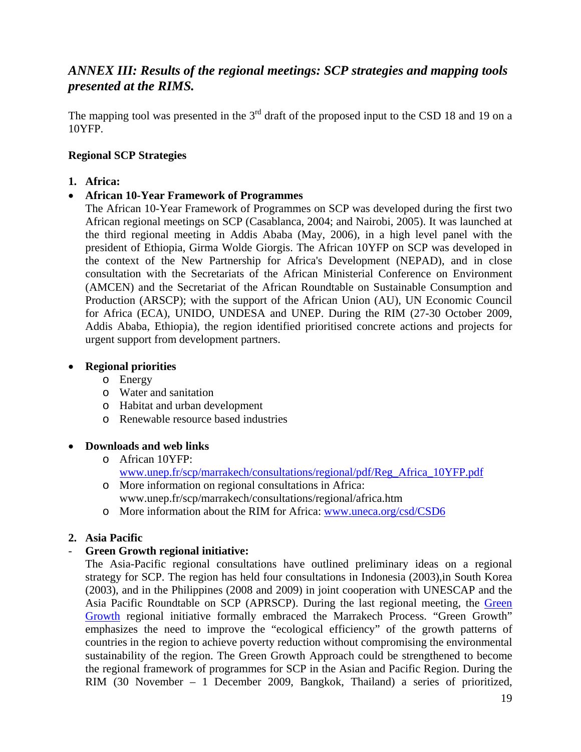## *ANNEX III: Results of the regional meetings: SCP strategies and mapping tools presented at the RIMS.*

The mapping tool was presented in the 3rd draft of the proposed input to the CSD 18 and 19 on a 10YFP.

**Regional SCP Strategies**

**1. Africa:**

- **African 10-Year Framework of Programmes**
  The African 10-Year Framework of Programmes on SCP was developed during the first two African regional meetings on SCP (Casablanca, 2004; and Nairobi, 2005). It was launched at the third regional meeting in Addis Ababa (May, 2006), in a high level panel with the president of Ethiopia, Girma Wolde Giorgis. The African 10YFP on SCP was developed in the context of the New Partnership for Africa's Development (NEPAD), and in close consultation with the Secretariats of the African Ministerial Conference on Environment (AMCEN) and the Secretariat of the African Roundtable on Sustainable Consumption and Production (ARSCP); with the support of the African Union (AU), UN Economic Council for Africa (ECA), UNIDO, UNDESA and UNEP. During the RIM (27-30 October 2009, Addis Ababa, Ethiopia), the region identified prioritised concrete actions and projects for urgent support from development partners.

- **Regional priorities**
  - Energy
  - Water and sanitation
  - Habitat and urban development
  - Renewable resource based industries

- **Downloads and web links**
  - African 10YFP: www.unep.fr/scp/marrakech/consultations/regional/pdf/Reg_Africa_10YFP.pdf
  - More information on regional consultations in Africa: www.unep.fr/scp/marrakech/consultations/regional/africa.htm
  - More information about the RIM for Africa: www.uneca.org/csd/CSD6

**2. Asia Pacific**

- **Green Growth regional initiative:**
  The Asia-Pacific regional consultations have outlined preliminary ideas on a regional strategy for SCP. The region has held four consultations in Indonesia (2003),in South Korea (2003), and in the Philippines (2008 and 2009) in joint cooperation with UNESCAP and the Asia Pacific Roundtable on SCP (APRSCP). During the last regional meeting, the Green Growth regional initiative formally embraced the Marrakech Process. "Green Growth" emphasizes the need to improve the "ecological efficiency" of the growth patterns of countries in the region to achieve poverty reduction without compromising the environmental sustainability of the region. The Green Growth Approach could be strengthened to become the regional framework of programmes for SCP in the Asian and Pacific Region. During the RIM (30 November – 1 December 2009, Bangkok, Thailand) a series of prioritized,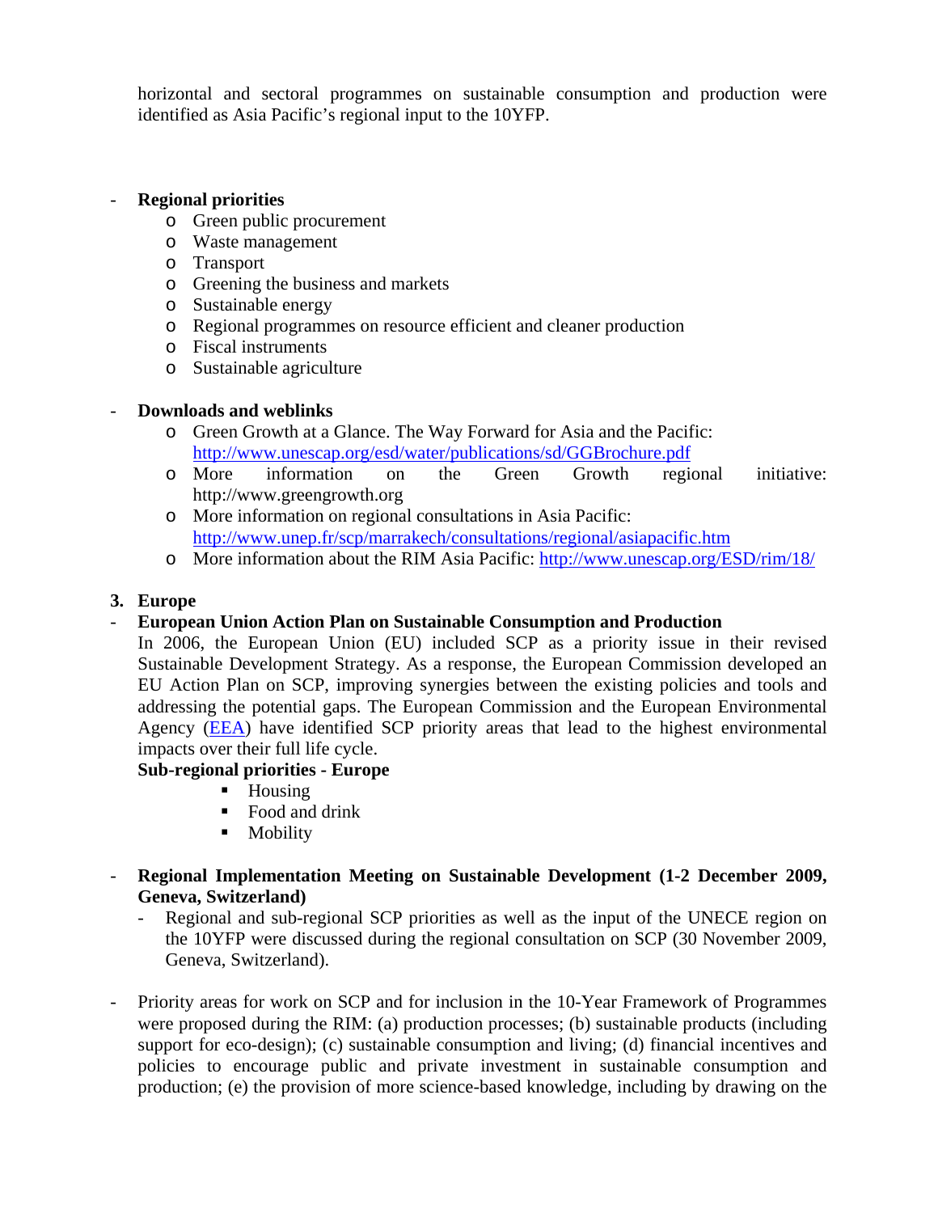horizontal and sectoral programmes on sustainable consumption and production were identified as Asia Pacific's regional input to the 10YFP.

- **Regional priorities**
  - Green public procurement
  - Waste management
  - Transport
  - Greening the business and markets
  - Sustainable energy
  - Regional programmes on resource efficient and cleaner production
  - Fiscal instruments
  - Sustainable agriculture

- **Downloads and weblinks**
  - Green Growth at a Glance. The Way Forward for Asia and the Pacific: http://www.unescap.org/esd/water/publications/sd/GGBrochure.pdf
  - More information on the Green Growth regional initiative: http://www.greengrowth.org
  - More information on regional consultations in Asia Pacific: http://www.unep.fr/scp/marrakech/consultations/regional/asiapacific.htm
  - More information about the RIM Asia Pacific: http://www.unescap.org/ESD/rim/18/

## 3. Europe

- **European Union Action Plan on Sustainable Consumption and Production**

  In 2006, the European Union (EU) included SCP as a priority issue in their revised Sustainable Development Strategy. As a response, the European Commission developed an EU Action Plan on SCP, improving synergies between the existing policies and tools and addressing the potential gaps. The European Commission and the European Environmental Agency (EEA) have identified SCP priority areas that lead to the highest environmental impacts over their full life cycle.

  **Sub-regional priorities - Europe**
  - Housing
  - Food and drink
  - Mobility

- **Regional Implementation Meeting on Sustainable Development (1-2 December 2009, Geneva, Switzerland)**
  - Regional and sub-regional SCP priorities as well as the input of the UNECE region on the 10YFP were discussed during the regional consultation on SCP (30 November 2009, Geneva, Switzerland).

- Priority areas for work on SCP and for inclusion in the 10-Year Framework of Programmes were proposed during the RIM: (a) production processes; (b) sustainable products (including support for eco-design); (c) sustainable consumption and living; (d) financial incentives and policies to encourage public and private investment in sustainable consumption and production; (e) the provision of more science-based knowledge, including by drawing on the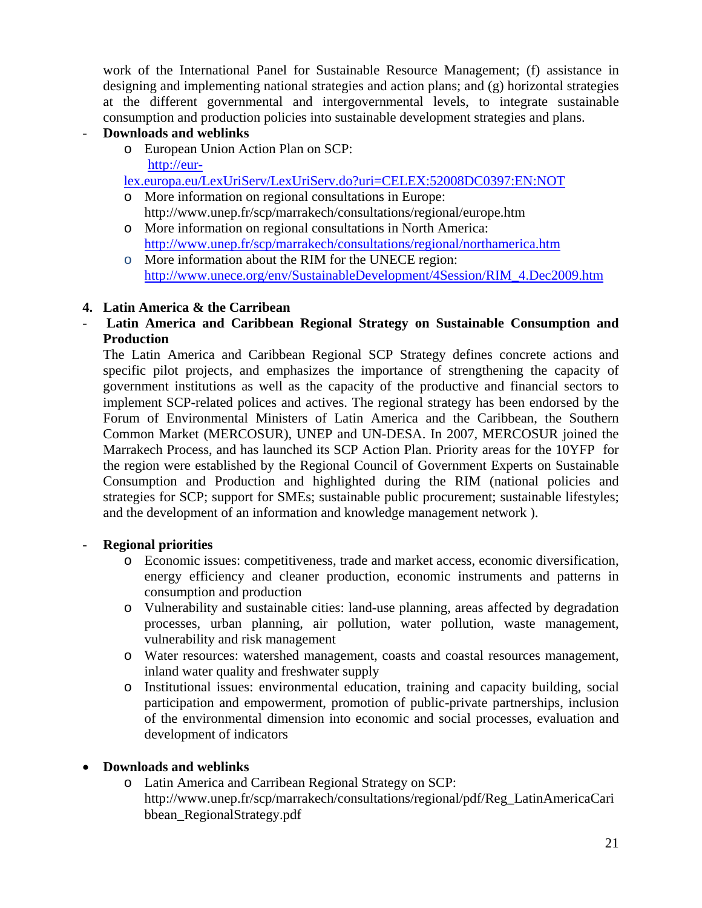work of the International Panel for Sustainable Resource Management; (f) assistance in designing and implementing national strategies and action plans; and (g) horizontal strategies at the different governmental and intergovernmental levels, to integrate sustainable consumption and production policies into sustainable development strategies and plans.

- **Downloads and weblinks**
  - European Union Action Plan on SCP: http://eur-lex.europa.eu/LexUriServ/LexUriServ.do?uri=CELEX:52008DC0397:EN:NOT
  - More information on regional consultations in Europe: http://www.unep.fr/scp/marrakech/consultations/regional/europe.htm
  - More information on regional consultations in North America: http://www.unep.fr/scp/marrakech/consultations/regional/northamerica.htm
  - More information about the RIM for the UNECE region: http://www.unece.org/env/SustainableDevelopment/4Session/RIM_4.Dec2009.htm

**4. Latin America & the Carribean**

- **Latin America and Caribbean Regional Strategy on Sustainable Consumption and Production**

The Latin America and Caribbean Regional SCP Strategy defines concrete actions and specific pilot projects, and emphasizes the importance of strengthening the capacity of government institutions as well as the capacity of the productive and financial sectors to implement SCP-related polices and actives. The regional strategy has been endorsed by the Forum of Environmental Ministers of Latin America and the Caribbean, the Southern Common Market (MERCOSUR), UNEP and UN-DESA. In 2007, MERCOSUR joined the Marrakech Process, and has launched its SCP Action Plan. Priority areas for the 10YFP for the region were established by the Regional Council of Government Experts on Sustainable Consumption and Production and highlighted during the RIM (national policies and strategies for SCP; support for SMEs; sustainable public procurement; sustainable lifestyles; and the development of an information and knowledge management network ).

- **Regional priorities**
  - Economic issues: competitiveness, trade and market access, economic diversification, energy efficiency and cleaner production, economic instruments and patterns in consumption and production
  - Vulnerability and sustainable cities: land-use planning, areas affected by degradation processes, urban planning, air pollution, water pollution, waste management, vulnerability and risk management
  - Water resources: watershed management, coasts and coastal resources management, inland water quality and freshwater supply
  - Institutional issues: environmental education, training and capacity building, social participation and empowerment, promotion of public-private partnerships, inclusion of the environmental dimension into economic and social processes, evaluation and development of indicators

- **Downloads and weblinks**
  - Latin America and Carribean Regional Strategy on SCP: http://www.unep.fr/scp/marrakech/consultations/regional/pdf/Reg_LatinAmericaCaribbean_RegionalStrategy.pdf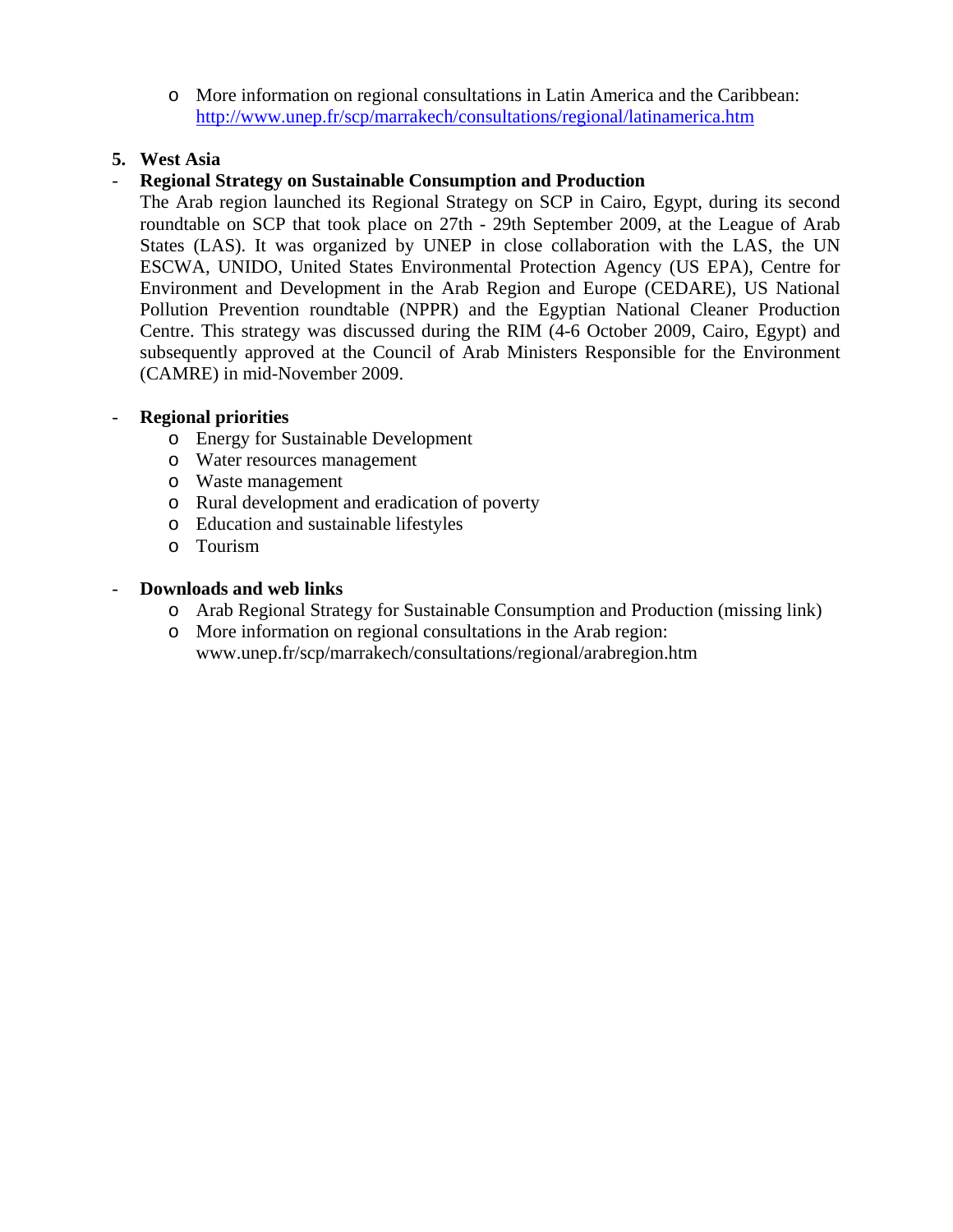- More information on regional consultations in Latin America and the Caribbean: http://www.unep.fr/scp/marrakech/consultations/regional/latinamerica.htm

## 5. West Asia

- **Regional Strategy on Sustainable Consumption and Production**

  The Arab region launched its Regional Strategy on SCP in Cairo, Egypt, during its second roundtable on SCP that took place on 27th - 29th September 2009, at the League of Arab States (LAS). It was organized by UNEP in close collaboration with the LAS, the UN ESCWA, UNIDO, United States Environmental Protection Agency (US EPA), Centre for Environment and Development in the Arab Region and Europe (CEDARE), US National Pollution Prevention roundtable (NPPR) and the Egyptian National Cleaner Production Centre. This strategy was discussed during the RIM (4-6 October 2009, Cairo, Egypt) and subsequently approved at the Council of Arab Ministers Responsible for the Environment (CAMRE) in mid-November 2009.

- **Regional priorities**
  - Energy for Sustainable Development
  - Water resources management
  - Waste management
  - Rural development and eradication of poverty
  - Education and sustainable lifestyles
  - Tourism

- **Downloads and web links**
  - Arab Regional Strategy for Sustainable Consumption and Production (missing link)
  - More information on regional consultations in the Arab region: www.unep.fr/scp/marrakech/consultations/regional/arabregion.htm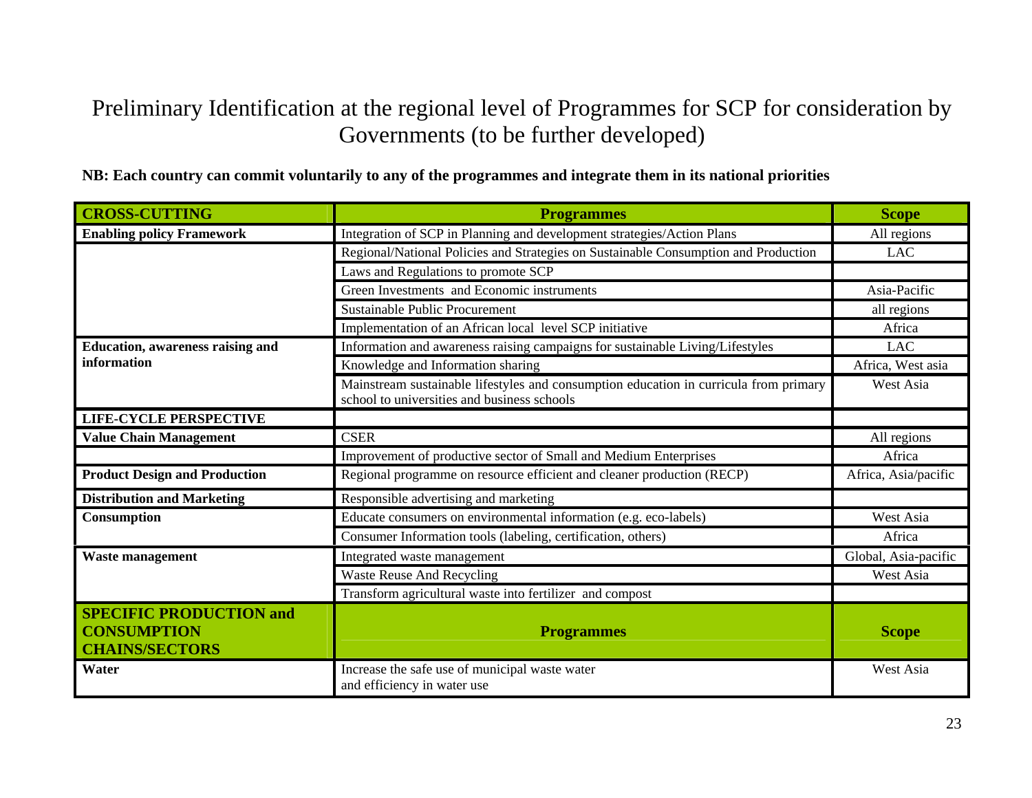# Preliminary Identification at the regional level of Programmes for SCP for consideration by Governments (to be further developed)

**NB: Each country can commit voluntarily to any of the programmes and integrate them in its national priorities**

| **CROSS-CUTTING** | **Programmes** | **Scope** |
|---|---|---|
| **Enabling policy Framework** | Integration of SCP in Planning and development strategies/Action Plans | All regions |
| | Regional/National Policies and Strategies on Sustainable Consumption and Production | LAC |
| | Laws and Regulations to promote SCP | |
| | Green Investments and Economic instruments | Asia-Pacific |
| | Sustainable Public Procurement | all regions |
| | Implementation of an African local level SCP initiative | Africa |
| **Education, awareness raising and information** | Information and awareness raising campaigns for sustainable Living/Lifestyles | LAC |
| | Knowledge and Information sharing | Africa, West asia |
| | Mainstream sustainable lifestyles and consumption education in curricula from primary school to universities and business schools | West Asia |
| **LIFE-CYCLE PERSPECTIVE** | | |
| **Value Chain Management** | CSER | All regions |
| | Improvement of productive sector of Small and Medium Enterprises | Africa |
| **Product Design and Production** | Regional programme on resource efficient and cleaner production (RECP) | Africa, Asia/pacific |
| **Distribution and Marketing** | Responsible advertising and marketing | |
| **Consumption** | Educate consumers on environmental information (e.g. eco-labels) | West Asia |
| | Consumer Information tools (labeling, certification, others) | Africa |
| **Waste management** | Integrated waste management | Global, Asia-pacific |
| | Waste Reuse And Recycling | West Asia |
| | Transform agricultural waste into fertilizer and compost | |
| **SPECIFIC PRODUCTION and CONSUMPTION CHAINS/SECTORS** | **Programmes** | **Scope** |
| **Water** | Increase the safe use of municipal waste water and efficiency in water use | West Asia |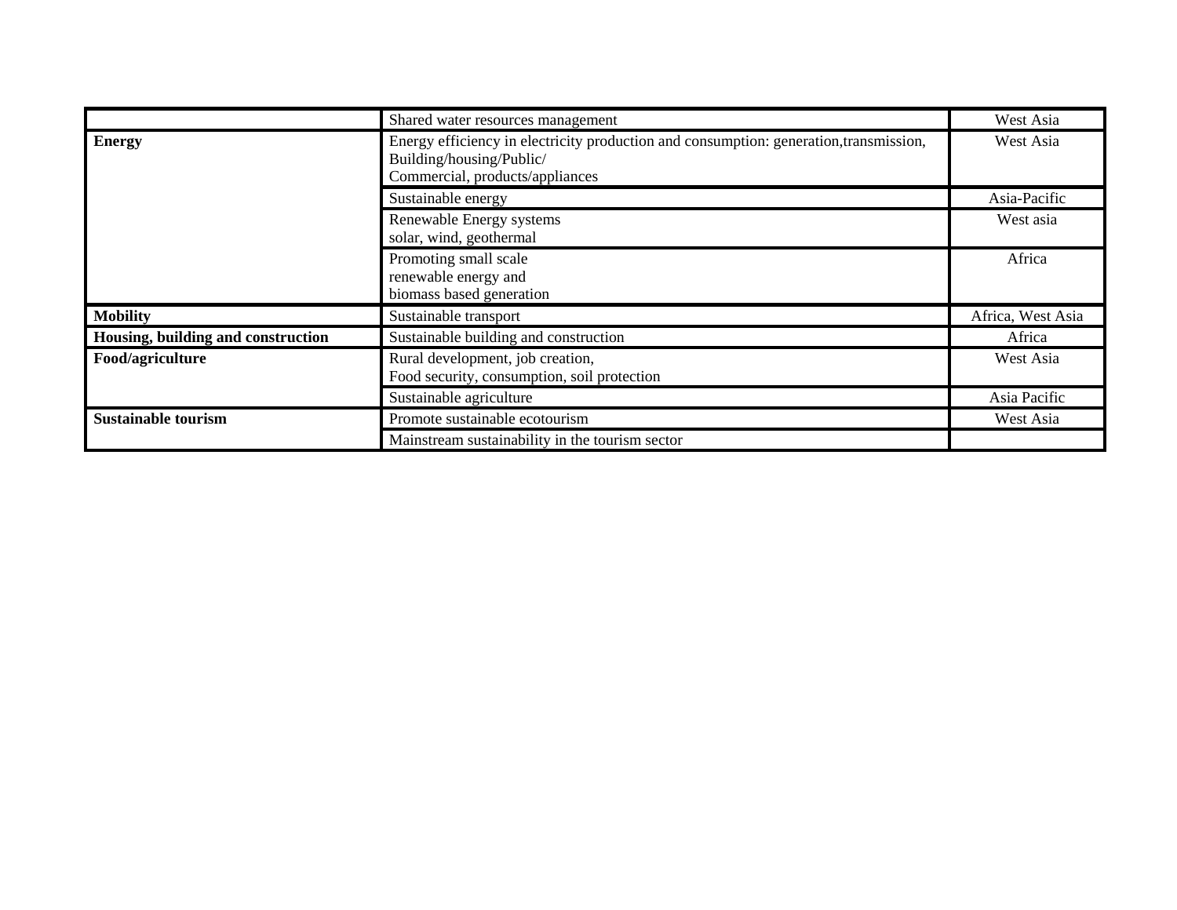| | | |
|---|---|---|
| | Shared water resources management | West Asia |
| **Energy** | Energy efficiency in electricity production and consumption: generation,transmission, Building/housing/Public/ Commercial, products/appliances | West Asia |
| | Sustainable energy | Asia-Pacific |
| | Renewable Energy systems solar, wind, geothermal | West asia |
| | Promoting small scale renewable energy and biomass based generation | Africa |
| **Mobility** | Sustainable transport | Africa, West Asia |
| **Housing, building and construction** | Sustainable building and construction | Africa |
| **Food/agriculture** | Rural development, job creation, Food security, consumption, soil protection | West Asia |
| | Sustainable agriculture | Asia Pacific |
| **Sustainable tourism** | Promote sustainable ecotourism | West Asia |
| | Mainstream sustainability in the tourism sector | |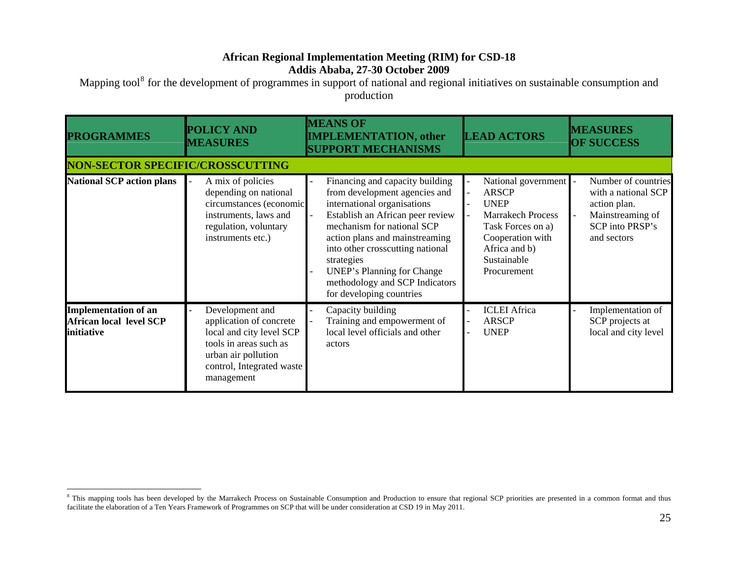**African Regional Implementation Meeting (RIM) for CSD-18**
**Addis Ababa, 27-30 October 2009**

Mapping tool[8] for the development of programmes in support of national and regional initiatives on sustainable consumption and production

| PROGRAMMES | POLICY AND MEASURES | MEANS OF IMPLEMENTATION, other SUPPORT MECHANISMS | LEAD ACTORS | MEASURES OF SUCCESS |
|---|---|---|---|---|
| **NON-SECTOR SPECIFIC/CROSSCUTTING** | | | | |
| **National SCP action plans** | - A mix of policies depending on national circumstances (economic instruments, laws and regulation, voluntary instruments etc.) | - Financing and capacity building from development agencies and international organisations<br>- Establish an African peer review mechanism for national SCP action plans and mainstreaming into other crosscutting national strategies<br>- UNEP's Planning for Change methodology and SCP Indicators for developing countries | - National government<br>- ARSCP<br>- UNEP<br>- Marrakech Process Task Forces on a) Cooperation with Africa and b) Sustainable Procurement | - Number of countries with a national SCP action plan.<br>- Mainstreaming of SCP into PRSP's and sectors |
| **Implementation of an African local level SCP initiative** | - Development and application of concrete local and city level SCP tools in areas such as urban air pollution control, Integrated waste management | - Capacity building<br>- Training and empowerment of local level officials and other actors | - ICLEI Africa<br>- ARSCP<br>- UNEP | - Implementation of SCP projects at local and city level |

[8] This mapping tools has been developed by the Marrakech Process on Sustainable Consumption and Production to ensure that regional SCP priorities are presented in a common format and thus facilitate the elaboration of a Ten Years Framework of Programmes on SCP that will be under consideration at CSD 19 in May 2011.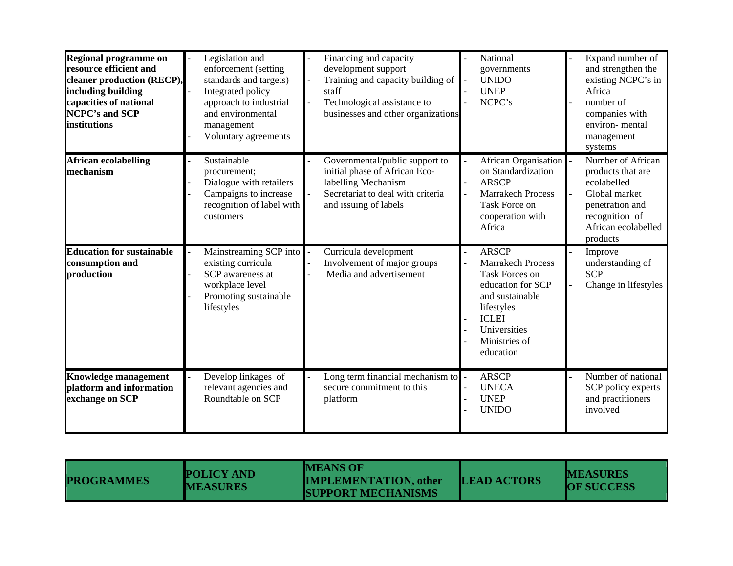| **Regional programme on resource efficient and cleaner production (RECP), including building capacities of national NCPC's and SCP institutions** | - Legislation and enforcement (setting standards and targets)<br>- Integrated policy approach to industrial and environmental management<br>- Voluntary agreements | - Financing and capacity development support<br>- Training and capacity building of staff<br>- Technological assistance to businesses and other organizations | - National governments<br>- UNIDO<br>- UNEP<br>- NCPC's | - Expand number of and strengthen the existing NCPC's in Africa<br>- number of companies with environ- mental management systems |
|---|---|---|---|---|
| **African ecolabelling mechanism** | - Sustainable procurement;<br>- Dialogue with retailers<br>- Campaigns to increase recognition of label with customers | - Governmental/public support to initial phase of African Eco-labelling Mechanism<br>- Secretariat to deal with criteria and issuing of labels | - African Organisation on Standardization<br>- ARSCP<br>- Marrakech Process Task Force on cooperation with Africa | - Number of African products that are ecolabelled<br>- Global market penetration and recognition of African ecolabelled products |
| **Education for sustainable consumption and production** | - Mainstreaming SCP into existing curricula<br>- SCP awareness at workplace level<br>- Promoting sustainable lifestyles | - Curricula development<br>- Involvement of major groups<br>- Media and advertisement | - ARSCP<br>- Marrakech Process Task Forces on education for SCP and sustainable lifestyles<br>- ICLEI<br>- Universities<br>- Ministries of education | - Improve understanding of SCP<br>- Change in lifestyles |
| **Knowledge management platform and information exchange on SCP** | - Develop linkages of relevant agencies and Roundtable on SCP | - Long term financial mechanism to secure commitment to this platform | - ARSCP<br>- UNECA<br>- UNEP<br>- UNIDO | - Number of national SCP policy experts and practitioners involved |

| **PROGRAMMES** | **POLICY AND MEASURES** | **MEANS OF IMPLEMENTATION, other SUPPORT MECHANISMS** | **LEAD ACTORS** | **MEASURES OF SUCCESS** |
|---|---|---|---|---|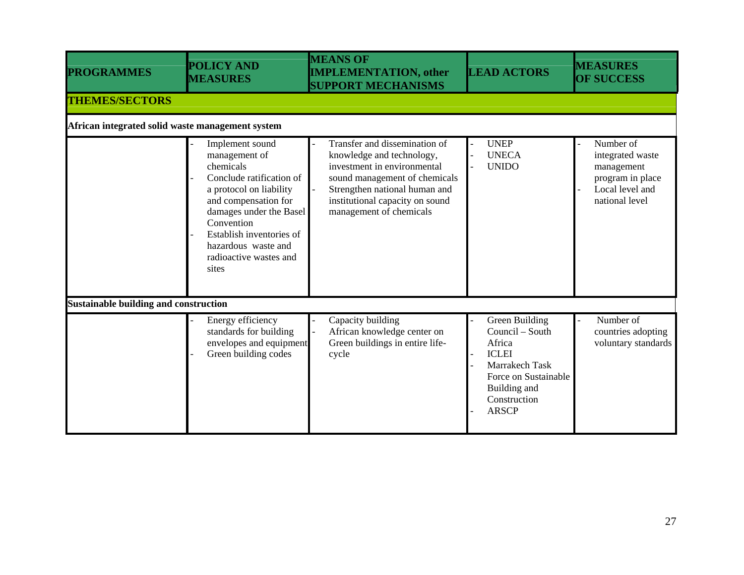| PROGRAMMES | POLICY AND MEASURES | MEANS OF IMPLEMENTATION, other SUPPORT MECHANISMS | LEAD ACTORS | MEASURES OF SUCCESS |
|---|---|---|---|---|
| **THEMES/SECTORS** | | | | |
| **African integrated solid waste management system** | | | | |
| | - Implement sound management of chemicals<br>- Conclude ratification of a protocol on liability and compensation for damages under the Basel Convention<br>- Establish inventories of hazardous waste and radioactive wastes and sites | - Transfer and dissemination of knowledge and technology, investment in environmental sound management of chemicals<br>- Strengthen national human and institutional capacity on sound management of chemicals | - UNEP<br>- UNECA<br>- UNIDO | - Number of integrated waste management program in place<br>- Local level and national level |
| **Sustainable building and construction** | | | | |
| | - Energy efficiency standards for building envelopes and equipment<br>- Green building codes | - Capacity building<br>- African knowledge center on Green buildings in entire life-cycle | - Green Building Council – South Africa<br>- ICLEI<br>- Marrakech Task Force on Sustainable Building and Construction<br>- ARSCP | - Number of countries adopting voluntary standards |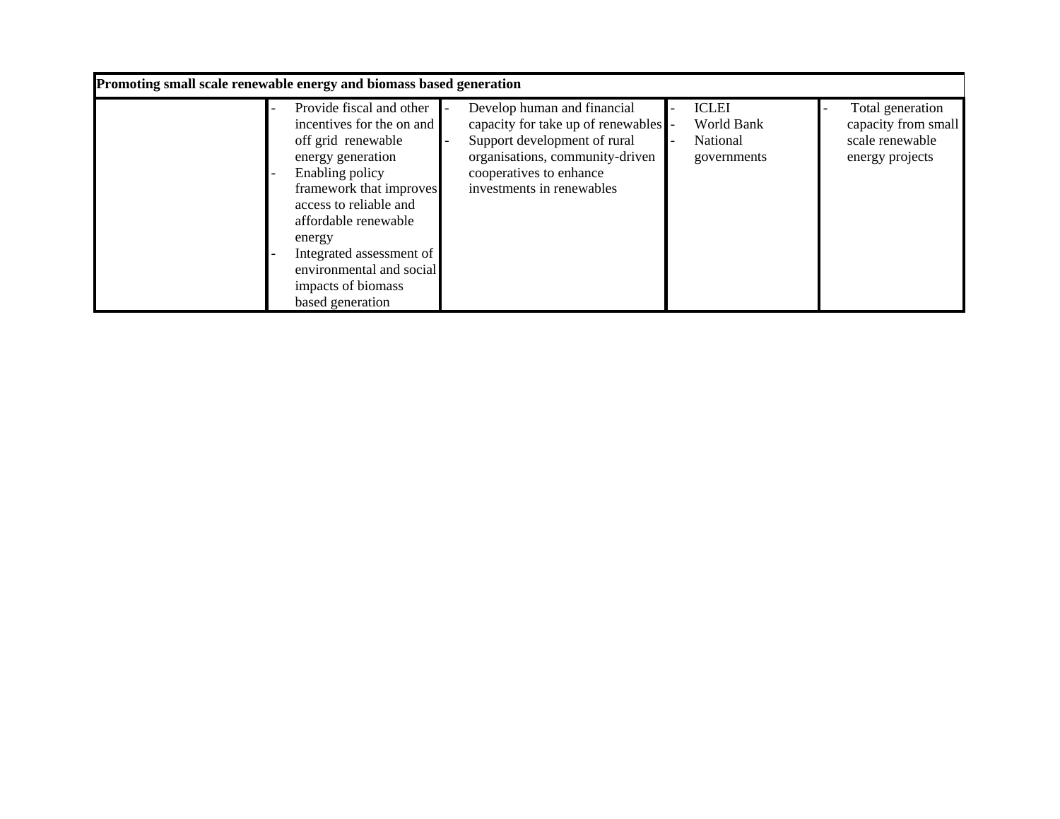| Promoting small scale renewable energy and biomass based generation | | | | |
|---|---|---|---|---|
| | - Provide fiscal and other incentives for the on and off grid renewable energy generation<br>- Enabling policy framework that improves access to reliable and affordable renewable energy<br>- Integrated assessment of environmental and social impacts of biomass based generation | - Develop human and financial capacity for take up of renewables<br>- Support development of rural organisations, community-driven cooperatives to enhance investments in renewables | - ICLEI<br>- World Bank<br>- National governments | - Total generation capacity from small scale renewable energy projects |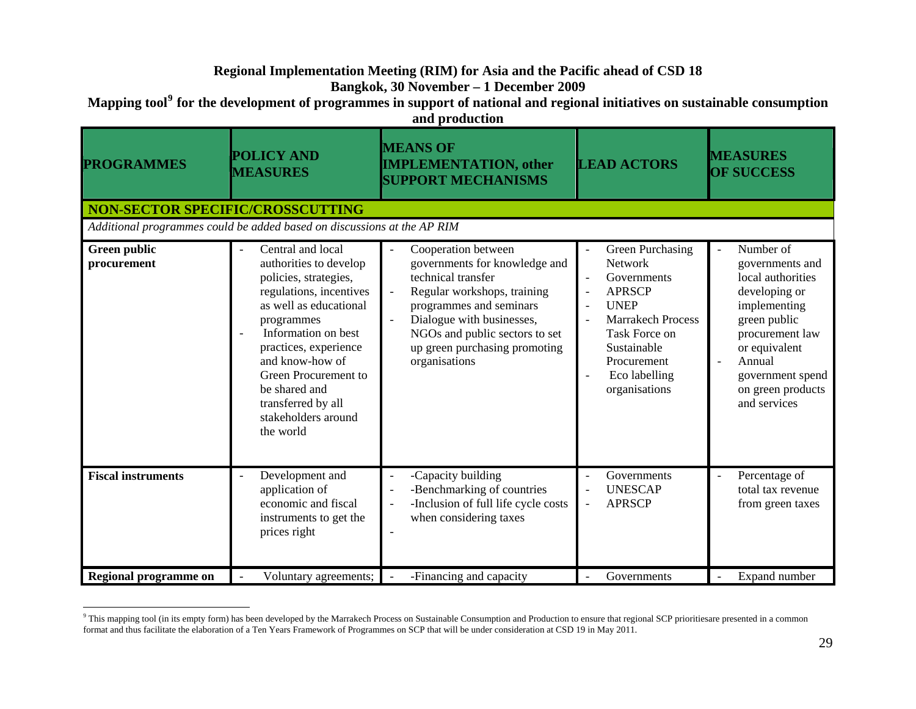**Regional Implementation Meeting (RIM) for Asia and the Pacific ahead of CSD 18**
**Bangkok, 30 November – 1 December 2009**
**Mapping tool[9] for the development of programmes in support of national and regional initiatives on sustainable consumption and production**

| PROGRAMMES | POLICY AND MEASURES | MEANS OF IMPLEMENTATION, other SUPPORT MECHANISMS | LEAD ACTORS | MEASURES OF SUCCESS |
|---|---|---|---|---|
| **NON-SECTOR SPECIFIC/CROSSCUTTING** | | | | |
| *Additional programmes could be added based on discussions at the AP RIM* | | | | |
| **Green public procurement** | - Central and local authorities to develop policies, strategies, regulations, incentives as well as educational programmes<br>- Information on best practices, experience and know-how of Green Procurement to be shared and transferred by all stakeholders around the world | - Cooperation between governments for knowledge and technical transfer<br>- Regular workshops, training programmes and seminars<br>- Dialogue with businesses, NGOs and public sectors to set up green purchasing promoting organisations | - Green Purchasing Network<br>- Governments<br>- APRSCP<br>- UNEP<br>- Marrakech Process Task Force on Sustainable Procurement<br>- Eco labelling organisations | - Number of governments and local authorities developing or implementing green public procurement law or equivalent<br>- Annual government spend on green products and services |
| **Fiscal instruments** | - Development and application of economic and fiscal instruments to get the prices right | - -Capacity building<br>- -Benchmarking of countries<br>- -Inclusion of full life cycle costs when considering taxes<br>- | - Governments<br>- UNESCAP<br>- APRSCP | - Percentage of total tax revenue from green taxes |
| **Regional programme on** | - Voluntary agreements; | - -Financing and capacity | - Governments | - Expand number |

[9] This mapping tool (in its empty form) has been developed by the Marrakech Process on Sustainable Consumption and Production to ensure that regional SCP prioritiesare presented in a common format and thus facilitate the elaboration of a Ten Years Framework of Programmes on SCP that will be under consideration at CSD 19 in May 2011.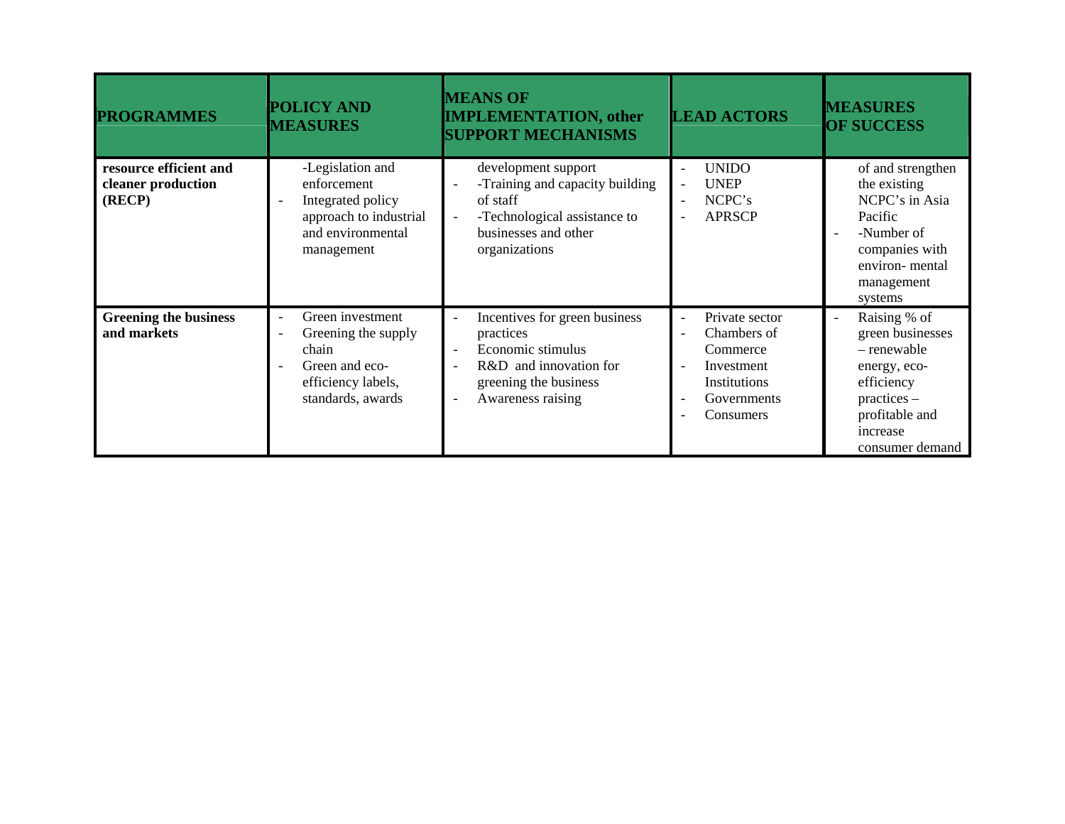| PROGRAMMES | POLICY AND MEASURES | MEANS OF IMPLEMENTATION, other SUPPORT MECHANISMS | LEAD ACTORS | MEASURES OF SUCCESS |
|---|---|---|---|---|
| **resource efficient and cleaner production (RECP)** | -Legislation and enforcement<br>- Integrated policy approach to industrial and environmental management | development support<br>- -Training and capacity building of staff<br>- -Technological assistance to businesses and other organizations | - UNIDO<br>- UNEP<br>- NCPC's<br>- APRSCP | of and strengthen the existing NCPC's in Asia Pacific<br>- -Number of companies with environ- mental management systems |
| **Greening the business and markets** | - Green investment<br>- Greening the supply chain<br>- Green and eco-efficiency labels, standards, awards | - Incentives for green business practices<br>- Economic stimulus<br>- R&D and innovation for greening the business<br>- Awareness raising | - Private sector<br>- Chambers of Commerce<br>- Investment Institutions<br>- Governments<br>- Consumers | - Raising % of green businesses – renewable energy, eco-efficiency practices – profitable and increase consumer demand |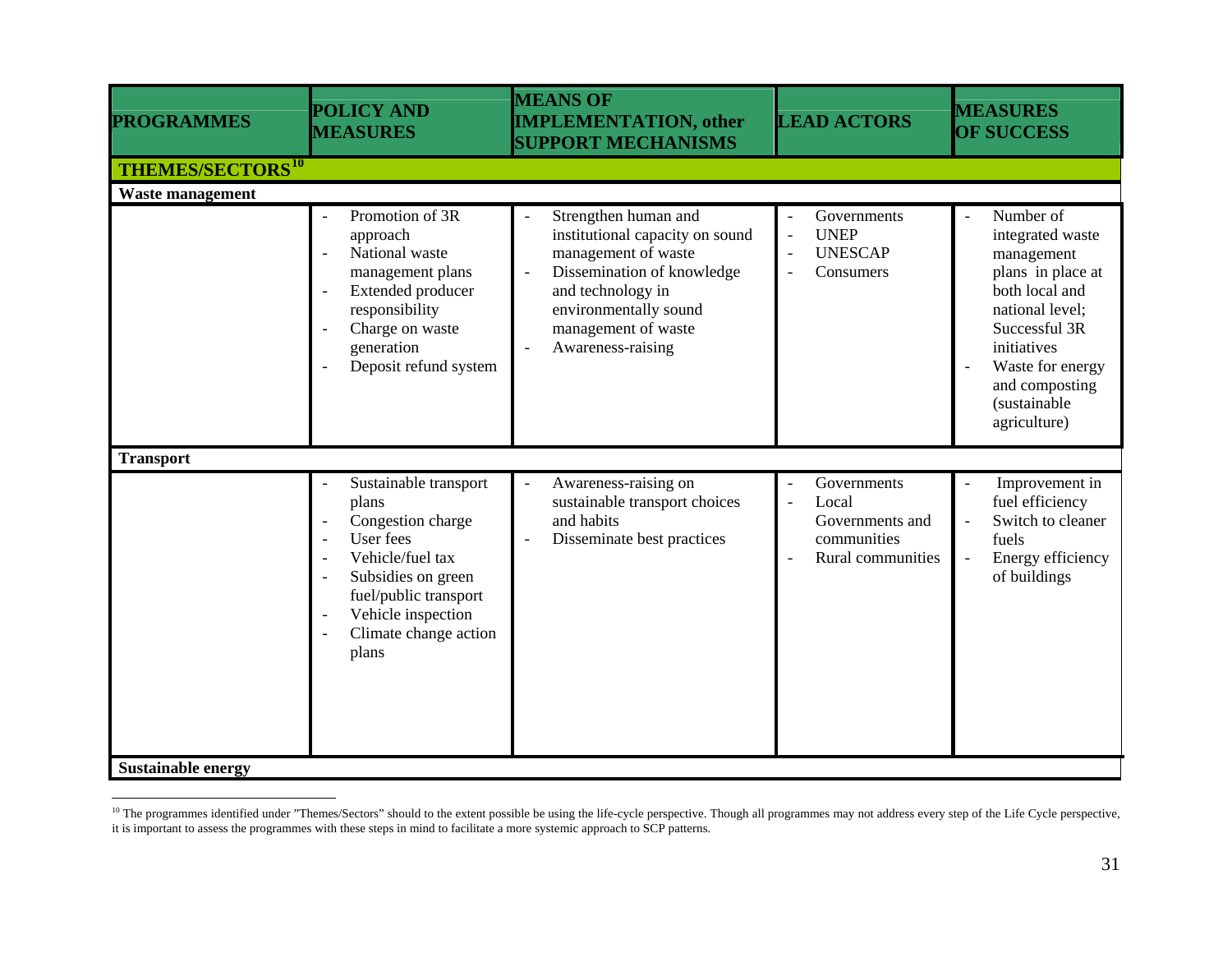| PROGRAMMES | POLICY AND MEASURES | MEANS OF IMPLEMENTATION, other SUPPORT MECHANISMS | LEAD ACTORS | MEASURES OF SUCCESS |
|---|---|---|---|---|
| **THEMES/SECTORS[10]** | | | | |
| **Waste management** | | | | |
| | - Promotion of 3R approach<br>- National waste management plans<br>- Extended producer responsibility<br>- Charge on waste generation<br>- Deposit refund system | - Strengthen human and institutional capacity on sound management of waste<br>- Dissemination of knowledge and technology in environmentally sound management of waste<br>- Awareness-raising | - Governments<br>- UNEP<br>- UNESCAP<br>- Consumers | - Number of integrated waste management plans in place at both local and national level; Successful 3R initiatives<br>- Waste for energy and composting (sustainable agriculture) |
| **Transport** | | | | |
| | - Sustainable transport plans<br>- Congestion charge<br>- User fees<br>- Vehicle/fuel tax<br>- Subsidies on green fuel/public transport<br>- Vehicle inspection<br>- Climate change action plans | - Awareness-raising on sustainable transport choices and habits<br>- Disseminate best practices | - Governments<br>- Local Governments and communities<br>- Rural communities | - Improvement in fuel efficiency<br>- Switch to cleaner fuels<br>- Energy efficiency of buildings |
| **Sustainable energy** | | | | |

[10] The programmes identified under "Themes/Sectors" should to the extent possible be using the life-cycle perspective. Though all programmes may not address every step of the Life Cycle perspective, it is important to assess the programmes with these steps in mind to facilitate a more systemic approach to SCP patterns.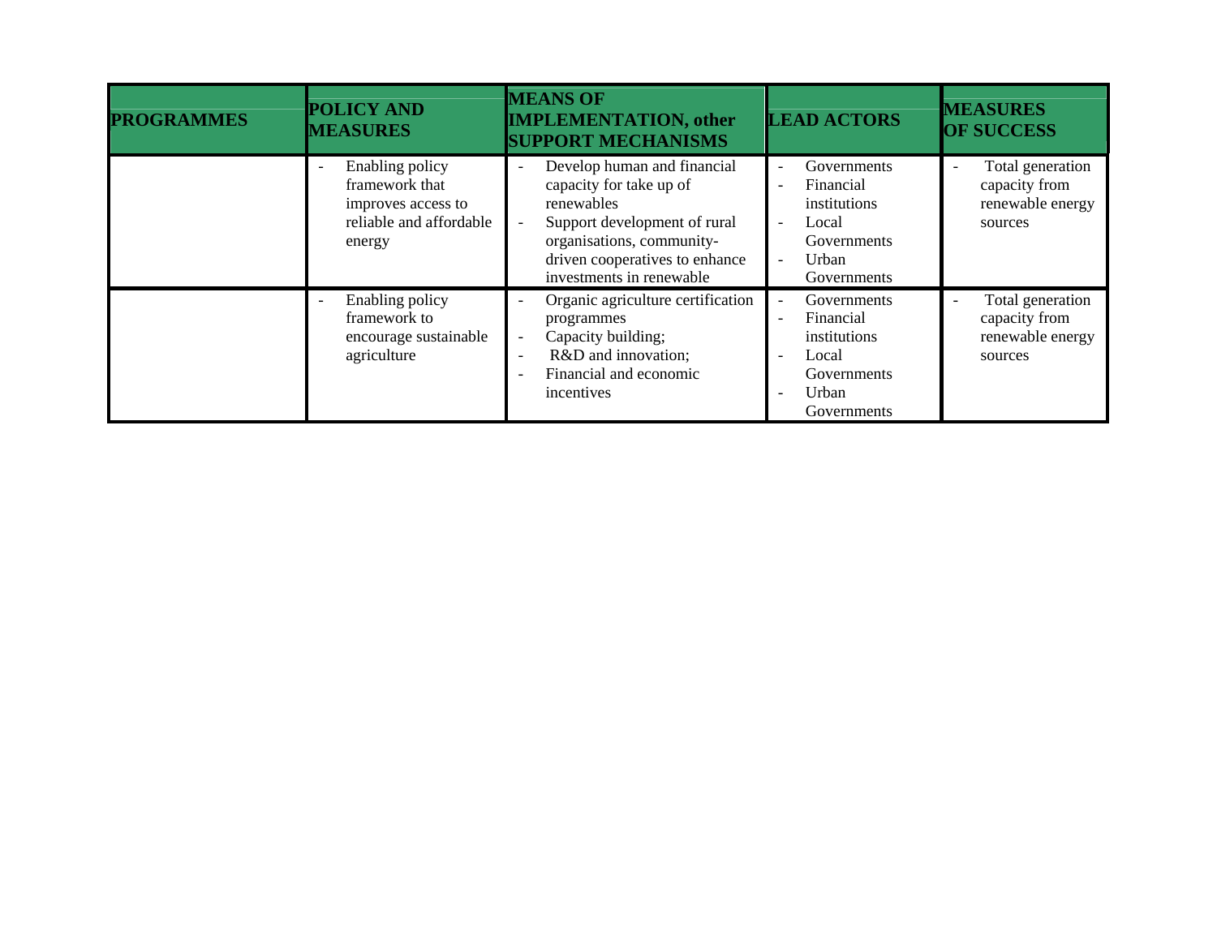| PROGRAMMES | POLICY AND MEASURES | MEANS OF IMPLEMENTATION, other SUPPORT MECHANISMS | LEAD ACTORS | MEASURES OF SUCCESS |
|---|---|---|---|---|
| | - Enabling policy framework that improves access to reliable and affordable energy | - Develop human and financial capacity for take up of renewables<br>- Support development of rural organisations, community-driven cooperatives to enhance investments in renewable | - Governments<br>- Financial institutions<br>- Local Governments<br>- Urban Governments | - Total generation capacity from renewable energy sources |
| | - Enabling policy framework to encourage sustainable agriculture | - Organic agriculture certification programmes<br>- Capacity building;<br>- R&D and innovation;<br>- Financial and economic incentives | - Governments<br>- Financial institutions<br>- Local Governments<br>- Urban Governments | - Total generation capacity from renewable energy sources |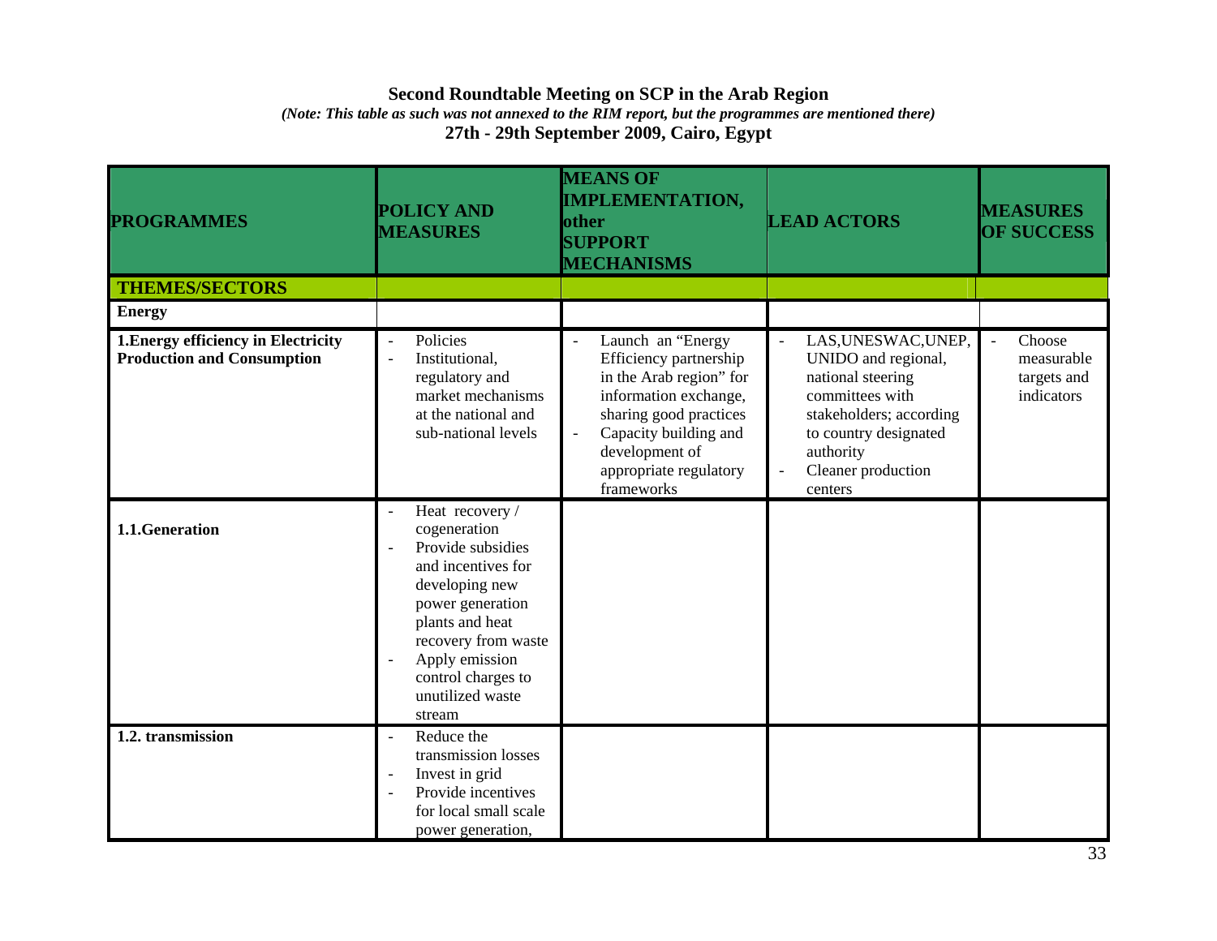**Second Roundtable Meeting on SCP in the Arab Region**

*(Note: This table as such was not annexed to the RIM report, but the programmes are mentioned there)*

**27th - 29th September 2009, Cairo, Egypt**

| PROGRAMMES | POLICY AND MEASURES | MEANS OF IMPLEMENTATION, other SUPPORT MECHANISMS | LEAD ACTORS | MEASURES OF SUCCESS |
|---|---|---|---|---|
| **THEMES/SECTORS** | | | | |
| **Energy** | | | | |
| **1.Energy efficiency in Electricity Production and Consumption** | - Policies<br>- Institutional, regulatory and market mechanisms at the national and sub-national levels | - Launch an "Energy Efficiency partnership in the Arab region" for information exchange, sharing good practices<br>- Capacity building and development of appropriate regulatory frameworks | - LAS,UNESWAC,UNEP, UNIDO and regional, national steering committees with stakeholders; according to country designated authority<br>- Cleaner production centers | - Choose measurable targets and indicators |
| **1.1.Generation** | - Heat recovery / cogeneration<br>- Provide subsidies and incentives for developing new power generation plants and heat recovery from waste<br>- Apply emission control charges to unutilized waste stream | | | |
| **1.2. transmission** | - Reduce the transmission losses<br>- Invest in grid<br>- Provide incentives for local small scale power generation, | | | |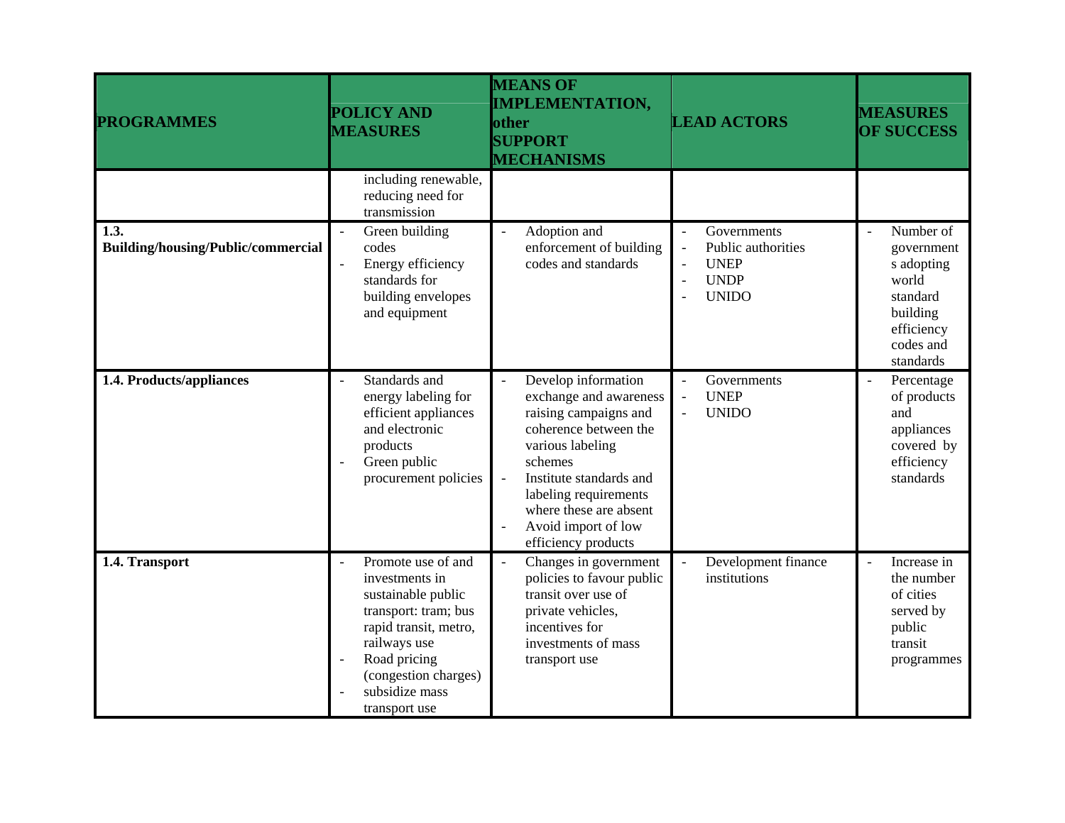| PROGRAMMES | POLICY AND MEASURES | MEANS OF IMPLEMENTATION, other SUPPORT MECHANISMS | LEAD ACTORS | MEASURES OF SUCCESS |
|---|---|---|---|---|
| | including renewable, reducing need for transmission | | | |
| **1.3. Building/housing/Public/commercial** | - Green building codes<br>- Energy efficiency standards for building envelopes and equipment | - Adoption and enforcement of building codes and standards | - Governments<br>- Public authorities<br>- UNEP<br>- UNDP<br>- UNIDO | - Number of governments adopting world standard building efficiency codes and standards |
| **1.4. Products/appliances** | - Standards and energy labeling for efficient appliances and electronic products<br>- Green public procurement policies | - Develop information exchange and awareness raising campaigns and coherence between the various labeling schemes<br>- Institute standards and labeling requirements where these are absent<br>- Avoid import of low efficiency products | - Governments<br>- UNEP<br>- UNIDO | - Percentage of products and appliances covered by efficiency standards |
| **1.4. Transport** | - Promote use of and investments in sustainable public transport: tram; bus rapid transit, metro, railways use<br>- Road pricing (congestion charges)<br>- subsidize mass transport use | - Changes in government policies to favour public transit over use of private vehicles, incentives for investments of mass transport use | - Development finance institutions | - Increase in the number of cities served by public transit programmes |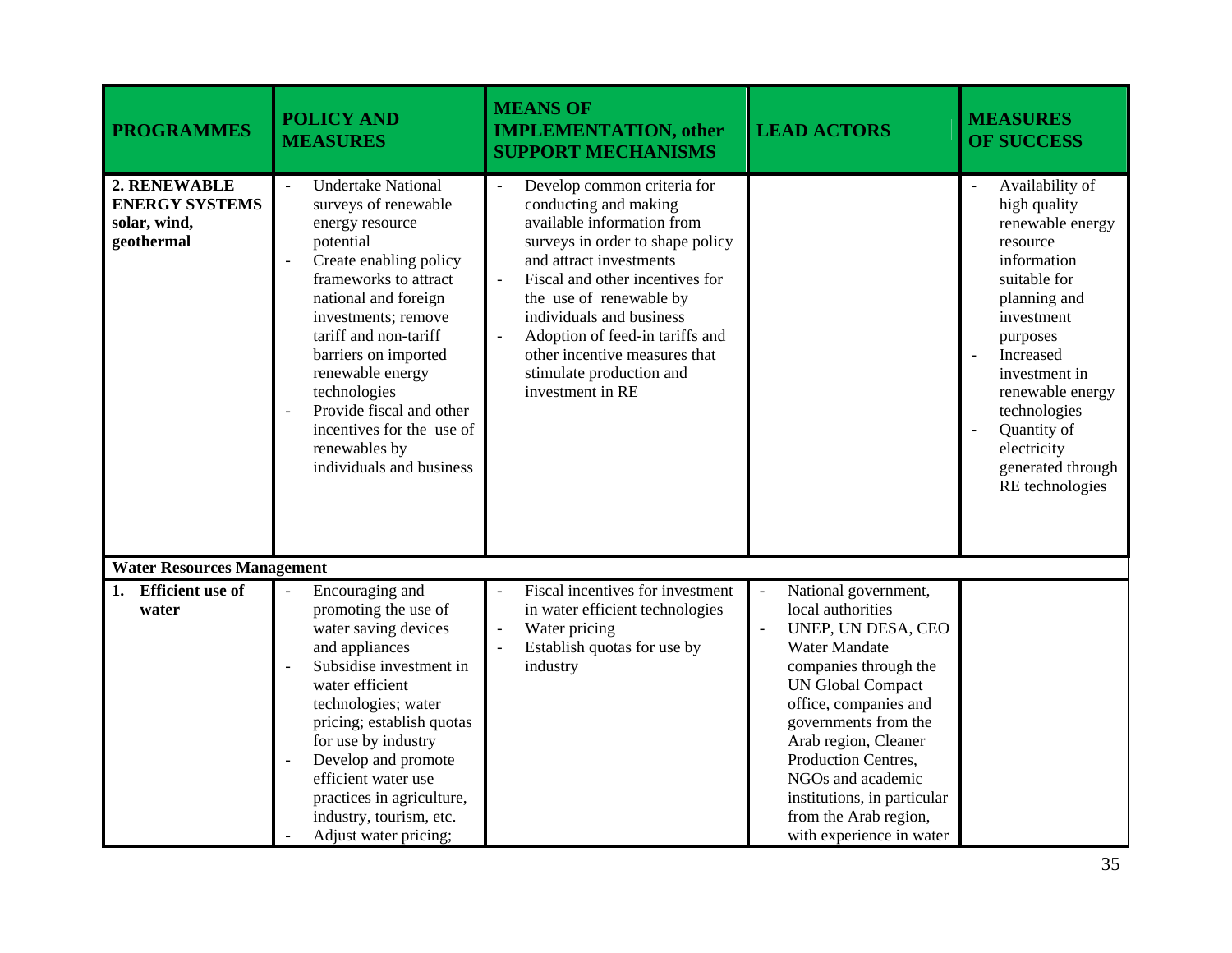| PROGRAMMES | POLICY AND MEASURES | MEANS OF IMPLEMENTATION, other SUPPORT MECHANISMS | LEAD ACTORS | MEASURES OF SUCCESS |
|---|---|---|---|---|
| **2. RENEWABLE ENERGY SYSTEMS solar, wind, geothermal** | - Undertake National surveys of renewable energy resource potential<br>- Create enabling policy frameworks to attract national and foreign investments; remove tariff and non-tariff barriers on imported renewable energy technologies<br>- Provide fiscal and other incentives for the use of renewables by individuals and business | - Develop common criteria for conducting and making available information from surveys in order to shape policy and attract investments<br>- Fiscal and other incentives for the use of renewable by individuals and business<br>- Adoption of feed-in tariffs and other incentive measures that stimulate production and investment in RE | | - Availability of high quality renewable energy resource information suitable for planning and investment purposes<br>- Increased investment in renewable energy technologies<br>- Quantity of electricity generated through RE technologies |
| **Water Resources Management** | | | | |
| **1. Efficient use of water** | - Encouraging and promoting the use of water saving devices and appliances<br>- Subsidise investment in water efficient technologies; water pricing; establish quotas for use by industry<br>- Develop and promote efficient water use practices in agriculture, industry, tourism, etc.<br>- Adjust water pricing; | - Fiscal incentives for investment in water efficient technologies<br>- Water pricing<br>- Establish quotas for use by industry | - National government, local authorities<br>- UNEP, UN DESA, CEO Water Mandate companies through the UN Global Compact office, companies and governments from the Arab region, Cleaner Production Centres, NGOs and academic institutions, in particular from the Arab region, with experience in water | |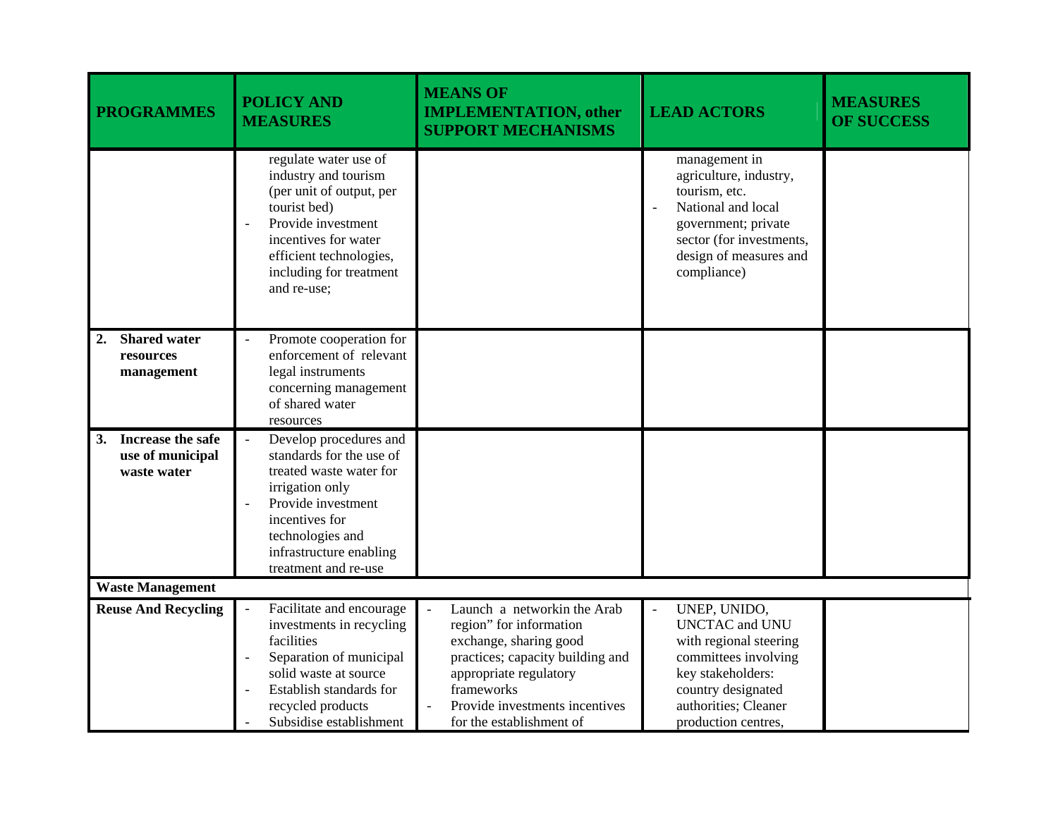| PROGRAMMES | POLICY AND MEASURES | MEANS OF IMPLEMENTATION, other SUPPORT MECHANISMS | LEAD ACTORS | MEASURES OF SUCCESS |
|---|---|---|---|---|
| | regulate water use of industry and tourism (per unit of output, per tourist bed)<br>- Provide investment incentives for water efficient technologies, including for treatment and re-use; | | management in agriculture, industry, tourism, etc.<br>- National and local government; private sector (for investments, design of measures and compliance) | |
| **2. Shared water resources management** | - Promote cooperation for enforcement of relevant legal instruments concerning management of shared water resources | | | |
| **3. Increase the safe use of municipal waste water** | - Develop procedures and standards for the use of treated waste water for irrigation only<br>- Provide investment incentives for technologies and infrastructure enabling treatment and re-use | | | |
| **Waste Management** | | | | |
| **Reuse And Recycling** | - Facilitate and encourage investments in recycling facilities<br>- Separation of municipal solid waste at source<br>- Establish standards for recycled products<br>- Subsidise establishment | - Launch a networkin the Arab region" for information exchange, sharing good practices; capacity building and appropriate regulatory frameworks<br>- Provide investments incentives for the establishment of | - UNEP, UNIDO, UNCTAC and UNU with regional steering committees involving key stakeholders: country designated authorities; Cleaner production centres, | |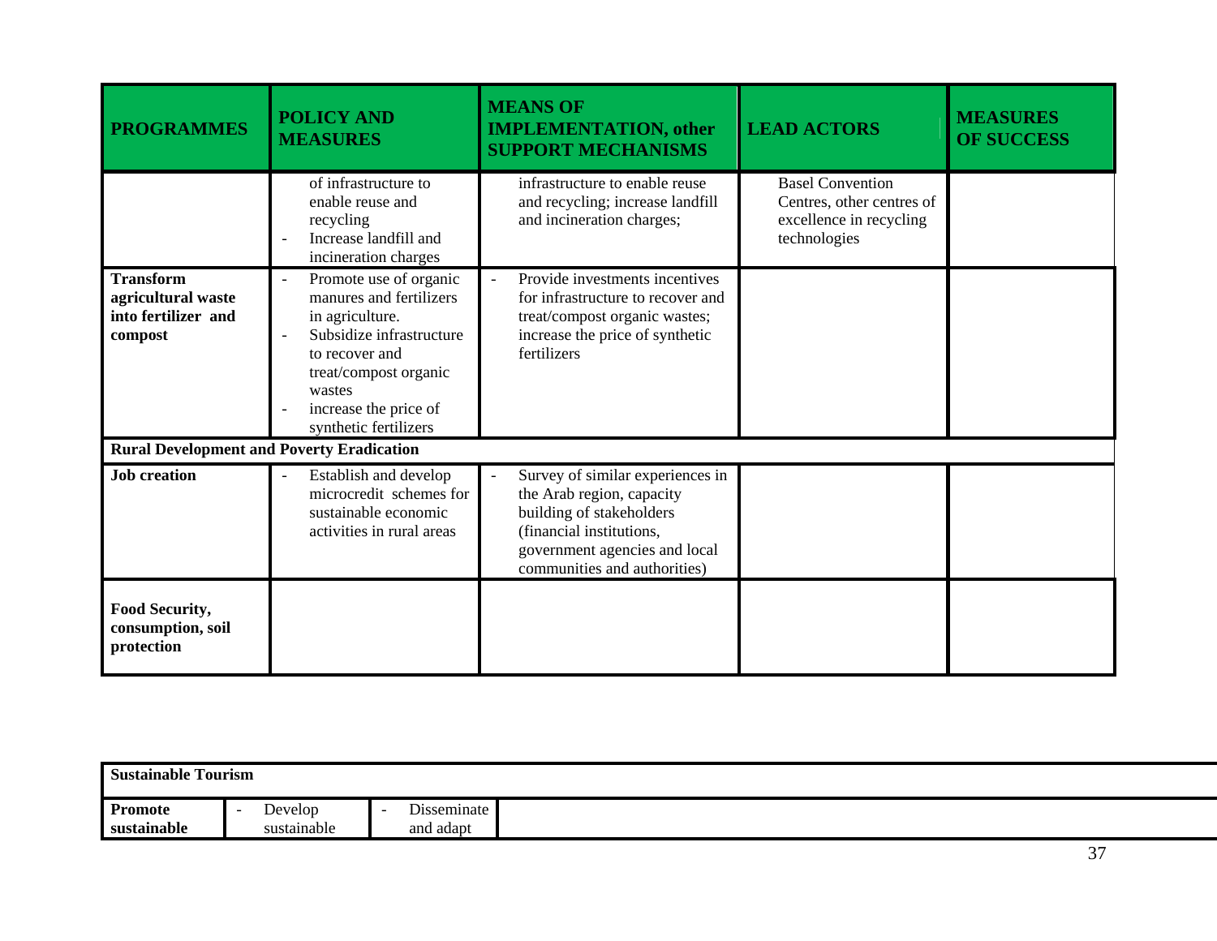| PROGRAMMES | POLICY AND MEASURES | MEANS OF IMPLEMENTATION, other SUPPORT MECHANISMS | LEAD ACTORS | MEASURES OF SUCCESS |
|---|---|---|---|---|
| | of infrastructure to enable reuse and recycling<br>- Increase landfill and incineration charges | infrastructure to enable reuse and recycling; increase landfill and incineration charges; | Basel Convention Centres, other centres of excellence in recycling technologies | |
| **Transform agricultural waste into fertilizer and compost** | - Promote use of organic manures and fertilizers in agriculture.<br>- Subsidize infrastructure to recover and treat/compost organic wastes<br>- increase the price of synthetic fertilizers | - Provide investments incentives for infrastructure to recover and treat/compost organic wastes; increase the price of synthetic fertilizers | | |
| **Rural Development and Poverty Eradication** | | | | |
| **Job creation** | - Establish and develop microcredit schemes for sustainable economic activities in rural areas | - Survey of similar experiences in the Arab region, capacity building of stakeholders (financial institutions, government agencies and local communities and authorities) | | |
| **Food Security, consumption, soil protection** | | | | |

| **Sustainable Tourism** | | | | |
|---|---|---|---|---|
| **Promote sustainable** | - Develop sustainable | - Disseminate and adapt | | |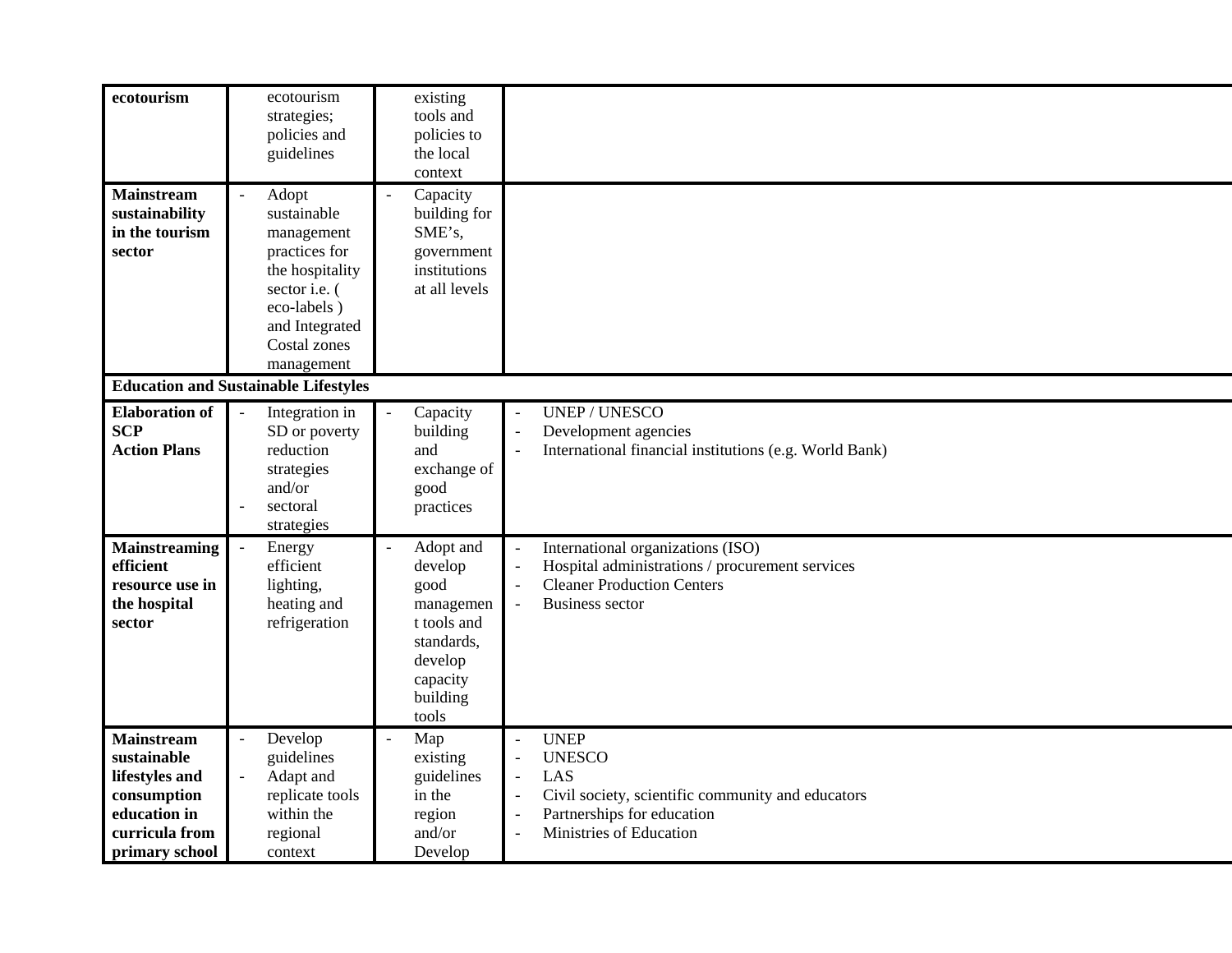| | | | |
|---|---|---|---|
| **ecotourism** | ecotourism strategies; policies and guidelines | existing tools and policies to the local context | |
| **Mainstream sustainability in the tourism sector** | - Adopt sustainable management practices for the hospitality sector i.e. ( eco-labels ) and Integrated Costal zones management | - Capacity building for SME's, government institutions at all levels | |
| **Education and Sustainable Lifestyles** | | | |
| **Elaboration of SCP Action Plans** | - Integration in SD or poverty reduction strategies and/or<br>- sectoral strategies | - Capacity building and exchange of good practices | - UNEP / UNESCO<br>- Development agencies<br>- International financial institutions (e.g. World Bank) |
| **Mainstreaming efficient resource use in the hospital sector** | - Energy efficient lighting, heating and refrigeration | - Adopt and develop good management tools and standards, develop capacity building tools | - International organizations (ISO)<br>- Hospital administrations / procurement services<br>- Cleaner Production Centers<br>- Business sector |
| **Mainstream sustainable lifestyles and consumption education in curricula from primary school** | - Develop guidelines<br>- Adapt and replicate tools within the regional context | - Map existing guidelines in the region and/or Develop | - UNEP<br>- UNESCO<br>- LAS<br>- Civil society, scientific community and educators<br>- Partnerships for education<br>- Ministries of Education |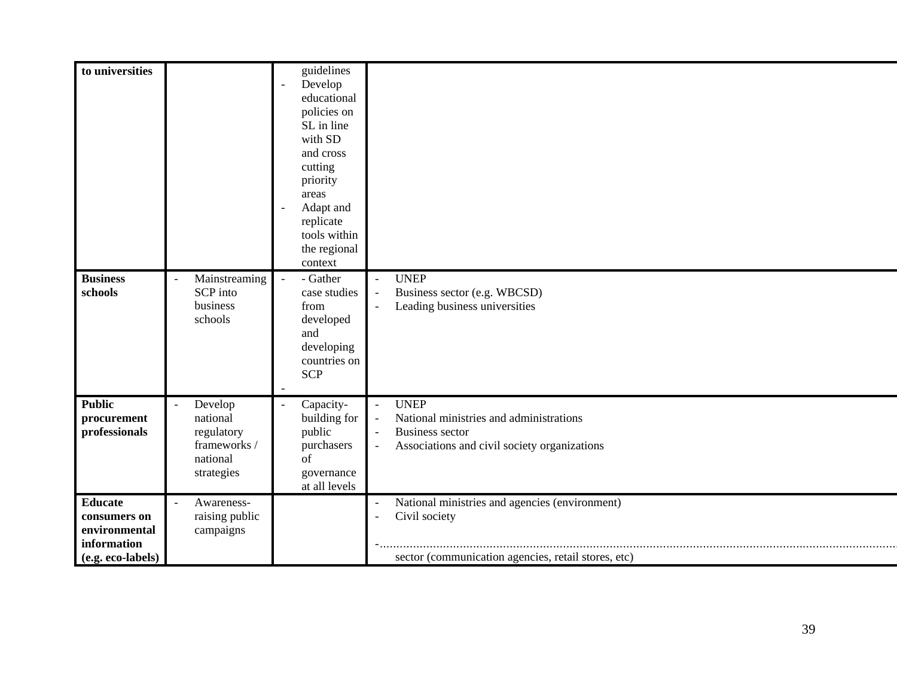| to universities | | guidelines<br>- Develop educational policies on SL in line with SD and cross cutting priority areas<br>- Adapt and replicate tools within the regional context | |
|---|---|---|---|
| **Business schools** | - Mainstreaming SCP into business schools | - - Gather case studies from developed and developing countries on SCP<br>- | - UNEP<br>- Business sector (e.g. WBCSD)<br>- Leading business universities |
| **Public procurement professionals** | - Develop national regulatory frameworks / national strategies | - Capacity-building for public purchasers of governance at all levels | - UNEP<br>- National ministries and administrations<br>- Business sector<br>- Associations and civil society organizations |
| **Educate consumers on environmental information (e.g. eco-labels)** | - Awareness-raising public campaigns | | - National ministries and agencies (environment)<br>- Civil society<br>-........................................................................................................................................................ sector (communication agencies, retail stores, etc) |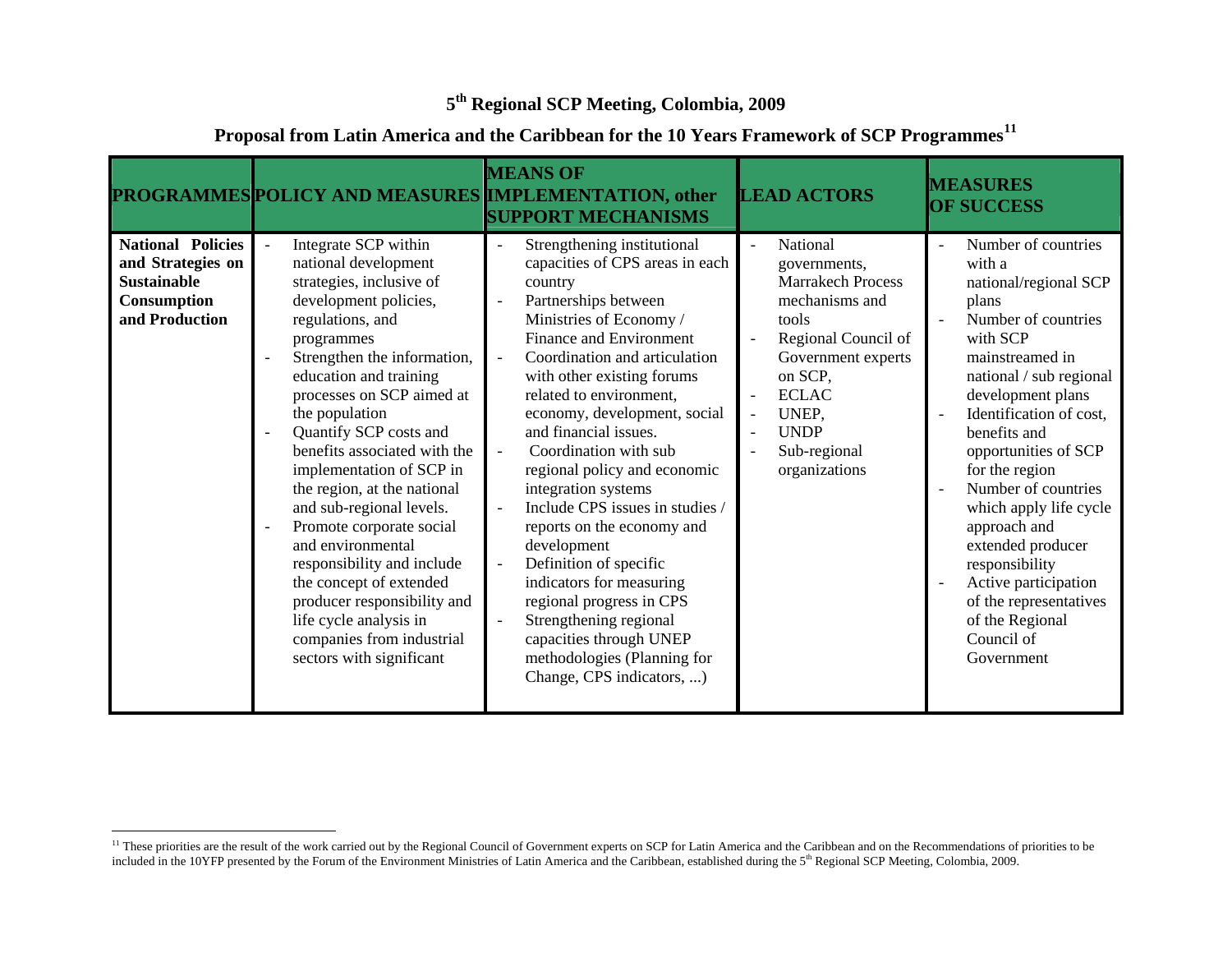## 5th Regional SCP Meeting, Colombia, 2009

## Proposal from Latin America and the Caribbean for the 10 Years Framework of SCP Programmes[11]

| PROGRAMMES | POLICY AND MEASURES | MEANS OF IMPLEMENTATION, other SUPPORT MECHANISMS | LEAD ACTORS | MEASURES OF SUCCESS |
|---|---|---|---|---|
| **National Policies and Strategies on Sustainable Consumption and Production** | - Integrate SCP within national development strategies, inclusive of development policies, regulations, and programmes<br>- Strengthen the information, education and training processes on SCP aimed at the population<br>- Quantify SCP costs and benefits associated with the implementation of SCP in the region, at the national and sub-regional levels.<br>- Promote corporate social and environmental responsibility and include the concept of extended producer responsibility and life cycle analysis in companies from industrial sectors with significant | - Strengthening institutional capacities of CPS areas in each country<br>- Partnerships between Ministries of Economy / Finance and Environment<br>- Coordination and articulation with other existing forums related to environment, economy, development, social and financial issues.<br>- Coordination with sub regional policy and economic integration systems<br>- Include CPS issues in studies / reports on the economy and development<br>- Definition of specific indicators for measuring regional progress in CPS<br>- Strengthening regional capacities through UNEP methodologies (Planning for Change, CPS indicators, ...) | - National governments, Marrakech Process mechanisms and tools<br>- Regional Council of Government experts on SCP,<br>- ECLAC<br>- UNEP,<br>- UNDP<br>- Sub-regional organizations | - Number of countries with a national/regional SCP plans<br>- Number of countries with SCP mainstreamed in national / sub regional development plans<br>- Identification of cost, benefits and opportunities of SCP for the region<br>- Number of countries which apply life cycle approach and extended producer responsibility<br>- Active participation of the representatives of the Regional Council of Government |

[11] These priorities are the result of the work carried out by the Regional Council of Government experts on SCP for Latin America and the Caribbean and on the Recommendations of priorities to be included in the 10YFP presented by the Forum of the Environment Ministries of Latin America and the Caribbean, established during the 5th Regional SCP Meeting, Colombia, 2009.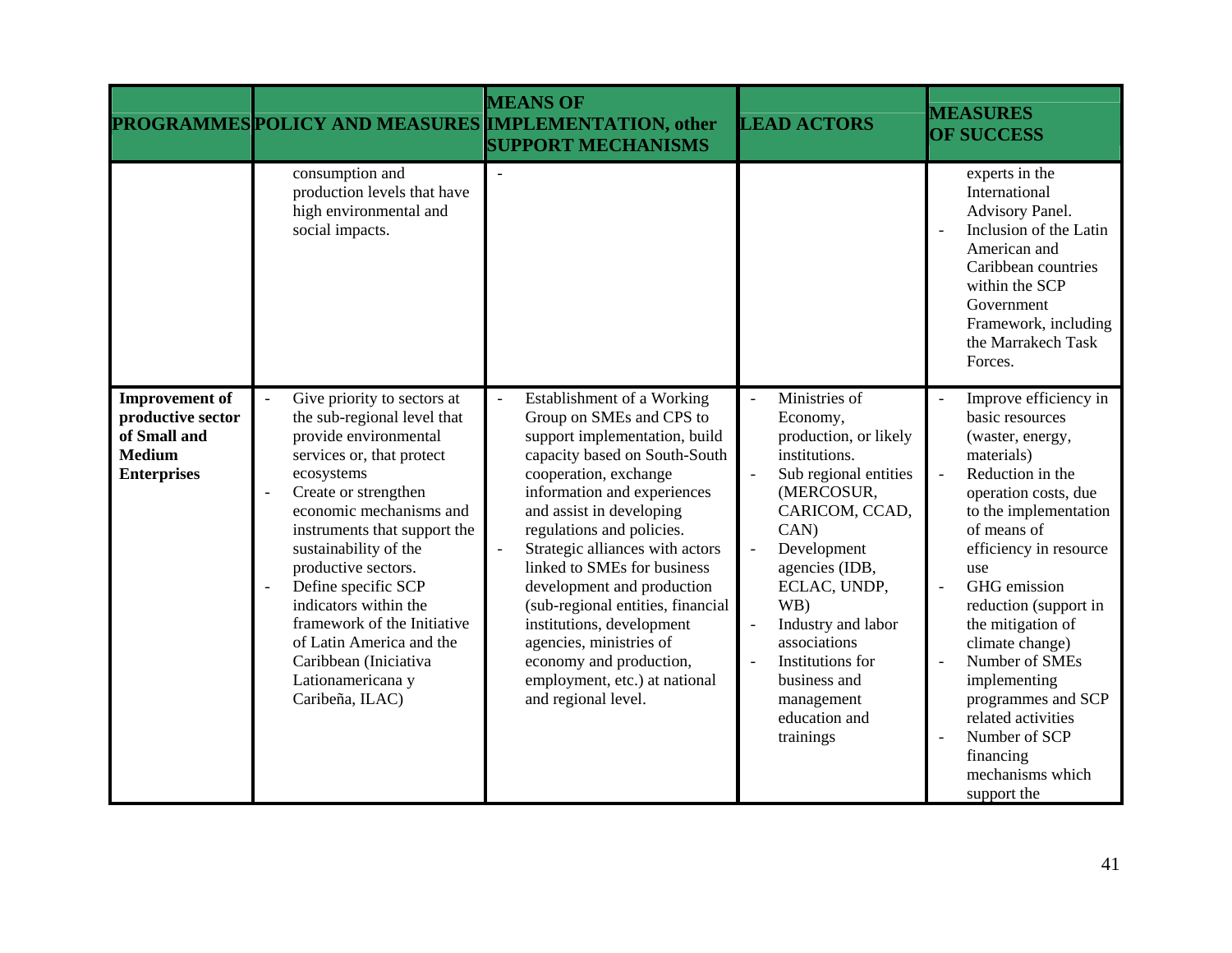| PROGRAMMES | POLICY AND MEASURES | MEANS OF IMPLEMENTATION, other SUPPORT MECHANISMS | LEAD ACTORS | MEASURES OF SUCCESS |
|---|---|---|---|---|
| | consumption and production levels that have high environmental and social impacts. | - | | experts in the International Advisory Panel.<br>- Inclusion of the Latin American and Caribbean countries within the SCP Government Framework, including the Marrakech Task Forces. |
| **Improvement of productive sector of Small and Medium Enterprises** | - Give priority to sectors at the sub-regional level that provide environmental services or, that protect ecosystems<br>- Create or strengthen economic mechanisms and instruments that support the sustainability of the productive sectors.<br>- Define specific SCP indicators within the framework of the Initiative of Latin America and the Caribbean (Iniciativa Lationamericana y Caribeña, ILAC) | - Establishment of a Working Group on SMEs and CPS to support implementation, build capacity based on South-South cooperation, exchange information and experiences and assist in developing regulations and policies.<br>- Strategic alliances with actors linked to SMEs for business development and production (sub-regional entities, financial institutions, development agencies, ministries of economy and production, employment, etc.) at national and regional level. | - Ministries of Economy, production, or likely institutions.<br>- Sub regional entities (MERCOSUR, CARICOM, CCAD, CAN)<br>- Development agencies (IDB, ECLAC, UNDP, WB)<br>- Industry and labor associations<br>- Institutions for business and management education and trainings | - Improve efficiency in basic resources (waster, energy, materials)<br>- Reduction in the operation costs, due to the implementation of means of efficiency in resource use<br>- GHG emission reduction (support in the mitigation of climate change)<br>- Number of SMEs implementing programmes and SCP related activities<br>- Number of SCP financing mechanisms which support the |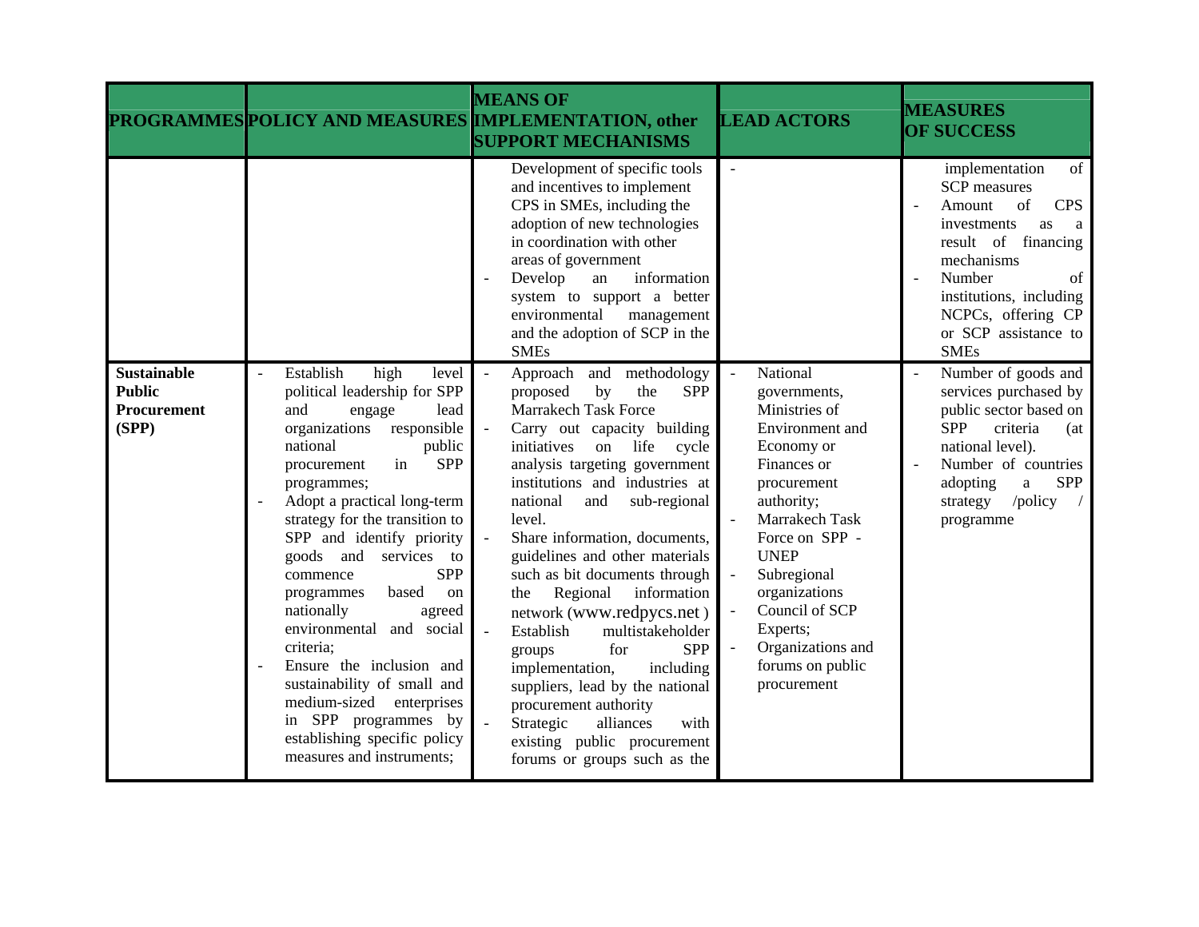| PROGRAMMES | POLICY AND MEASURES | MEANS OF IMPLEMENTATION, other SUPPORT MECHANISMS | LEAD ACTORS | MEASURES OF SUCCESS |
|---|---|---|---|---|
| | | Development of specific tools and incentives to implement CPS in SMEs, including the adoption of new technologies in coordination with other areas of government<br>- Develop an information system to support a better environmental management and the adoption of SCP in the SMEs | - | implementation of SCP measures<br>- Amount of CPS investments as a result of financing mechanisms<br>- Number of institutions, including NCPCs, offering CP or SCP assistance to SMEs |
| **Sustainable Public Procurement (SPP)** | - Establish high level political leadership for SPP and engage lead organizations responsible national public procurement in SPP programmes;<br>- Adopt a practical long-term strategy for the transition to SPP and identify priority goods and services to commence SPP programmes based on nationally agreed environmental and social criteria;<br>- Ensure the inclusion and sustainability of small and medium-sized enterprises in SPP programmes by establishing specific policy measures and instruments; | - Approach and methodology proposed by the SPP Marrakech Task Force<br>- Carry out capacity building initiatives on life cycle analysis targeting government institutions and industries at national and sub-regional level.<br>- Share information, documents, guidelines and other materials such as bit documents through the Regional information network (www.redpycs.net )<br>- Establish multistakeholder groups for SPP implementation, including suppliers, lead by the national procurement authority<br>- Strategic alliances with existing public procurement forums or groups such as the | - National governments, Ministries of Environment and Economy or Finances or procurement authority;<br>- Marrakech Task Force on SPP - UNEP<br>- Subregional organizations<br>- Council of SCP Experts;<br>- Organizations and forums on public procurement | - Number of goods and services purchased by public sector based on SPP criteria (at national level).<br>- Number of countries adopting a SPP strategy /policy / programme |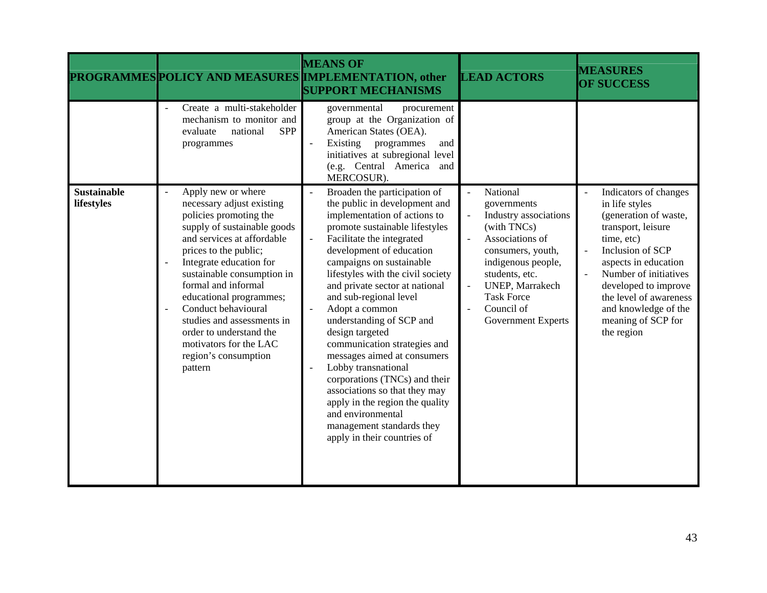| PROGRAMMES | POLICY AND MEASURES | MEANS OF IMPLEMENTATION, other SUPPORT MECHANISMS | LEAD ACTORS | MEASURES OF SUCCESS |
|---|---|---|---|---|
| | - Create a multi-stakeholder mechanism to monitor and evaluate national SPP programmes | governmental procurement group at the Organization of American States (OEA).<br>- Existing programmes and initiatives at subregional level (e.g. Central America and MERCOSUR). | | |
| **Sustainable lifestyles** | - Apply new or where necessary adjust existing policies promoting the supply of sustainable goods and services at affordable prices to the public;<br>- Integrate education for sustainable consumption in formal and informal educational programmes;<br>- Conduct behavioural studies and assessments in order to understand the motivators for the LAC region's consumption pattern | - Broaden the participation of the public in development and implementation of actions to promote sustainable lifestyles<br>- Facilitate the integrated development of education campaigns on sustainable lifestyles with the civil society and private sector at national and sub-regional level<br>- Adopt a common understanding of SCP and design targeted communication strategies and messages aimed at consumers<br>- Lobby transnational corporations (TNCs) and their associations so that they may apply in the region the quality and environmental management standards they apply in their countries of | - National governments<br>- Industry associations (with TNCs)<br>- Associations of consumers, youth, indigenous people, students, etc.<br>- UNEP, Marrakech Task Force<br>- Council of Government Experts | - Indicators of changes in life styles (generation of waste, transport, leisure time, etc)<br>- Inclusion of SCP aspects in education<br>- Number of initiatives developed to improve the level of awareness and knowledge of the meaning of SCP for the region |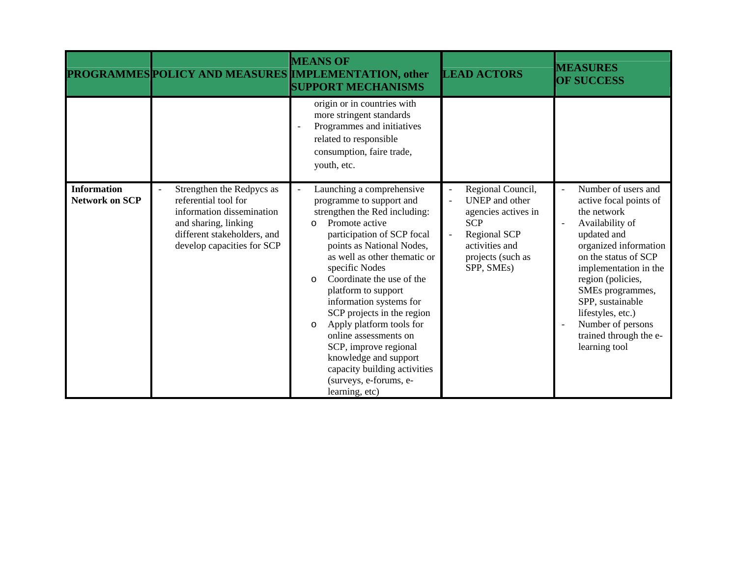| PROGRAMMES | POLICY AND MEASURES | MEANS OF IMPLEMENTATION, other SUPPORT MECHANISMS | LEAD ACTORS | MEASURES OF SUCCESS |
|---|---|---|---|---|
| | | origin or in countries with more stringent standards<br>- Programmes and initiatives related to responsible consumption, faire trade, youth, etc. | | |
| **Information Network on SCP** | - Strengthen the Redpycs as referential tool for information dissemination and sharing, linking different stakeholders, and develop capacities for SCP | - Launching a comprehensive programme to support and strengthen the Red including:<br>o Promote active participation of SCP focal points as National Nodes, as well as other thematic or specific Nodes<br>o Coordinate the use of the platform to support information systems for SCP projects in the region<br>o Apply platform tools for online assessments on SCP, improve regional knowledge and support capacity building activities (surveys, e-forums, e-learning, etc) | - Regional Council,<br>- UNEP and other agencies actives in SCP<br>- Regional SCP activities and projects (such as SPP, SMEs) | - Number of users and active focal points of the network<br>- Availability of updated and organized information on the status of SCP implementation in the region (policies, SMEs programmes, SPP, sustainable lifestyles, etc.)<br>- Number of persons trained through the e-learning tool |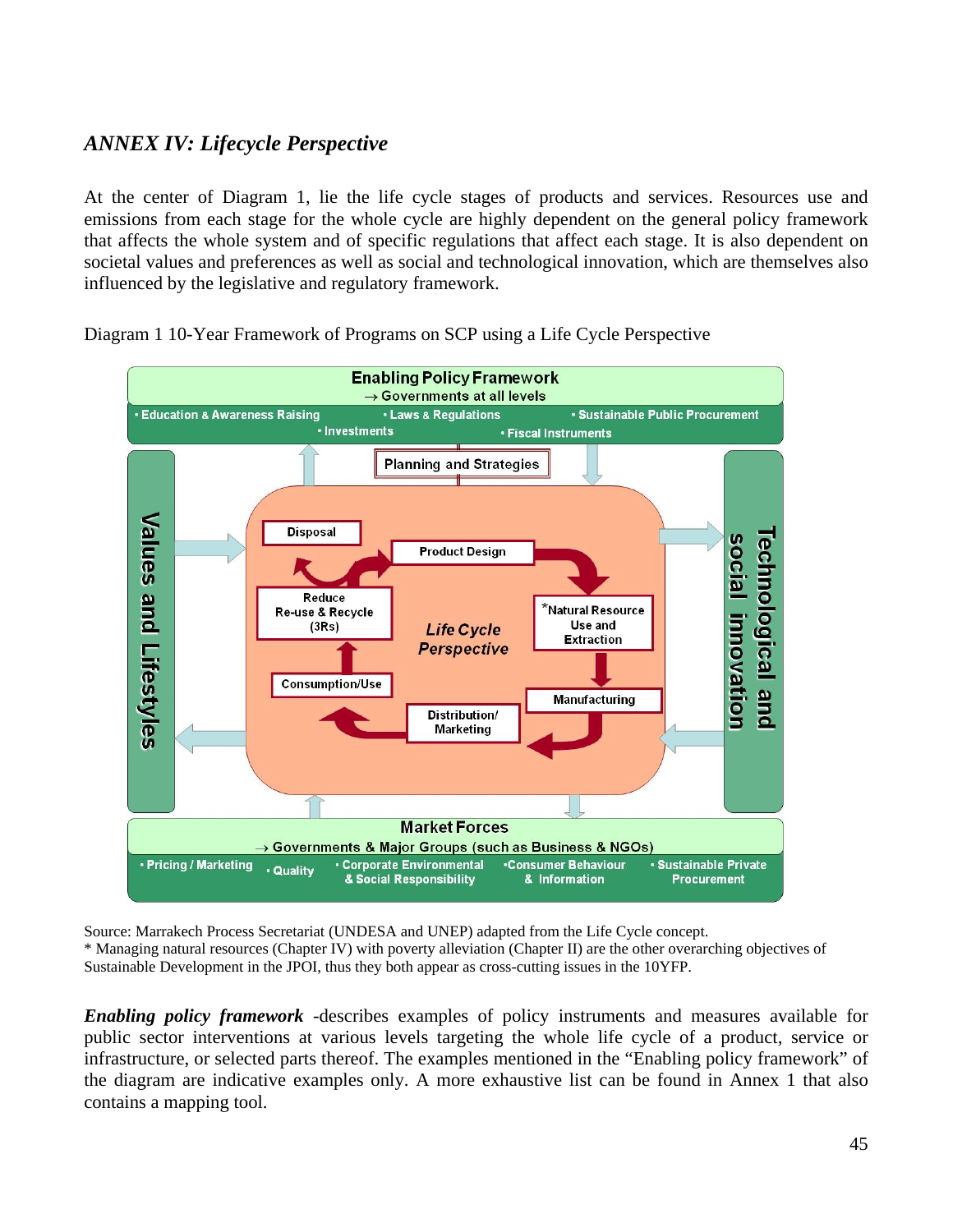## *ANNEX IV: Lifecycle Perspective*

At the center of Diagram 1, lie the life cycle stages of products and services. Resources use and emissions from each stage for the whole cycle are highly dependent on the general policy framework that affects the whole system and of specific regulations that affect each stage. It is also dependent on societal values and preferences as well as social and technological innovation, which are themselves also influenced by the legislative and regulatory framework.

Diagram 1 10-Year Framework of Programs on SCP using a Life Cycle Perspective

**Enabling Policy Framework**
→ Governments at all levels
- Education & Awareness Raising
- Laws & Regulations
- Sustainable Public Procurement
- Investments
- Fiscal Instruments

Planning and Strategies

Values and Lifestyles

Technological and social innovation

*Life Cycle Perspective*: Product Design → *Natural Resource Use and Extraction → Manufacturing → Distribution/ Marketing → Consumption/Use → Reduce Re-use & Recycle (3Rs) → Disposal

**Market Forces**
→ Governments & Major Groups (such as Business & NGOs)
- Pricing / Marketing
- Quality
- Corporate Environmental & Social Responsibility
- Consumer Behaviour & Information
- Sustainable Private Procurement

Source: Marrakech Process Secretariat (UNDESA and UNEP) adapted from the Life Cycle concept.
* Managing natural resources (Chapter IV) with poverty alleviation (Chapter II) are the other overarching objectives of Sustainable Development in the JPOI, thus they both appear as cross-cutting issues in the 10YFP.

***Enabling policy framework*** -describes examples of policy instruments and measures available for public sector interventions at various levels targeting the whole life cycle of a product, service or infrastructure, or selected parts thereof. The examples mentioned in the "Enabling policy framework" of the diagram are indicative examples only. A more exhaustive list can be found in Annex 1 that also contains a mapping tool.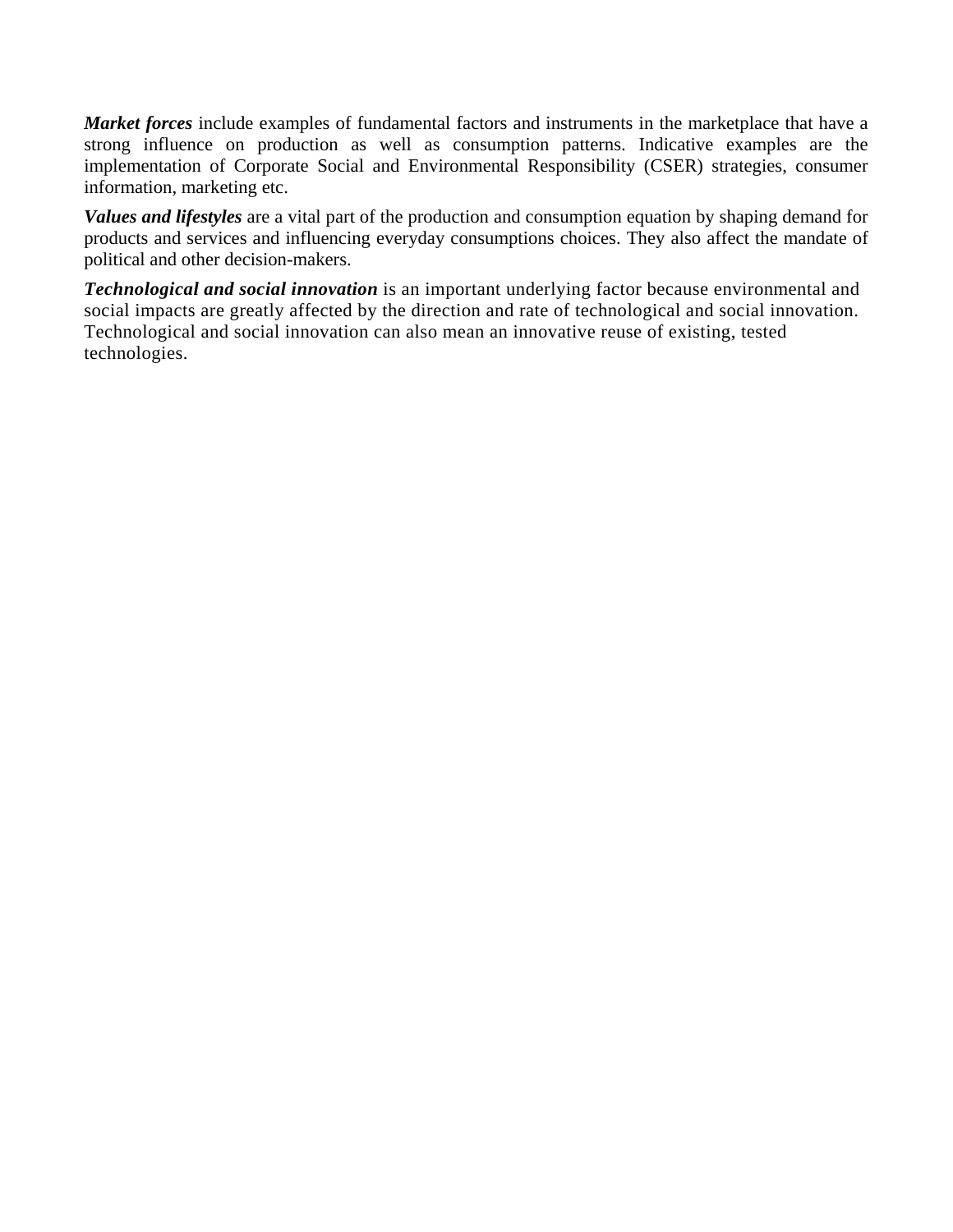***Market forces*** include examples of fundamental factors and instruments in the marketplace that have a strong influence on production as well as consumption patterns. Indicative examples are the implementation of Corporate Social and Environmental Responsibility (CSER) strategies, consumer information, marketing etc.

***Values and lifestyles*** are a vital part of the production and consumption equation by shaping demand for products and services and influencing everyday consumptions choices. They also affect the mandate of political and other decision-makers.

***Technological and social innovation*** is an important underlying factor because environmental and social impacts are greatly affected by the direction and rate of technological and social innovation. Technological and social innovation can also mean an innovative reuse of existing, tested technologies.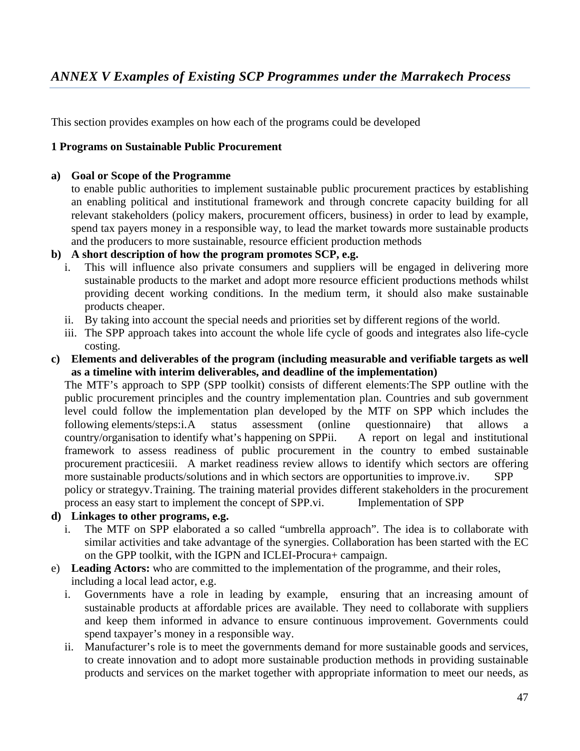## *ANNEX V Examples of Existing SCP Programmes under the Marrakech Process*

This section provides examples on how each of the programs could be developed

**1 Programs on Sustainable Public Procurement**

**a) Goal or Scope of the Programme**

to enable public authorities to implement sustainable public procurement practices by establishing an enabling political and institutional framework and through concrete capacity building for all relevant stakeholders (policy makers, procurement officers, business) in order to lead by example, spend tax payers money in a responsible way, to lead the market towards more sustainable products and the producers to more sustainable, resource efficient production methods

**b) A short description of how the program promotes SCP, e.g.**

i. This will influence also private consumers and suppliers will be engaged in delivering more sustainable products to the market and adopt more resource efficient productions methods whilst providing decent working conditions. In the medium term, it should also make sustainable products cheaper.

ii. By taking into account the special needs and priorities set by different regions of the world.

iii. The SPP approach takes into account the whole life cycle of goods and integrates also life-cycle costing.

**c) Elements and deliverables of the program (including measurable and verifiable targets as well as a timeline with interim deliverables, and deadline of the implementation)**

The MTF's approach to SPP (SPP toolkit) consists of different elements:The SPP outline with the public procurement principles and the country implementation plan. Countries and sub government level could follow the implementation plan developed by the MTF on SPP which includes the following elements/steps:i.A status assessment (online questionnaire) that allows a country/organisation to identify what's happening on SPPii. A report on legal and institutional framework to assess readiness of public procurement in the country to embed sustainable procurement practicesiii. A market readiness review allows to identify which sectors are offering more sustainable products/solutions and in which sectors are opportunities to improve.iv. SPP policy or strategyv.Training. The training material provides different stakeholders in the procurement process an easy start to implement the concept of SPP.vi. Implementation of SPP

**d) Linkages to other programs, e.g.**

i. The MTF on SPP elaborated a so called "umbrella approach". The idea is to collaborate with similar activities and take advantage of the synergies. Collaboration has been started with the EC on the GPP toolkit, with the IGPN and ICLEI-Procura+ campaign.

e) **Leading Actors:** who are committed to the implementation of the programme, and their roles, including a local lead actor, e.g.

i. Governments have a role in leading by example, ensuring that an increasing amount of sustainable products at affordable prices are available. They need to collaborate with suppliers and keep them informed in advance to ensure continuous improvement. Governments could spend taxpayer's money in a responsible way.

ii. Manufacturer's role is to meet the governments demand for more sustainable goods and services, to create innovation and to adopt more sustainable production methods in providing sustainable products and services on the market together with appropriate information to meet our needs, as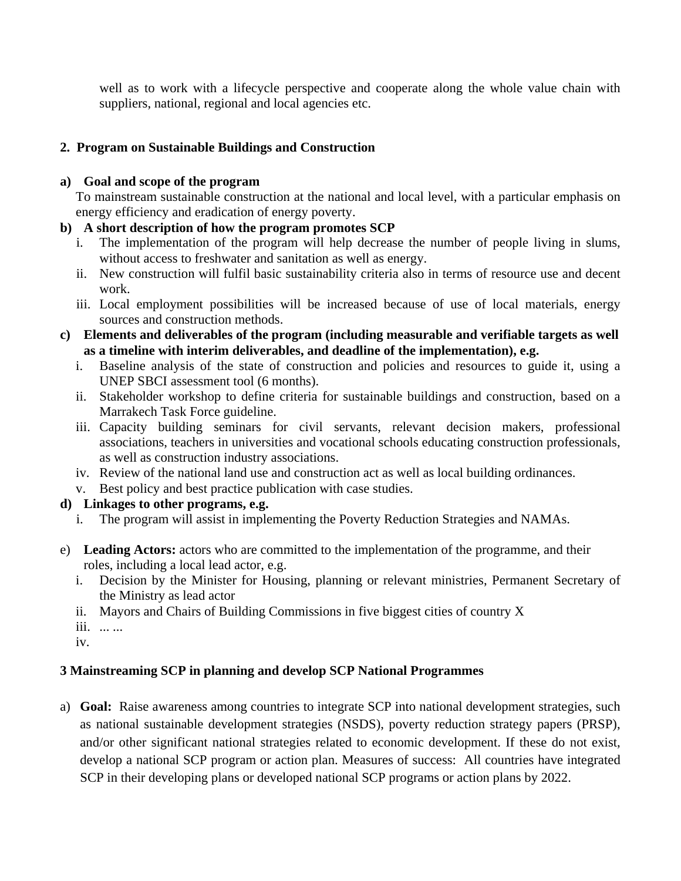well as to work with a lifecycle perspective and cooperate along the whole value chain with suppliers, national, regional and local agencies etc.

## 2. Program on Sustainable Buildings and Construction

**a) Goal and scope of the program**

To mainstream sustainable construction at the national and local level, with a particular emphasis on energy efficiency and eradication of energy poverty.

**b) A short description of how the program promotes SCP**

i. The implementation of the program will help decrease the number of people living in slums, without access to freshwater and sanitation as well as energy.
ii. New construction will fulfil basic sustainability criteria also in terms of resource use and decent work.
iii. Local employment possibilities will be increased because of use of local materials, energy sources and construction methods.

**c) Elements and deliverables of the program (including measurable and verifiable targets as well as a timeline with interim deliverables, and deadline of the implementation), e.g.**

i. Baseline analysis of the state of construction and policies and resources to guide it, using a UNEP SBCI assessment tool (6 months).
ii. Stakeholder workshop to define criteria for sustainable buildings and construction, based on a Marrakech Task Force guideline.
iii. Capacity building seminars for civil servants, relevant decision makers, professional associations, teachers in universities and vocational schools educating construction professionals, as well as construction industry associations.
iv. Review of the national land use and construction act as well as local building ordinances.
v. Best policy and best practice publication with case studies.

**d) Linkages to other programs, e.g.**

i. The program will assist in implementing the Poverty Reduction Strategies and NAMAs.

e) **Leading Actors:** actors who are committed to the implementation of the programme, and their roles, including a local lead actor, e.g.

i. Decision by the Minister for Housing, planning or relevant ministries, Permanent Secretary of the Ministry as lead actor
ii. Mayors and Chairs of Building Commissions in five biggest cities of country X
iii. ... ...
iv.

## 3 Mainstreaming SCP in planning and develop SCP National Programmes

a) **Goal:** Raise awareness among countries to integrate SCP into national development strategies, such as national sustainable development strategies (NSDS), poverty reduction strategy papers (PRSP), and/or other significant national strategies related to economic development. If these do not exist, develop a national SCP program or action plan. Measures of success: All countries have integrated SCP in their developing plans or developed national SCP programs or action plans by 2022.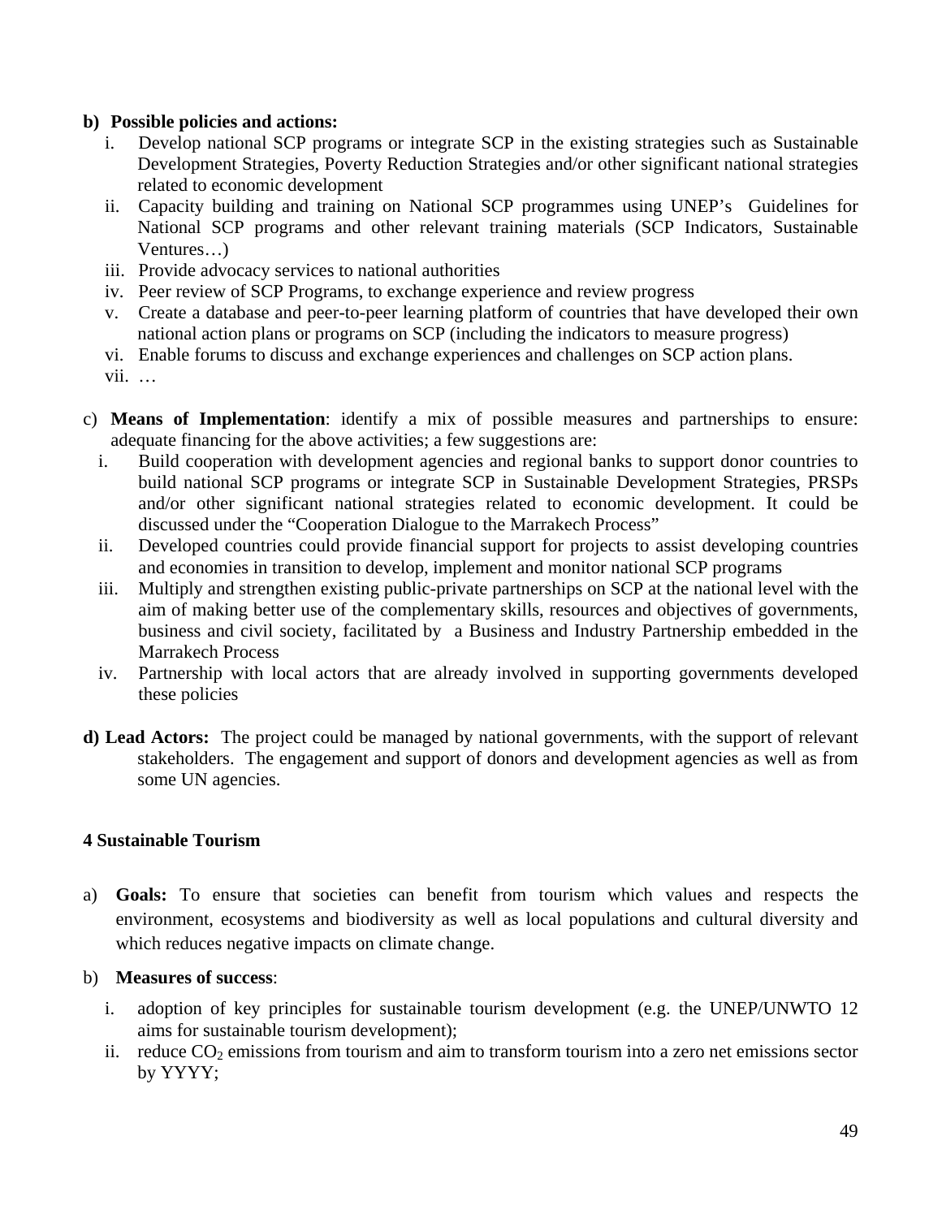**b) Possible policies and actions:**

i. Develop national SCP programs or integrate SCP in the existing strategies such as Sustainable Development Strategies, Poverty Reduction Strategies and/or other significant national strategies related to economic development
ii. Capacity building and training on National SCP programmes using UNEP's Guidelines for National SCP programs and other relevant training materials (SCP Indicators, Sustainable Ventures…)
iii. Provide advocacy services to national authorities
iv. Peer review of SCP Programs, to exchange experience and review progress
v. Create a database and peer-to-peer learning platform of countries that have developed their own national action plans or programs on SCP (including the indicators to measure progress)
vi. Enable forums to discuss and exchange experiences and challenges on SCP action plans.
vii. …

c) **Means of Implementation**: identify a mix of possible measures and partnerships to ensure: adequate financing for the above activities; a few suggestions are:

i. Build cooperation with development agencies and regional banks to support donor countries to build national SCP programs or integrate SCP in Sustainable Development Strategies, PRSPs and/or other significant national strategies related to economic development. It could be discussed under the "Cooperation Dialogue to the Marrakech Process"
ii. Developed countries could provide financial support for projects to assist developing countries and economies in transition to develop, implement and monitor national SCP programs
iii. Multiply and strengthen existing public-private partnerships on SCP at the national level with the aim of making better use of the complementary skills, resources and objectives of governments, business and civil society, facilitated by a Business and Industry Partnership embedded in the Marrakech Process
iv. Partnership with local actors that are already involved in supporting governments developed these policies

**d) Lead Actors:** The project could be managed by national governments, with the support of relevant stakeholders. The engagement and support of donors and development agencies as well as from some UN agencies.

### 4 Sustainable Tourism

a) **Goals:** To ensure that societies can benefit from tourism which values and respects the environment, ecosystems and biodiversity as well as local populations and cultural diversity and which reduces negative impacts on climate change.

b) **Measures of success**:

i. adoption of key principles for sustainable tourism development (e.g. the UNEP/UNWTO 12 aims for sustainable tourism development);
ii. reduce $CO_2$ emissions from tourism and aim to transform tourism into a zero net emissions sector by YYYY;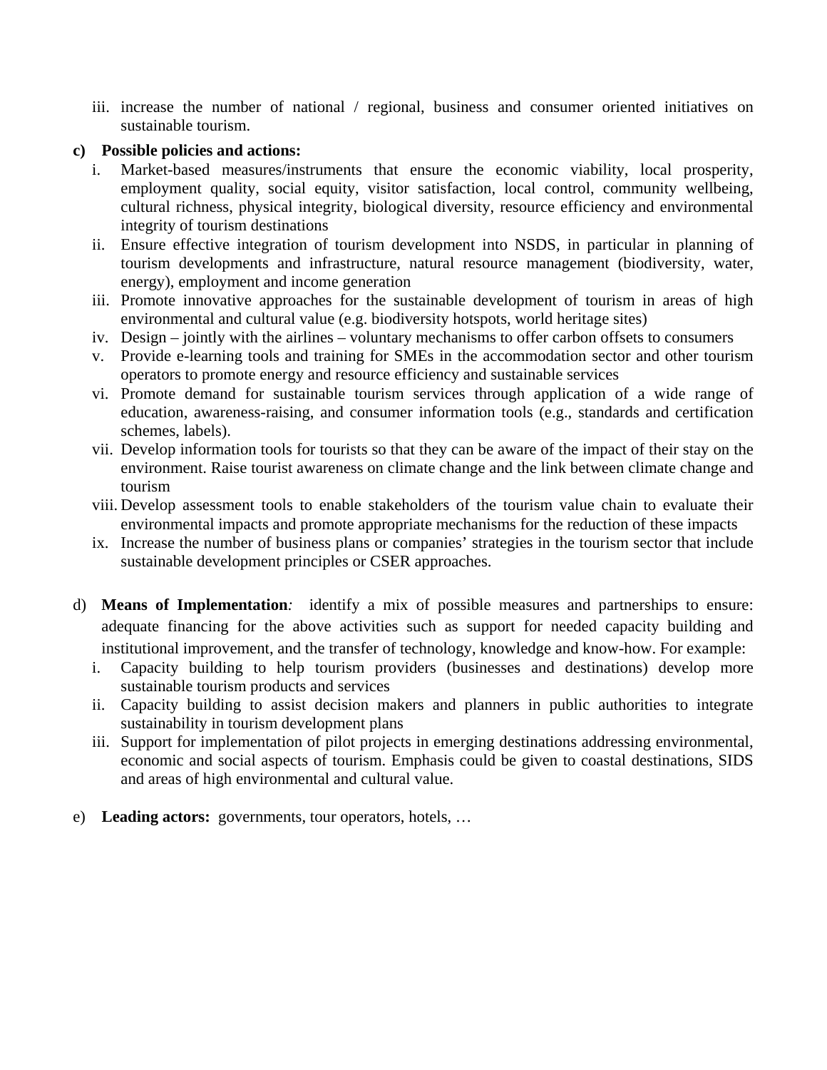iii. increase the number of national / regional, business and consumer oriented initiatives on sustainable tourism.

**c) Possible policies and actions:**

i. Market-based measures/instruments that ensure the economic viability, local prosperity, employment quality, social equity, visitor satisfaction, local control, community wellbeing, cultural richness, physical integrity, biological diversity, resource efficiency and environmental integrity of tourism destinations

ii. Ensure effective integration of tourism development into NSDS, in particular in planning of tourism developments and infrastructure, natural resource management (biodiversity, water, energy), employment and income generation

iii. Promote innovative approaches for the sustainable development of tourism in areas of high environmental and cultural value (e.g. biodiversity hotspots, world heritage sites)

iv. Design – jointly with the airlines – voluntary mechanisms to offer carbon offsets to consumers

v. Provide e-learning tools and training for SMEs in the accommodation sector and other tourism operators to promote energy and resource efficiency and sustainable services

vi. Promote demand for sustainable tourism services through application of a wide range of education, awareness-raising, and consumer information tools (e.g., standards and certification schemes, labels).

vii. Develop information tools for tourists so that they can be aware of the impact of their stay on the environment. Raise tourist awareness on climate change and the link between climate change and tourism

viii. Develop assessment tools to enable stakeholders of the tourism value chain to evaluate their environmental impacts and promote appropriate mechanisms for the reduction of these impacts

ix. Increase the number of business plans or companies' strategies in the tourism sector that include sustainable development principles or CSER approaches.

d) **Means of Implementation***:* identify a mix of possible measures and partnerships to ensure: adequate financing for the above activities such as support for needed capacity building and institutional improvement, and the transfer of technology, knowledge and know-how. For example:

i. Capacity building to help tourism providers (businesses and destinations) develop more sustainable tourism products and services

ii. Capacity building to assist decision makers and planners in public authorities to integrate sustainability in tourism development plans

iii. Support for implementation of pilot projects in emerging destinations addressing environmental, economic and social aspects of tourism. Emphasis could be given to coastal destinations, SIDS and areas of high environmental and cultural value.

e) **Leading actors:** governments, tour operators, hotels, …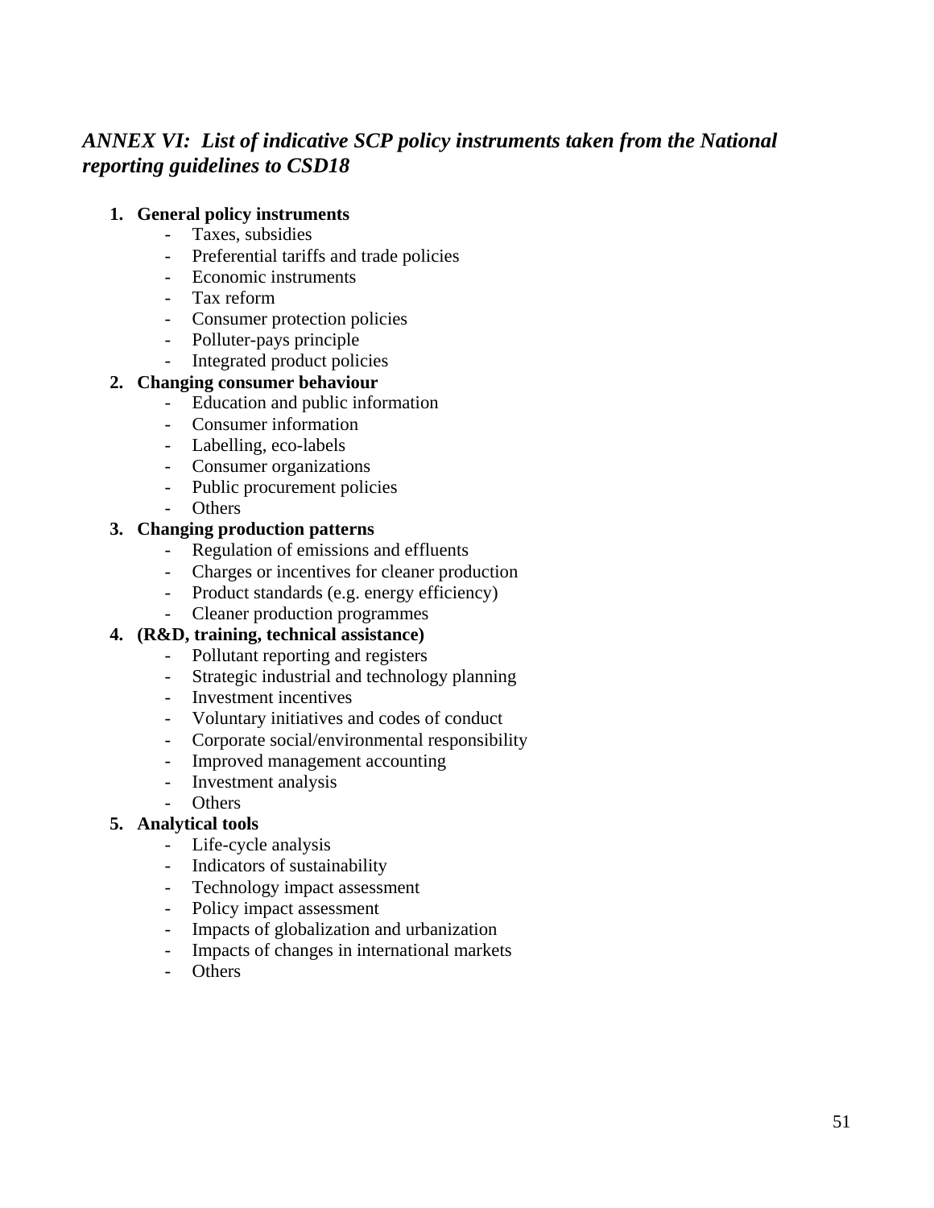## *ANNEX VI: List of indicative SCP policy instruments taken from the National reporting guidelines to CSD18*

1. **General policy instruments**
   - Taxes, subsidies
   - Preferential tariffs and trade policies
   - Economic instruments
   - Tax reform
   - Consumer protection policies
   - Polluter-pays principle
   - Integrated product policies
2. **Changing consumer behaviour**
   - Education and public information
   - Consumer information
   - Labelling, eco-labels
   - Consumer organizations
   - Public procurement policies
   - Others
3. **Changing production patterns**
   - Regulation of emissions and effluents
   - Charges or incentives for cleaner production
   - Product standards (e.g. energy efficiency)
   - Cleaner production programmes
4. **(R&D, training, technical assistance)**
   - Pollutant reporting and registers
   - Strategic industrial and technology planning
   - Investment incentives
   - Voluntary initiatives and codes of conduct
   - Corporate social/environmental responsibility
   - Improved management accounting
   - Investment analysis
   - Others
5. **Analytical tools**
   - Life-cycle analysis
   - Indicators of sustainability
   - Technology impact assessment
   - Policy impact assessment
   - Impacts of globalization and urbanization
   - Impacts of changes in international markets
   - Others